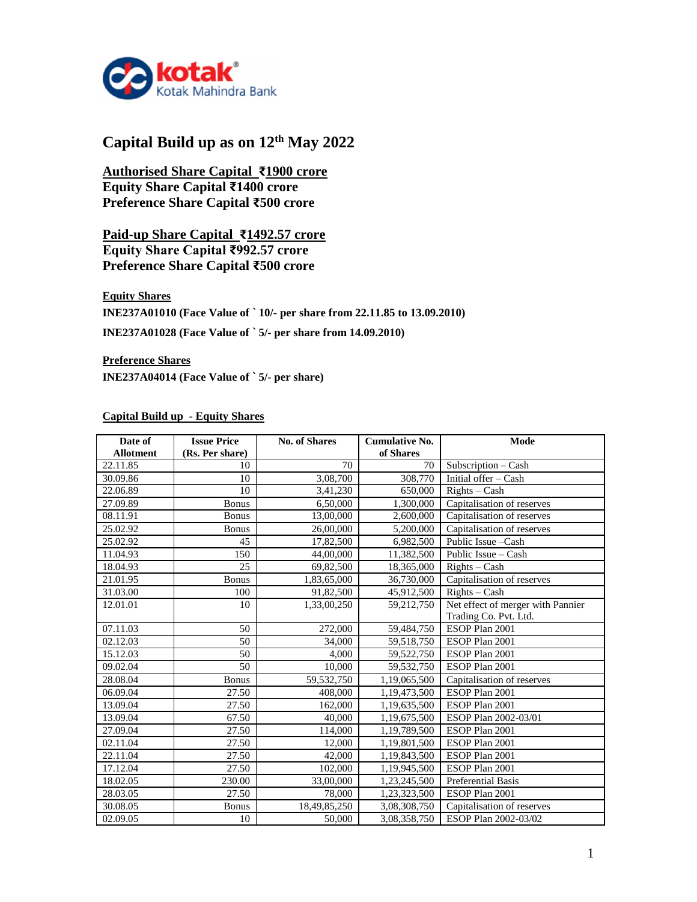# Capital Build up as on 12th May 2022

**Authorised Share Capital ₹1900 crore**
**Equity Share Capital ₹1400 crore**
**Preference Share Capital ₹500 crore**

**Paid-up Share Capital ₹1492.57 crore**
**Equity Share Capital ₹992.57 crore**
**Preference Share Capital ₹500 crore**

**Equity Shares**

**INE237A01010 (Face Value of ` 10/- per share from 22.11.85 to 13.09.2010)**

**INE237A01028 (Face Value of ` 5/- per share from 14.09.2010)**

**Preference Shares**

**INE237A04014 (Face Value of ` 5/- per share)**

**Capital Build up - Equity Shares**

| Date of Allotment | Issue Price (Rs. Per share) | No. of Shares | Cumulative No. of Shares | Mode |
|---|---|---|---|---|
| 22.11.85 | 10 | 70 | 70 | Subscription – Cash |
| 30.09.86 | 10 | 3,08,700 | 308,770 | Initial offer – Cash |
| 22.06.89 | 10 | 3,41,230 | 650,000 | Rights – Cash |
| 27.09.89 | Bonus | 6,50,000 | 1,300,000 | Capitalisation of reserves |
| 08.11.91 | Bonus | 13,00,000 | 2,600,000 | Capitalisation of reserves |
| 25.02.92 | Bonus | 26,00,000 | 5,200,000 | Capitalisation of reserves |
| 25.02.92 | 45 | 17,82,500 | 6,982,500 | Public Issue –Cash |
| 11.04.93 | 150 | 44,00,000 | 11,382,500 | Public Issue – Cash |
| 18.04.93 | 25 | 69,82,500 | 18,365,000 | Rights – Cash |
| 21.01.95 | Bonus | 1,83,65,000 | 36,730,000 | Capitalisation of reserves |
| 31.03.00 | 100 | 91,82,500 | 45,912,500 | Rights – Cash |
| 12.01.01 | 10 | 1,33,00,250 | 59,212,750 | Net effect of merger with Pannier Trading Co. Pvt. Ltd. |
| 07.11.03 | 50 | 272,000 | 59,484,750 | ESOP Plan 2001 |
| 02.12.03 | 50 | 34,000 | 59,518,750 | ESOP Plan 2001 |
| 15.12.03 | 50 | 4,000 | 59,522,750 | ESOP Plan 2001 |
| 09.02.04 | 50 | 10,000 | 59,532,750 | ESOP Plan 2001 |
| 28.08.04 | Bonus | 59,532,750 | 1,19,065,500 | Capitalisation of reserves |
| 06.09.04 | 27.50 | 408,000 | 1,19,473,500 | ESOP Plan 2001 |
| 13.09.04 | 27.50 | 162,000 | 1,19,635,500 | ESOP Plan 2001 |
| 13.09.04 | 67.50 | 40,000 | 1,19,675,500 | ESOP Plan 2002-03/01 |
| 27.09.04 | 27.50 | 114,000 | 1,19,789,500 | ESOP Plan 2001 |
| 02.11.04 | 27.50 | 12,000 | 1,19,801,500 | ESOP Plan 2001 |
| 22.11.04 | 27.50 | 42,000 | 1,19,843,500 | ESOP Plan 2001 |
| 17.12.04 | 27.50 | 102,000 | 1,19,945,500 | ESOP Plan 2001 |
| 18.02.05 | 230.00 | 33,00,000 | 1,23,245,500 | Preferential Basis |
| 28.03.05 | 27.50 | 78,000 | 1,23,323,500 | ESOP Plan 2001 |
| 30.08.05 | Bonus | 18,49,85,250 | 3,08,308,750 | Capitalisation of reserves |
| 02.09.05 | 10 | 50,000 | 3,08,358,750 | ESOP Plan 2002-03/02 |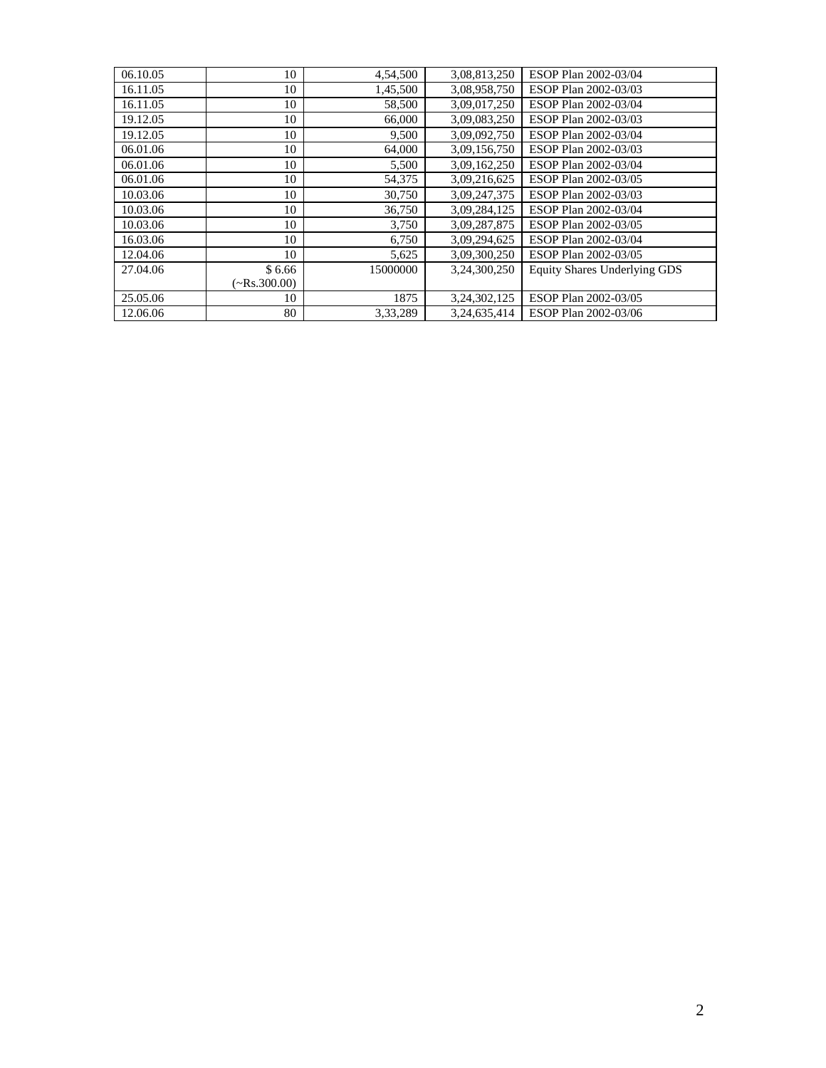| | | | | |
|---|---|---|---|---|
| 06.10.05 | 10 | 4,54,500 | 3,08,813,250 | ESOP Plan 2002-03/04 |
| 16.11.05 | 10 | 1,45,500 | 3,08,958,750 | ESOP Plan 2002-03/03 |
| 16.11.05 | 10 | 58,500 | 3,09,017,250 | ESOP Plan 2002-03/04 |
| 19.12.05 | 10 | 66,000 | 3,09,083,250 | ESOP Plan 2002-03/03 |
| 19.12.05 | 10 | 9,500 | 3,09,092,750 | ESOP Plan 2002-03/04 |
| 06.01.06 | 10 | 64,000 | 3,09,156,750 | ESOP Plan 2002-03/03 |
| 06.01.06 | 10 | 5,500 | 3,09,162,250 | ESOP Plan 2002-03/04 |
| 06.01.06 | 10 | 54,375 | 3,09,216,625 | ESOP Plan 2002-03/05 |
| 10.03.06 | 10 | 30,750 | 3,09,247,375 | ESOP Plan 2002-03/03 |
| 10.03.06 | 10 | 36,750 | 3,09,284,125 | ESOP Plan 2002-03/04 |
| 10.03.06 | 10 | 3,750 | 3,09,287,875 | ESOP Plan 2002-03/05 |
| 16.03.06 | 10 | 6,750 | 3,09,294,625 | ESOP Plan 2002-03/04 |
| 12.04.06 | 10 | 5,625 | 3,09,300,250 | ESOP Plan 2002-03/05 |
| 27.04.06 | $ 6.66 (~Rs.300.00) | 15000000 | 3,24,300,250 | Equity Shares Underlying GDS |
| 25.05.06 | 10 | 1875 | 3,24,302,125 | ESOP Plan 2002-03/05 |
| 12.06.06 | 80 | 3,33,289 | 3,24,635,414 | ESOP Plan 2002-03/06 |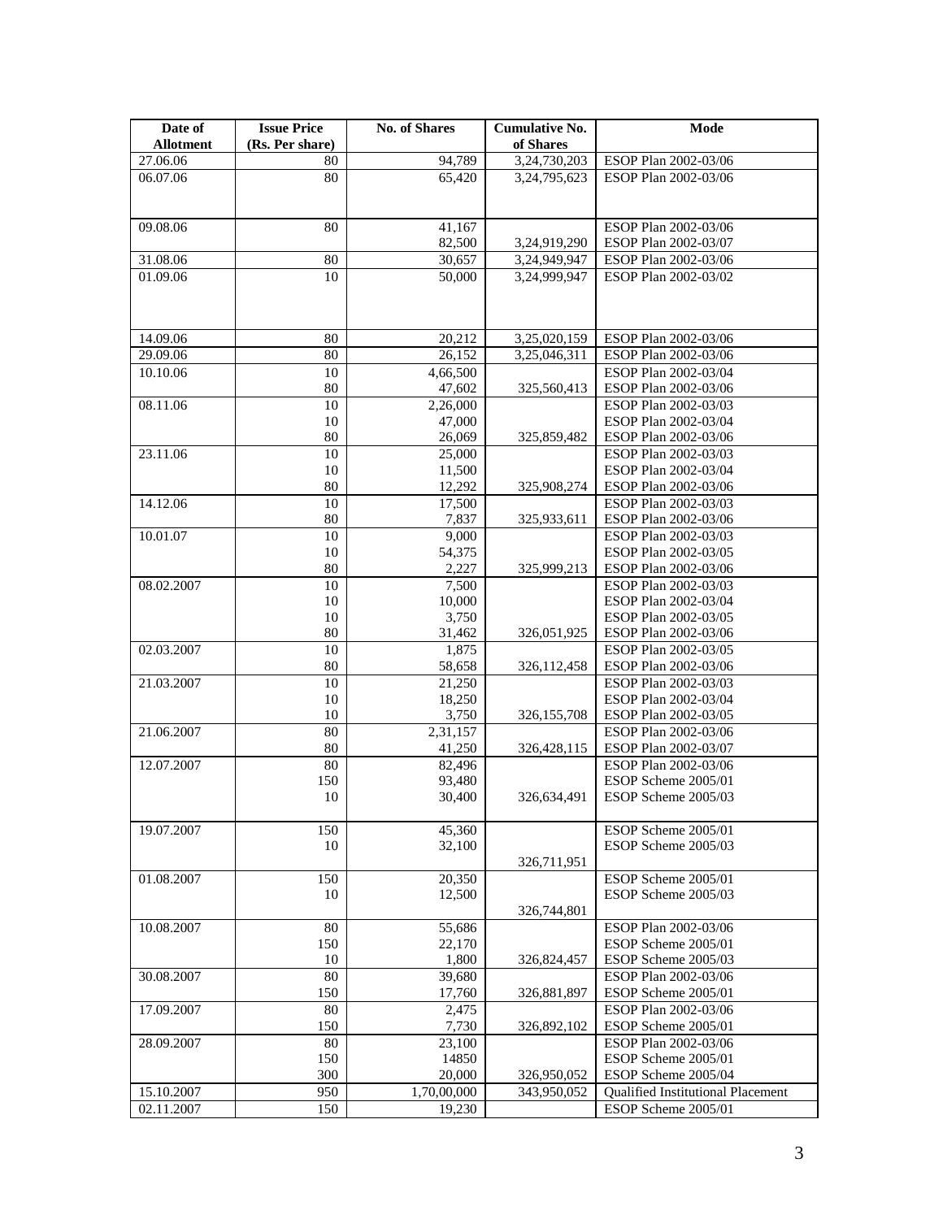| Date of Allotment | Issue Price (Rs. Per share) | No. of Shares | Cumulative No. of Shares | Mode |
|---|---|---|---|---|
| 27.06.06 | 80 | 94,789 | 3,24,730,203 | ESOP Plan 2002-03/06 |
| 06.07.06 | 80 | 65,420 | 3,24,795,623 | ESOP Plan 2002-03/06 |
| 09.08.06 | 80 | 41,167 | | ESOP Plan 2002-03/06 |
| | | 82,500 | 3,24,919,290 | ESOP Plan 2002-03/07 |
| 31.08.06 | 80 | 30,657 | 3,24,949,947 | ESOP Plan 2002-03/06 |
| 01.09.06 | 10 | 50,000 | 3,24,999,947 | ESOP Plan 2002-03/02 |
| 14.09.06 | 80 | 20,212 | 3,25,020,159 | ESOP Plan 2002-03/06 |
| 29.09.06 | 80 | 26,152 | 3,25,046,311 | ESOP Plan 2002-03/06 |
| 10.10.06 | 10 | 4,66,500 | | ESOP Plan 2002-03/04 |
| | 80 | 47,602 | 325,560,413 | ESOP Plan 2002-03/06 |
| 08.11.06 | 10 | 2,26,000 | | ESOP Plan 2002-03/03 |
| | 10 | 47,000 | | ESOP Plan 2002-03/04 |
| | 80 | 26,069 | 325,859,482 | ESOP Plan 2002-03/06 |
| 23.11.06 | 10 | 25,000 | | ESOP Plan 2002-03/03 |
| | 10 | 11,500 | | ESOP Plan 2002-03/04 |
| | 80 | 12,292 | 325,908,274 | ESOP Plan 2002-03/06 |
| 14.12.06 | 10 | 17,500 | | ESOP Plan 2002-03/03 |
| | 80 | 7,837 | 325,933,611 | ESOP Plan 2002-03/06 |
| 10.01.07 | 10 | 9,000 | | ESOP Plan 2002-03/03 |
| | 10 | 54,375 | | ESOP Plan 2002-03/05 |
| | 80 | 2,227 | 325,999,213 | ESOP Plan 2002-03/06 |
| 08.02.2007 | 10 | 7,500 | | ESOP Plan 2002-03/03 |
| | 10 | 10,000 | | ESOP Plan 2002-03/04 |
| | 10 | 3,750 | | ESOP Plan 2002-03/05 |
| | 80 | 31,462 | 326,051,925 | ESOP Plan 2002-03/06 |
| 02.03.2007 | 10 | 1,875 | | ESOP Plan 2002-03/05 |
| | 80 | 58,658 | 326,112,458 | ESOP Plan 2002-03/06 |
| 21.03.2007 | 10 | 21,250 | | ESOP Plan 2002-03/03 |
| | 10 | 18,250 | | ESOP Plan 2002-03/04 |
| | 10 | 3,750 | 326,155,708 | ESOP Plan 2002-03/05 |
| 21.06.2007 | 80 | 2,31,157 | | ESOP Plan 2002-03/06 |
| | 80 | 41,250 | 326,428,115 | ESOP Plan 2002-03/07 |
| 12.07.2007 | 80 | 82,496 | | ESOP Plan 2002-03/06 |
| | 150 | 93,480 | | ESOP Scheme 2005/01 |
| | 10 | 30,400 | 326,634,491 | ESOP Scheme 2005/03 |
| 19.07.2007 | 150 | 45,360 | | ESOP Scheme 2005/01 |
| | 10 | 32,100 | | ESOP Scheme 2005/03 |
| | | | 326,711,951 | |
| 01.08.2007 | 150 | 20,350 | | ESOP Scheme 2005/01 |
| | 10 | 12,500 | | ESOP Scheme 2005/03 |
| | | | 326,744,801 | |
| 10.08.2007 | 80 | 55,686 | | ESOP Plan 2002-03/06 |
| | 150 | 22,170 | | ESOP Scheme 2005/01 |
| | 10 | 1,800 | 326,824,457 | ESOP Scheme 2005/03 |
| 30.08.2007 | 80 | 39,680 | | ESOP Plan 2002-03/06 |
| | 150 | 17,760 | 326,881,897 | ESOP Scheme 2005/01 |
| 17.09.2007 | 80 | 2,475 | | ESOP Plan 2002-03/06 |
| | 150 | 7,730 | 326,892,102 | ESOP Scheme 2005/01 |
| 28.09.2007 | 80 | 23,100 | | ESOP Plan 2002-03/06 |
| | 150 | 14850 | | ESOP Scheme 2005/01 |
| | 300 | 20,000 | 326,950,052 | ESOP Scheme 2005/04 |
| 15.10.2007 | 950 | 1,70,00,000 | 343,950,052 | Qualified Institutional Placement |
| 02.11.2007 | 150 | 19,230 | | ESOP Scheme 2005/01 |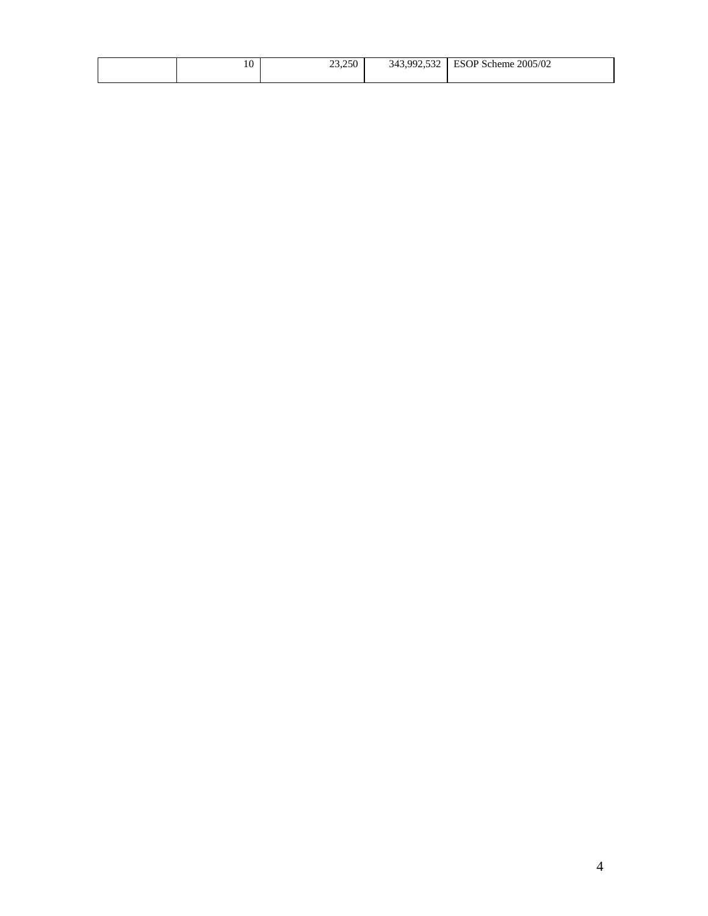|  |  |  |  |  |
|---|---|---|---|---|
|  | 10 | 23,250 | 343,992,532 | ESOP Scheme 2005/02 |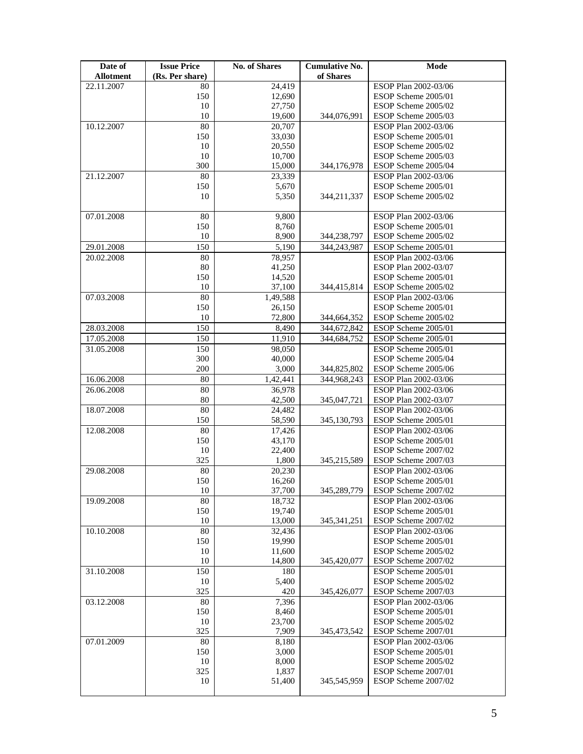| Date of Allotment | Issue Price (Rs. Per share) | No. of Shares | Cumulative No. of Shares | Mode |
|---|---|---|---|---|
| 22.11.2007 | 80 | 24,419 | | ESOP Plan 2002-03/06 |
| | 150 | 12,690 | | ESOP Scheme 2005/01 |
| | 10 | 27,750 | | ESOP Scheme 2005/02 |
| | 10 | 19,600 | 344,076,991 | ESOP Scheme 2005/03 |
| 10.12.2007 | 80 | 20,707 | | ESOP Plan 2002-03/06 |
| | 150 | 33,030 | | ESOP Scheme 2005/01 |
| | 10 | 20,550 | | ESOP Scheme 2005/02 |
| | 10 | 10,700 | | ESOP Scheme 2005/03 |
| | 300 | 15,000 | 344,176,978 | ESOP Scheme 2005/04 |
| 21.12.2007 | 80 | 23,339 | | ESOP Plan 2002-03/06 |
| | 150 | 5,670 | | ESOP Scheme 2005/01 |
| | 10 | 5,350 | 344,211,337 | ESOP Scheme 2005/02 |
| 07.01.2008 | 80 | 9,800 | | ESOP Plan 2002-03/06 |
| | 150 | 8,760 | | ESOP Scheme 2005/01 |
| | 10 | 8,900 | 344,238,797 | ESOP Scheme 2005/02 |
| 29.01.2008 | 150 | 5,190 | 344,243,987 | ESOP Scheme 2005/01 |
| 20.02.2008 | 80 | 78,957 | | ESOP Plan 2002-03/06 |
| | 80 | 41,250 | | ESOP Plan 2002-03/07 |
| | 150 | 14,520 | | ESOP Scheme 2005/01 |
| | 10 | 37,100 | 344,415,814 | ESOP Scheme 2005/02 |
| 07.03.2008 | 80 | 1,49,588 | | ESOP Plan 2002-03/06 |
| | 150 | 26,150 | | ESOP Scheme 2005/01 |
| | 10 | 72,800 | 344,664,352 | ESOP Scheme 2005/02 |
| 28.03.2008 | 150 | 8,490 | 344,672,842 | ESOP Scheme 2005/01 |
| 17.05.2008 | 150 | 11,910 | 344,684,752 | ESOP Scheme 2005/01 |
| 31.05.2008 | 150 | 98,050 | | ESOP Scheme 2005/01 |
| | 300 | 40,000 | | ESOP Scheme 2005/04 |
| | 200 | 3,000 | 344,825,802 | ESOP Scheme 2005/06 |
| 16.06.2008 | 80 | 1,42,441 | 344,968,243 | ESOP Plan 2002-03/06 |
| 26.06.2008 | 80 | 36,978 | | ESOP Plan 2002-03/06 |
| | 80 | 42,500 | 345,047,721 | ESOP Plan 2002-03/07 |
| 18.07.2008 | 80 | 24,482 | | ESOP Plan 2002-03/06 |
| | 150 | 58,590 | 345,130,793 | ESOP Scheme 2005/01 |
| 12.08.2008 | 80 | 17,426 | | ESOP Plan 2002-03/06 |
| | 150 | 43,170 | | ESOP Scheme 2005/01 |
| | 10 | 22,400 | | ESOP Scheme 2007/02 |
| | 325 | 1,800 | 345,215,589 | ESOP Scheme 2007/03 |
| 29.08.2008 | 80 | 20,230 | | ESOP Plan 2002-03/06 |
| | 150 | 16,260 | | ESOP Scheme 2005/01 |
| | 10 | 37,700 | 345,289,779 | ESOP Scheme 2007/02 |
| 19.09.2008 | 80 | 18,732 | | ESOP Plan 2002-03/06 |
| | 150 | 19,740 | | ESOP Scheme 2005/01 |
| | 10 | 13,000 | 345,341,251 | ESOP Scheme 2007/02 |
| 10.10.2008 | 80 | 32,436 | | ESOP Plan 2002-03/06 |
| | 150 | 19,990 | | ESOP Scheme 2005/01 |
| | 10 | 11,600 | | ESOP Scheme 2005/02 |
| | 10 | 14,800 | 345,420,077 | ESOP Scheme 2007/02 |
| 31.10.2008 | 150 | 180 | | ESOP Scheme 2005/01 |
| | 10 | 5,400 | | ESOP Scheme 2005/02 |
| | 325 | 420 | 345,426,077 | ESOP Scheme 2007/03 |
| 03.12.2008 | 80 | 7,396 | | ESOP Plan 2002-03/06 |
| | 150 | 8,460 | | ESOP Scheme 2005/01 |
| | 10 | 23,700 | | ESOP Scheme 2005/02 |
| | 325 | 7,909 | 345,473,542 | ESOP Scheme 2007/01 |
| 07.01.2009 | 80 | 8,180 | | ESOP Plan 2002-03/06 |
| | 150 | 3,000 | | ESOP Scheme 2005/01 |
| | 10 | 8,000 | | ESOP Scheme 2005/02 |
| | 325 | 1,837 | | ESOP Scheme 2007/01 |
| | 10 | 51,400 | 345,545,959 | ESOP Scheme 2007/02 |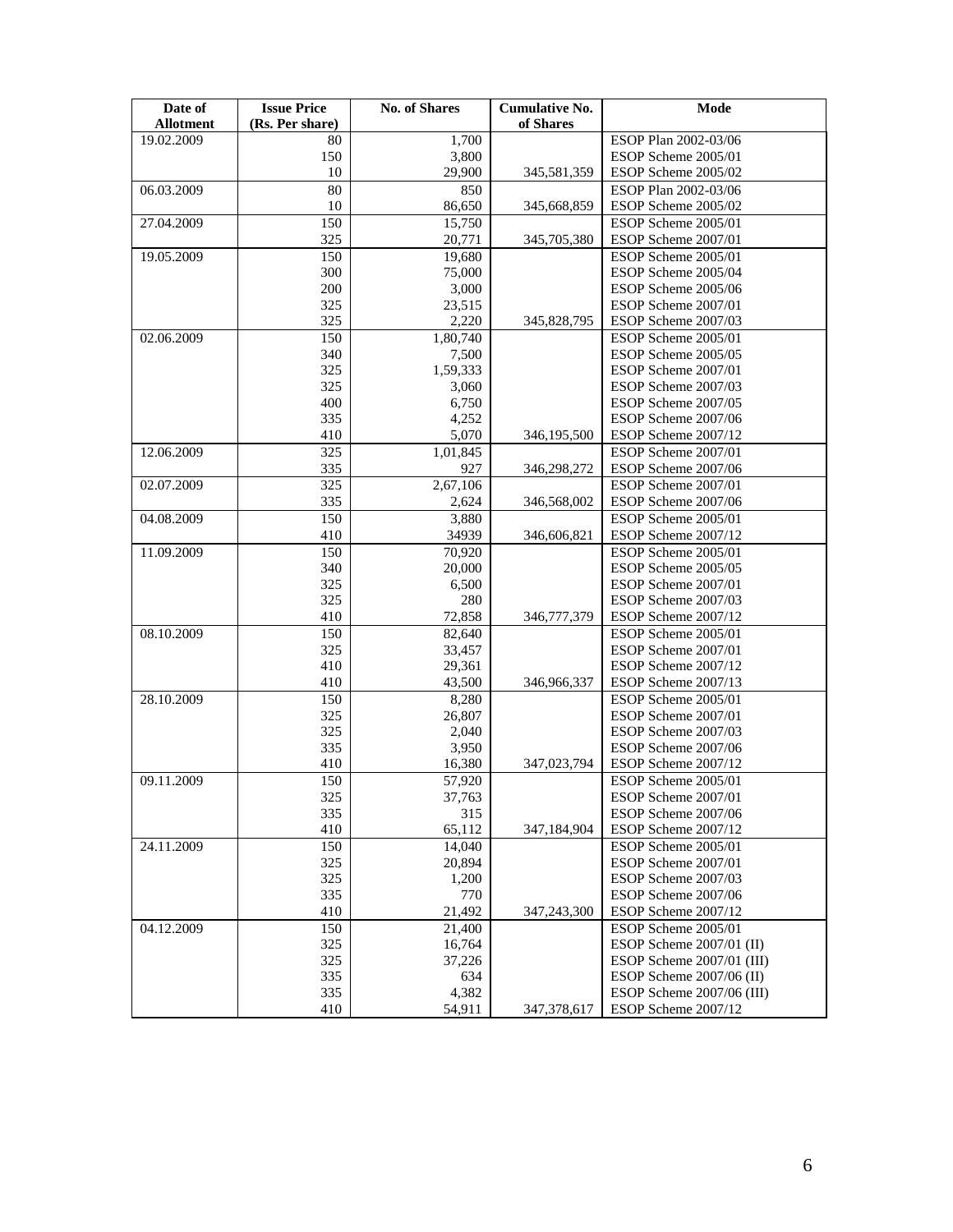| Date of Allotment | Issue Price (Rs. Per share) | No. of Shares | Cumulative No. of Shares | Mode |
|---|---|---|---|---|
| 19.02.2009 | 80 | 1,700 | | ESOP Plan 2002-03/06 |
| | 150 | 3,800 | | ESOP Scheme 2005/01 |
| | 10 | 29,900 | 345,581,359 | ESOP Scheme 2005/02 |
| 06.03.2009 | 80 | 850 | | ESOP Plan 2002-03/06 |
| | 10 | 86,650 | 345,668,859 | ESOP Scheme 2005/02 |
| 27.04.2009 | 150 | 15,750 | | ESOP Scheme 2005/01 |
| | 325 | 20,771 | 345,705,380 | ESOP Scheme 2007/01 |
| 19.05.2009 | 150 | 19,680 | | ESOP Scheme 2005/01 |
| | 300 | 75,000 | | ESOP Scheme 2005/04 |
| | 200 | 3,000 | | ESOP Scheme 2005/06 |
| | 325 | 23,515 | | ESOP Scheme 2007/01 |
| | 325 | 2,220 | 345,828,795 | ESOP Scheme 2007/03 |
| 02.06.2009 | 150 | 1,80,740 | | ESOP Scheme 2005/01 |
| | 340 | 7,500 | | ESOP Scheme 2005/05 |
| | 325 | 1,59,333 | | ESOP Scheme 2007/01 |
| | 325 | 3,060 | | ESOP Scheme 2007/03 |
| | 400 | 6,750 | | ESOP Scheme 2007/05 |
| | 335 | 4,252 | | ESOP Scheme 2007/06 |
| | 410 | 5,070 | 346,195,500 | ESOP Scheme 2007/12 |
| 12.06.2009 | 325 | 1,01,845 | | ESOP Scheme 2007/01 |
| | 335 | 927 | 346,298,272 | ESOP Scheme 2007/06 |
| 02.07.2009 | 325 | 2,67,106 | | ESOP Scheme 2007/01 |
| | 335 | 2,624 | 346,568,002 | ESOP Scheme 2007/06 |
| 04.08.2009 | 150 | 3,880 | | ESOP Scheme 2005/01 |
| | 410 | 34939 | 346,606,821 | ESOP Scheme 2007/12 |
| 11.09.2009 | 150 | 70,920 | | ESOP Scheme 2005/01 |
| | 340 | 20,000 | | ESOP Scheme 2005/05 |
| | 325 | 6,500 | | ESOP Scheme 2007/01 |
| | 325 | 280 | | ESOP Scheme 2007/03 |
| | 410 | 72,858 | 346,777,379 | ESOP Scheme 2007/12 |
| 08.10.2009 | 150 | 82,640 | | ESOP Scheme 2005/01 |
| | 325 | 33,457 | | ESOP Scheme 2007/01 |
| | 410 | 29,361 | | ESOP Scheme 2007/12 |
| | 410 | 43,500 | 346,966,337 | ESOP Scheme 2007/13 |
| 28.10.2009 | 150 | 8,280 | | ESOP Scheme 2005/01 |
| | 325 | 26,807 | | ESOP Scheme 2007/01 |
| | 325 | 2,040 | | ESOP Scheme 2007/03 |
| | 335 | 3,950 | | ESOP Scheme 2007/06 |
| | 410 | 16,380 | 347,023,794 | ESOP Scheme 2007/12 |
| 09.11.2009 | 150 | 57,920 | | ESOP Scheme 2005/01 |
| | 325 | 37,763 | | ESOP Scheme 2007/01 |
| | 335 | 315 | | ESOP Scheme 2007/06 |
| | 410 | 65,112 | 347,184,904 | ESOP Scheme 2007/12 |
| 24.11.2009 | 150 | 14,040 | | ESOP Scheme 2005/01 |
| | 325 | 20,894 | | ESOP Scheme 2007/01 |
| | 325 | 1,200 | | ESOP Scheme 2007/03 |
| | 335 | 770 | | ESOP Scheme 2007/06 |
| | 410 | 21,492 | 347,243,300 | ESOP Scheme 2007/12 |
| 04.12.2009 | 150 | 21,400 | | ESOP Scheme 2005/01 |
| | 325 | 16,764 | | ESOP Scheme 2007/01 (II) |
| | 325 | 37,226 | | ESOP Scheme 2007/01 (III) |
| | 335 | 634 | | ESOP Scheme 2007/06 (II) |
| | 335 | 4,382 | | ESOP Scheme 2007/06 (III) |
| | 410 | 54,911 | 347,378,617 | ESOP Scheme 2007/12 |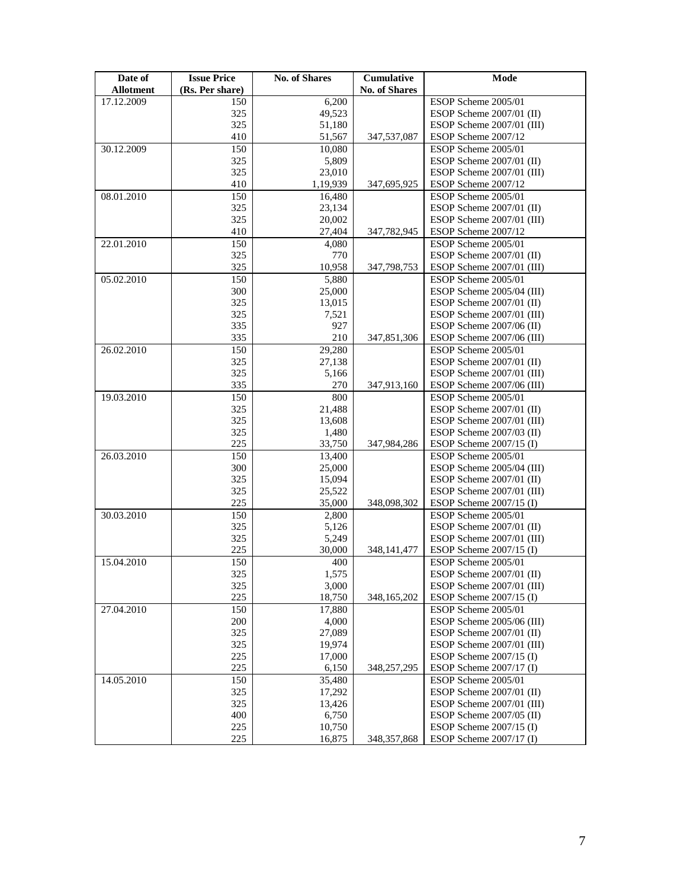| Date of Allotment | Issue Price (Rs. Per share) | No. of Shares | Cumulative No. of Shares | Mode |
|---|---|---|---|---|
| 17.12.2009 | 150 | 6,200 | | ESOP Scheme 2005/01 |
| | 325 | 49,523 | | ESOP Scheme 2007/01 (II) |
| | 325 | 51,180 | | ESOP Scheme 2007/01 (III) |
| | 410 | 51,567 | 347,537,087 | ESOP Scheme 2007/12 |
| 30.12.2009 | 150 | 10,080 | | ESOP Scheme 2005/01 |
| | 325 | 5,809 | | ESOP Scheme 2007/01 (II) |
| | 325 | 23,010 | | ESOP Scheme 2007/01 (III) |
| | 410 | 1,19,939 | 347,695,925 | ESOP Scheme 2007/12 |
| 08.01.2010 | 150 | 16,480 | | ESOP Scheme 2005/01 |
| | 325 | 23,134 | | ESOP Scheme 2007/01 (II) |
| | 325 | 20,002 | | ESOP Scheme 2007/01 (III) |
| | 410 | 27,404 | 347,782,945 | ESOP Scheme 2007/12 |
| 22.01.2010 | 150 | 4,080 | | ESOP Scheme 2005/01 |
| | 325 | 770 | | ESOP Scheme 2007/01 (II) |
| | 325 | 10,958 | 347,798,753 | ESOP Scheme 2007/01 (III) |
| 05.02.2010 | 150 | 5,880 | | ESOP Scheme 2005/01 |
| | 300 | 25,000 | | ESOP Scheme 2005/04 (III) |
| | 325 | 13,015 | | ESOP Scheme 2007/01 (II) |
| | 325 | 7,521 | | ESOP Scheme 2007/01 (III) |
| | 335 | 927 | | ESOP Scheme 2007/06 (II) |
| | 335 | 210 | 347,851,306 | ESOP Scheme 2007/06 (III) |
| 26.02.2010 | 150 | 29,280 | | ESOP Scheme 2005/01 |
| | 325 | 27,138 | | ESOP Scheme 2007/01 (II) |
| | 325 | 5,166 | | ESOP Scheme 2007/01 (III) |
| | 335 | 270 | 347,913,160 | ESOP Scheme 2007/06 (III) |
| 19.03.2010 | 150 | 800 | | ESOP Scheme 2005/01 |
| | 325 | 21,488 | | ESOP Scheme 2007/01 (II) |
| | 325 | 13,608 | | ESOP Scheme 2007/01 (III) |
| | 325 | 1,480 | | ESOP Scheme 2007/03 (II) |
| | 225 | 33,750 | 347,984,286 | ESOP Scheme 2007/15 (I) |
| 26.03.2010 | 150 | 13,400 | | ESOP Scheme 2005/01 |
| | 300 | 25,000 | | ESOP Scheme 2005/04 (III) |
| | 325 | 15,094 | | ESOP Scheme 2007/01 (II) |
| | 325 | 25,522 | | ESOP Scheme 2007/01 (III) |
| | 225 | 35,000 | 348,098,302 | ESOP Scheme 2007/15 (I) |
| 30.03.2010 | 150 | 2,800 | | ESOP Scheme 2005/01 |
| | 325 | 5,126 | | ESOP Scheme 2007/01 (II) |
| | 325 | 5,249 | | ESOP Scheme 2007/01 (III) |
| | 225 | 30,000 | 348,141,477 | ESOP Scheme 2007/15 (I) |
| 15.04.2010 | 150 | 400 | | ESOP Scheme 2005/01 |
| | 325 | 1,575 | | ESOP Scheme 2007/01 (II) |
| | 325 | 3,000 | | ESOP Scheme 2007/01 (III) |
| | 225 | 18,750 | 348,165,202 | ESOP Scheme 2007/15 (I) |
| 27.04.2010 | 150 | 17,880 | | ESOP Scheme 2005/01 |
| | 200 | 4,000 | | ESOP Scheme 2005/06 (III) |
| | 325 | 27,089 | | ESOP Scheme 2007/01 (II) |
| | 325 | 19,974 | | ESOP Scheme 2007/01 (III) |
| | 225 | 17,000 | | ESOP Scheme 2007/15 (I) |
| | 225 | 6,150 | 348,257,295 | ESOP Scheme 2007/17 (I) |
| 14.05.2010 | 150 | 35,480 | | ESOP Scheme 2005/01 |
| | 325 | 17,292 | | ESOP Scheme 2007/01 (II) |
| | 325 | 13,426 | | ESOP Scheme 2007/01 (III) |
| | 400 | 6,750 | | ESOP Scheme 2007/05 (II) |
| | 225 | 10,750 | | ESOP Scheme 2007/15 (I) |
| | 225 | 16,875 | 348,357,868 | ESOP Scheme 2007/17 (I) |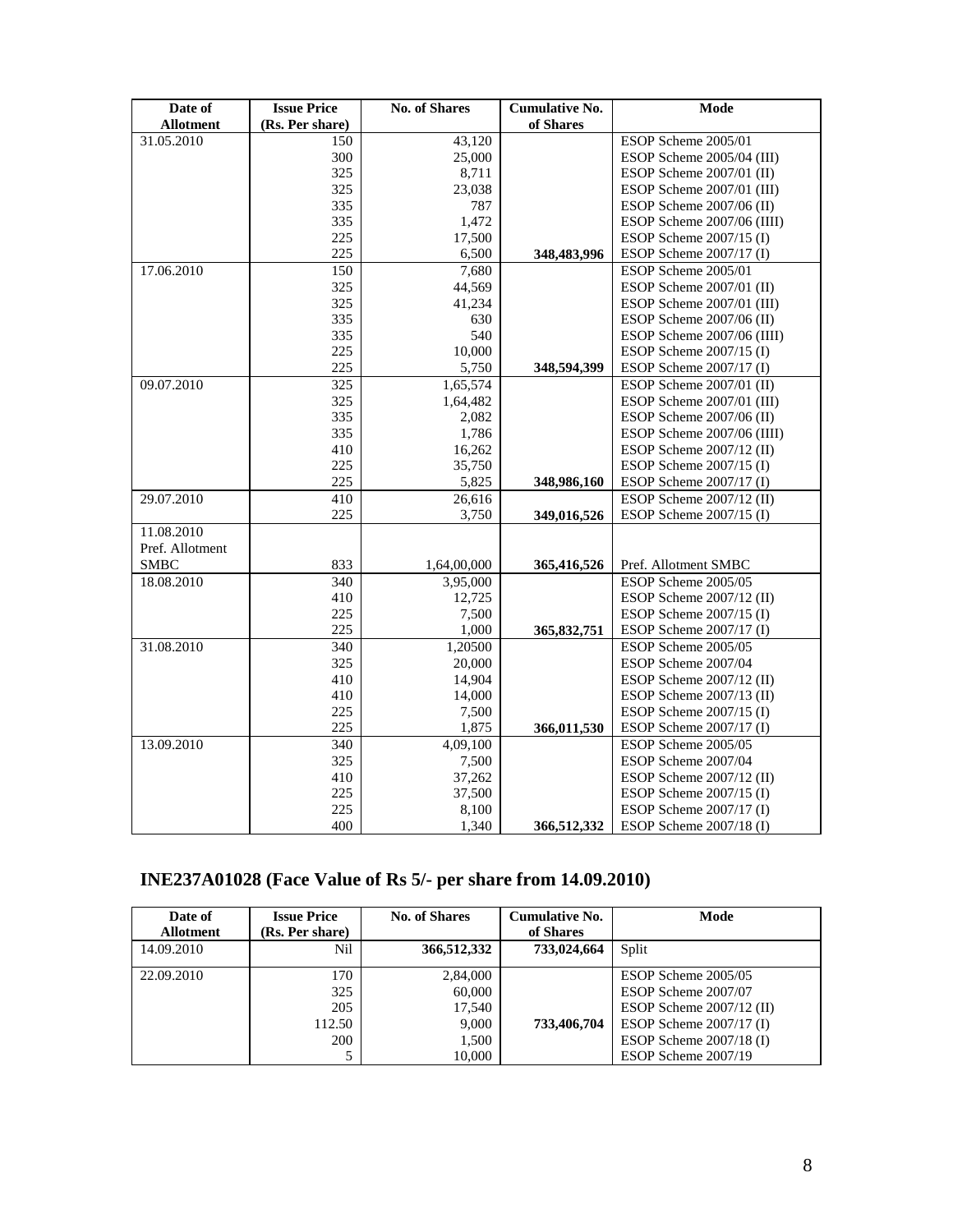| Date of Allotment | Issue Price (Rs. Per share) | No. of Shares | Cumulative No. of Shares | Mode |
|---|---|---|---|---|
| 31.05.2010 | 150 | 43,120 | | ESOP Scheme 2005/01 |
| | 300 | 25,000 | | ESOP Scheme 2005/04 (III) |
| | 325 | 8,711 | | ESOP Scheme 2007/01 (II) |
| | 325 | 23,038 | | ESOP Scheme 2007/01 (III) |
| | 335 | 787 | | ESOP Scheme 2007/06 (II) |
| | 335 | 1,472 | | ESOP Scheme 2007/06 (IIII) |
| | 225 | 17,500 | | ESOP Scheme 2007/15 (I) |
| | 225 | 6,500 | **348,483,996** | ESOP Scheme 2007/17 (I) |
| 17.06.2010 | 150 | 7,680 | | ESOP Scheme 2005/01 |
| | 325 | 44,569 | | ESOP Scheme 2007/01 (II) |
| | 325 | 41,234 | | ESOP Scheme 2007/01 (III) |
| | 335 | 630 | | ESOP Scheme 2007/06 (II) |
| | 335 | 540 | | ESOP Scheme 2007/06 (IIII) |
| | 225 | 10,000 | | ESOP Scheme 2007/15 (I) |
| | 225 | 5,750 | **348,594,399** | ESOP Scheme 2007/17 (I) |
| 09.07.2010 | 325 | 1,65,574 | | ESOP Scheme 2007/01 (II) |
| | 325 | 1,64,482 | | ESOP Scheme 2007/01 (III) |
| | 335 | 2,082 | | ESOP Scheme 2007/06 (II) |
| | 335 | 1,786 | | ESOP Scheme 2007/06 (IIII) |
| | 410 | 16,262 | | ESOP Scheme 2007/12 (II) |
| | 225 | 35,750 | | ESOP Scheme 2007/15 (I) |
| | 225 | 5,825 | **348,986,160** | ESOP Scheme 2007/17 (I) |
| 29.07.2010 | 410 | 26,616 | | ESOP Scheme 2007/12 (II) |
| | 225 | 3,750 | **349,016,526** | ESOP Scheme 2007/15 (I) |
| 11.08.2010 Pref. Allotment SMBC | 833 | 1,64,00,000 | **365,416,526** | Pref. Allotment SMBC |
| 18.08.2010 | 340 | 3,95,000 | | ESOP Scheme 2005/05 |
| | 410 | 12,725 | | ESOP Scheme 2007/12 (II) |
| | 225 | 7,500 | | ESOP Scheme 2007/15 (I) |
| | 225 | 1,000 | **365,832,751** | ESOP Scheme 2007/17 (I) |
| 31.08.2010 | 340 | 1,20500 | | ESOP Scheme 2005/05 |
| | 325 | 20,000 | | ESOP Scheme 2007/04 |
| | 410 | 14,904 | | ESOP Scheme 2007/12 (II) |
| | 410 | 14,000 | | ESOP Scheme 2007/13 (II) |
| | 225 | 7,500 | | ESOP Scheme 2007/15 (I) |
| | 225 | 1,875 | **366,011,530** | ESOP Scheme 2007/17 (I) |
| 13.09.2010 | 340 | 4,09,100 | | ESOP Scheme 2005/05 |
| | 325 | 7,500 | | ESOP Scheme 2007/04 |
| | 410 | 37,262 | | ESOP Scheme 2007/12 (II) |
| | 225 | 37,500 | | ESOP Scheme 2007/15 (I) |
| | 225 | 8,100 | | ESOP Scheme 2007/17 (I) |
| | 400 | 1,340 | **366,512,332** | ESOP Scheme 2007/18 (I) |

## INE237A01028 (Face Value of Rs 5/- per share from 14.09.2010)

| Date of Allotment | Issue Price (Rs. Per share) | No. of Shares | Cumulative No. of Shares | Mode |
|---|---|---|---|---|
| 14.09.2010 | Nil | **366,512,332** | **733,024,664** | Split |
| 22.09.2010 | 170 | 2,84,000 | | ESOP Scheme 2005/05 |
| | 325 | 60,000 | | ESOP Scheme 2007/07 |
| | 205 | 17,540 | | ESOP Scheme 2007/12 (II) |
| | 112.50 | 9,000 | **733,406,704** | ESOP Scheme 2007/17 (I) |
| | 200 | 1,500 | | ESOP Scheme 2007/18 (I) |
| | 5 | 10,000 | | ESOP Scheme 2007/19 |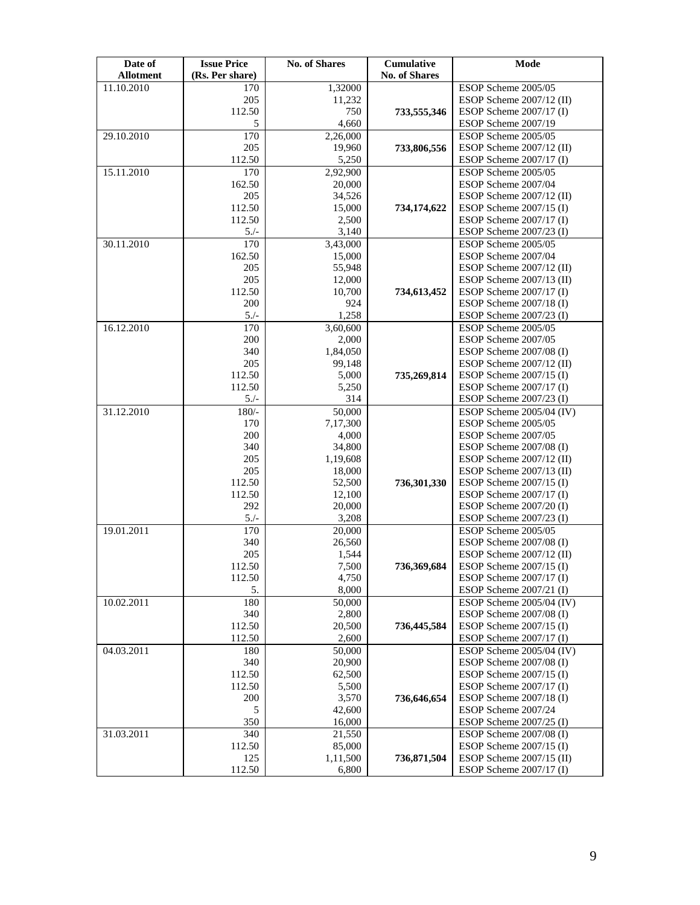| Date of Allotment | Issue Price (Rs. Per share) | No. of Shares | Cumulative No. of Shares | Mode |
|---|---|---|---|---|
| 11.10.2010 | 170 | 1,32000 | | ESOP Scheme 2005/05 |
| | 205 | 11,232 | | ESOP Scheme 2007/12 (II) |
| | 112.50 | 750 | **733,555,346** | ESOP Scheme 2007/17 (I) |
| | 5 | 4,660 | | ESOP Scheme 2007/19 |
| 29.10.2010 | 170 | 2,26,000 | | ESOP Scheme 2005/05 |
| | 205 | 19,960 | **733,806,556** | ESOP Scheme 2007/12 (II) |
| | 112.50 | 5,250 | | ESOP Scheme 2007/17 (I) |
| 15.11.2010 | 170 | 2,92,900 | | ESOP Scheme 2005/05 |
| | 162.50 | 20,000 | | ESOP Scheme 2007/04 |
| | 205 | 34,526 | | ESOP Scheme 2007/12 (II) |
| | 112.50 | 15,000 | **734,174,622** | ESOP Scheme 2007/15 (I) |
| | 112.50 | 2,500 | | ESOP Scheme 2007/17 (I) |
| | 5./- | 3,140 | | ESOP Scheme 2007/23 (I) |
| 30.11.2010 | 170 | 3,43,000 | | ESOP Scheme 2005/05 |
| | 162.50 | 15,000 | | ESOP Scheme 2007/04 |
| | 205 | 55,948 | | ESOP Scheme 2007/12 (II) |
| | 205 | 12,000 | | ESOP Scheme 2007/13 (II) |
| | 112.50 | 10,700 | **734,613,452** | ESOP Scheme 2007/17 (I) |
| | 200 | 924 | | ESOP Scheme 2007/18 (I) |
| | 5./- | 1,258 | | ESOP Scheme 2007/23 (I) |
| 16.12.2010 | 170 | 3,60,600 | | ESOP Scheme 2005/05 |
| | 200 | 2,000 | | ESOP Scheme 2007/05 |
| | 340 | 1,84,050 | | ESOP Scheme 2007/08 (I) |
| | 205 | 99,148 | | ESOP Scheme 2007/12 (II) |
| | 112.50 | 5,000 | **735,269,814** | ESOP Scheme 2007/15 (I) |
| | 112.50 | 5,250 | | ESOP Scheme 2007/17 (I) |
| | 5./- | 314 | | ESOP Scheme 2007/23 (I) |
| 31.12.2010 | 180/- | 50,000 | | ESOP Scheme 2005/04 (IV) |
| | 170 | 7,17,300 | | ESOP Scheme 2005/05 |
| | 200 | 4,000 | | ESOP Scheme 2007/05 |
| | 340 | 34,800 | | ESOP Scheme 2007/08 (I) |
| | 205 | 1,19,608 | | ESOP Scheme 2007/12 (II) |
| | 205 | 18,000 | | ESOP Scheme 2007/13 (II) |
| | 112.50 | 52,500 | **736,301,330** | ESOP Scheme 2007/15 (I) |
| | 112.50 | 12,100 | | ESOP Scheme 2007/17 (I) |
| | 292 | 20,000 | | ESOP Scheme 2007/20 (I) |
| | 5./- | 3,208 | | ESOP Scheme 2007/23 (I) |
| 19.01.2011 | 170 | 20,000 | | ESOP Scheme 2005/05 |
| | 340 | 26,560 | | ESOP Scheme 2007/08 (I) |
| | 205 | 1,544 | | ESOP Scheme 2007/12 (II) |
| | 112.50 | 7,500 | **736,369,684** | ESOP Scheme 2007/15 (I) |
| | 112.50 | 4,750 | | ESOP Scheme 2007/17 (I) |
| | 5. | 8,000 | | ESOP Scheme 2007/21 (I) |
| 10.02.2011 | 180 | 50,000 | | ESOP Scheme 2005/04 (IV) |
| | 340 | 2,800 | | ESOP Scheme 2007/08 (I) |
| | 112.50 | 20,500 | **736,445,584** | ESOP Scheme 2007/15 (I) |
| | 112.50 | 2,600 | | ESOP Scheme 2007/17 (I) |
| 04.03.2011 | 180 | 50,000 | | ESOP Scheme 2005/04 (IV) |
| | 340 | 20,900 | | ESOP Scheme 2007/08 (I) |
| | 112.50 | 62,500 | | ESOP Scheme 2007/15 (I) |
| | 112.50 | 5,500 | | ESOP Scheme 2007/17 (I) |
| | 200 | 3,570 | **736,646,654** | ESOP Scheme 2007/18 (I) |
| | 5 | 42,600 | | ESOP Scheme 2007/24 |
| | 350 | 16,000 | | ESOP Scheme 2007/25 (I) |
| 31.03.2011 | 340 | 21,550 | | ESOP Scheme 2007/08 (I) |
| | 112.50 | 85,000 | | ESOP Scheme 2007/15 (I) |
| | 125 | 1,11,500 | **736,871,504** | ESOP Scheme 2007/15 (II) |
| | 112.50 | 6,800 | | ESOP Scheme 2007/17 (I) |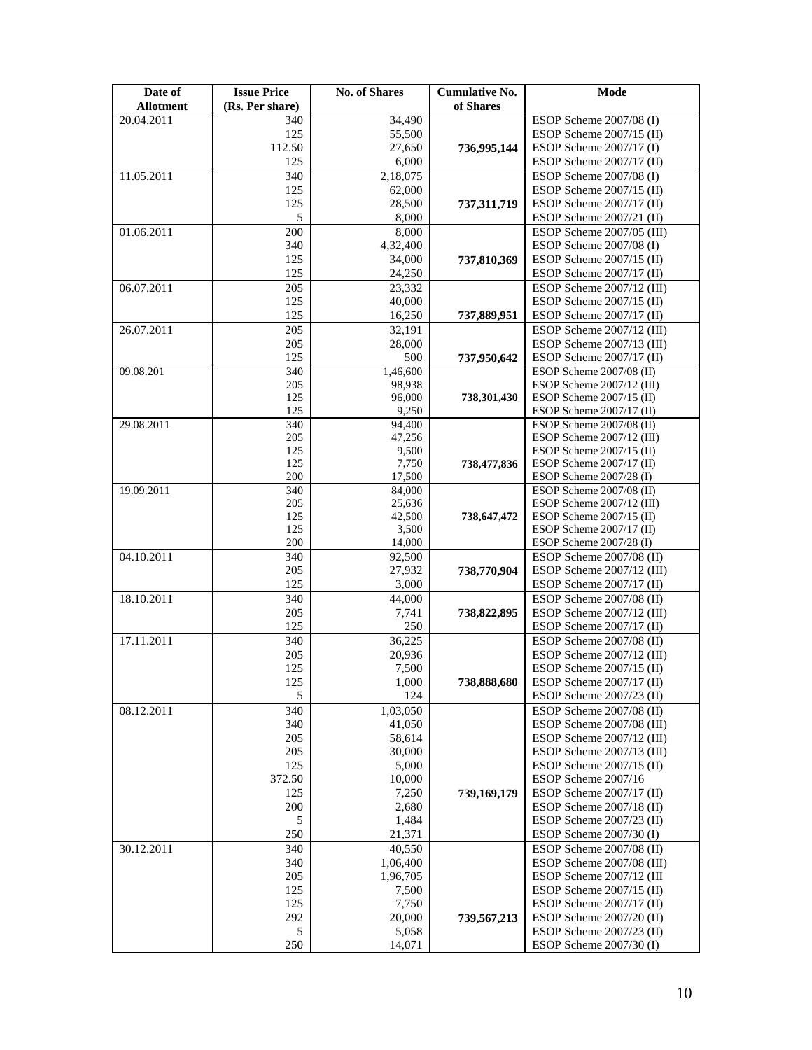| Date of Allotment | Issue Price (Rs. Per share) | No. of Shares | Cumulative No. of Shares | Mode |
|---|---|---|---|---|
| 20.04.2011 | 340 | 34,490 | | ESOP Scheme 2007/08 (I) |
| | 125 | 55,500 | | ESOP Scheme 2007/15 (II) |
| | 112.50 | 27,650 | 736,995,144 | ESOP Scheme 2007/17 (I) |
| | 125 | 6,000 | | ESOP Scheme 2007/17 (II) |
| 11.05.2011 | 340 | 2,18,075 | | ESOP Scheme 2007/08 (I) |
| | 125 | 62,000 | | ESOP Scheme 2007/15 (II) |
| | 125 | 28,500 | 737,311,719 | ESOP Scheme 2007/17 (II) |
| | 5 | 8,000 | | ESOP Scheme 2007/21 (II) |
| 01.06.2011 | 200 | 8,000 | | ESOP Scheme 2007/05 (III) |
| | 340 | 4,32,400 | | ESOP Scheme 2007/08 (I) |
| | 125 | 34,000 | 737,810,369 | ESOP Scheme 2007/15 (II) |
| | 125 | 24,250 | | ESOP Scheme 2007/17 (II) |
| 06.07.2011 | 205 | 23,332 | | ESOP Scheme 2007/12 (III) |
| | 125 | 40,000 | | ESOP Scheme 2007/15 (II) |
| | 125 | 16,250 | 737,889,951 | ESOP Scheme 2007/17 (II) |
| 26.07.2011 | 205 | 32,191 | | ESOP Scheme 2007/12 (III) |
| | 205 | 28,000 | | ESOP Scheme 2007/13 (III) |
| | 125 | 500 | 737,950,642 | ESOP Scheme 2007/17 (II) |
| 09.08.201 | 340 | 1,46,600 | | ESOP Scheme 2007/08 (II) |
| | 205 | 98,938 | | ESOP Scheme 2007/12 (III) |
| | 125 | 96,000 | 738,301,430 | ESOP Scheme 2007/15 (II) |
| | 125 | 9,250 | | ESOP Scheme 2007/17 (II) |
| 29.08.2011 | 340 | 94,400 | | ESOP Scheme 2007/08 (II) |
| | 205 | 47,256 | | ESOP Scheme 2007/12 (III) |
| | 125 | 9,500 | | ESOP Scheme 2007/15 (II) |
| | 125 | 7,750 | 738,477,836 | ESOP Scheme 2007/17 (II) |
| | 200 | 17,500 | | ESOP Scheme 2007/28 (I) |
| 19.09.2011 | 340 | 84,000 | | ESOP Scheme 2007/08 (II) |
| | 205 | 25,636 | | ESOP Scheme 2007/12 (III) |
| | 125 | 42,500 | 738,647,472 | ESOP Scheme 2007/15 (II) |
| | 125 | 3,500 | | ESOP Scheme 2007/17 (II) |
| | 200 | 14,000 | | ESOP Scheme 2007/28 (I) |
| 04.10.2011 | 340 | 92,500 | | ESOP Scheme 2007/08 (II) |
| | 205 | 27,932 | 738,770,904 | ESOP Scheme 2007/12 (III) |
| | 125 | 3,000 | | ESOP Scheme 2007/17 (II) |
| 18.10.2011 | 340 | 44,000 | | ESOP Scheme 2007/08 (II) |
| | 205 | 7,741 | 738,822,895 | ESOP Scheme 2007/12 (III) |
| | 125 | 250 | | ESOP Scheme 2007/17 (II) |
| 17.11.2011 | 340 | 36,225 | | ESOP Scheme 2007/08 (II) |
| | 205 | 20,936 | | ESOP Scheme 2007/12 (III) |
| | 125 | 7,500 | | ESOP Scheme 2007/15 (II) |
| | 125 | 1,000 | 738,888,680 | ESOP Scheme 2007/17 (II) |
| | 5 | 124 | | ESOP Scheme 2007/23 (II) |
| 08.12.2011 | 340 | 1,03,050 | | ESOP Scheme 2007/08 (II) |
| | 340 | 41,050 | | ESOP Scheme 2007/08 (III) |
| | 205 | 58,614 | | ESOP Scheme 2007/12 (III) |
| | 205 | 30,000 | | ESOP Scheme 2007/13 (III) |
| | 125 | 5,000 | | ESOP Scheme 2007/15 (II) |
| | 372.50 | 10,000 | | ESOP Scheme 2007/16 |
| | 125 | 7,250 | 739,169,179 | ESOP Scheme 2007/17 (II) |
| | 200 | 2,680 | | ESOP Scheme 2007/18 (II) |
| | 5 | 1,484 | | ESOP Scheme 2007/23 (II) |
| | 250 | 21,371 | | ESOP Scheme 2007/30 (I) |
| 30.12.2011 | 340 | 40,550 | | ESOP Scheme 2007/08 (II) |
| | 340 | 1,06,400 | | ESOP Scheme 2007/08 (III) |
| | 205 | 1,96,705 | | ESOP Scheme 2007/12 (III |
| | 125 | 7,500 | | ESOP Scheme 2007/15 (II) |
| | 125 | 7,750 | | ESOP Scheme 2007/17 (II) |
| | 292 | 20,000 | 739,567,213 | ESOP Scheme 2007/20 (II) |
| | 5 | 5,058 | | ESOP Scheme 2007/23 (II) |
| | 250 | 14,071 | | ESOP Scheme 2007/30 (I) |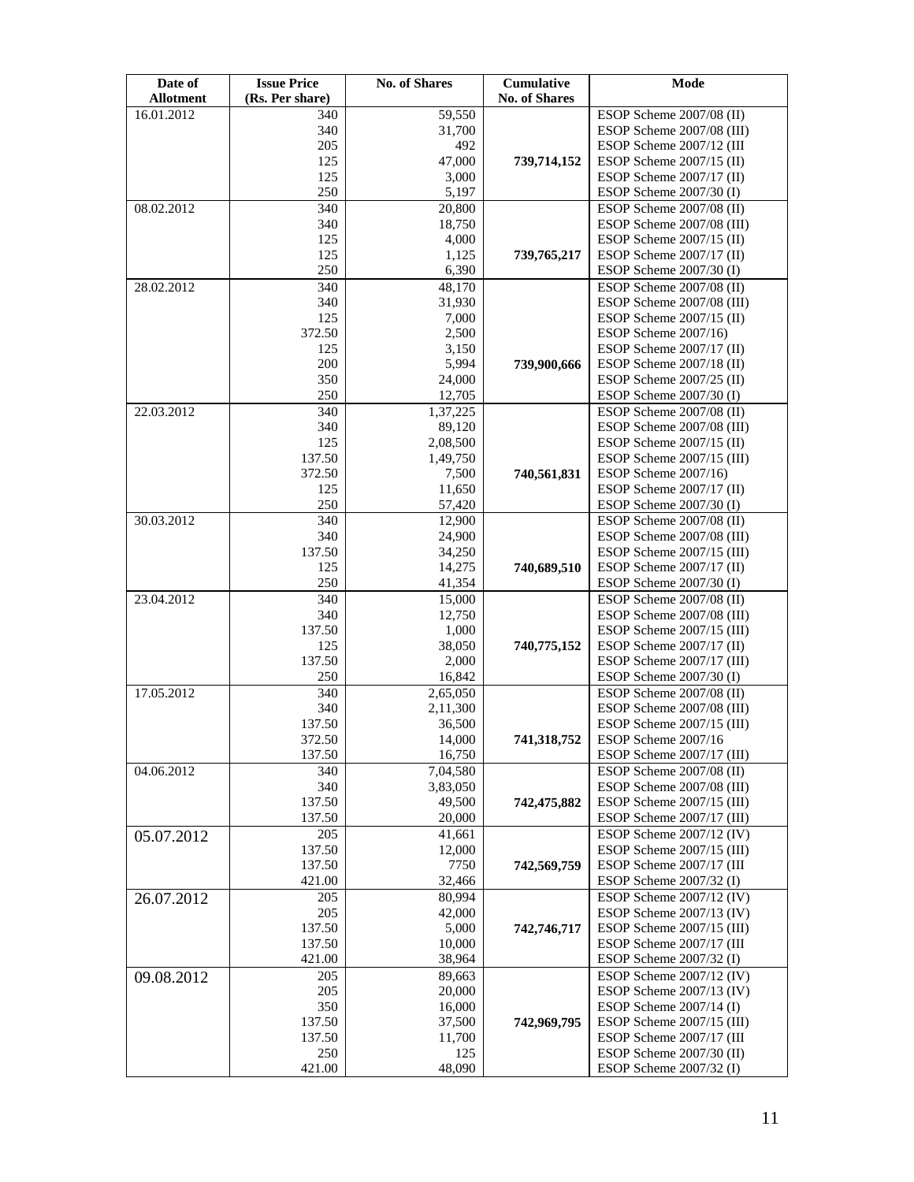| Date of Allotment | Issue Price (Rs. Per share) | No. of Shares | Cumulative No. of Shares | Mode |
|---|---|---|---|---|
| 16.01.2012 | 340 | 59,550 | | ESOP Scheme 2007/08 (II) |
| | 340 | 31,700 | | ESOP Scheme 2007/08 (III) |
| | 205 | 492 | | ESOP Scheme 2007/12 (III |
| | 125 | 47,000 | **739,714,152** | ESOP Scheme 2007/15 (II) |
| | 125 | 3,000 | | ESOP Scheme 2007/17 (II) |
| | 250 | 5,197 | | ESOP Scheme 2007/30 (I) |
| 08.02.2012 | 340 | 20,800 | | ESOP Scheme 2007/08 (II) |
| | 340 | 18,750 | | ESOP Scheme 2007/08 (III) |
| | 125 | 4,000 | | ESOP Scheme 2007/15 (II) |
| | 125 | 1,125 | **739,765,217** | ESOP Scheme 2007/17 (II) |
| | 250 | 6,390 | | ESOP Scheme 2007/30 (I) |
| 28.02.2012 | 340 | 48,170 | | ESOP Scheme 2007/08 (II) |
| | 340 | 31,930 | | ESOP Scheme 2007/08 (III) |
| | 125 | 7,000 | | ESOP Scheme 2007/15 (II) |
| | 372.50 | 2,500 | | ESOP Scheme 2007/16) |
| | 125 | 3,150 | | ESOP Scheme 2007/17 (II) |
| | 200 | 5,994 | **739,900,666** | ESOP Scheme 2007/18 (II) |
| | 350 | 24,000 | | ESOP Scheme 2007/25 (II) |
| | 250 | 12,705 | | ESOP Scheme 2007/30 (I) |
| 22.03.2012 | 340 | 1,37,225 | | ESOP Scheme 2007/08 (II) |
| | 340 | 89,120 | | ESOP Scheme 2007/08 (III) |
| | 125 | 2,08,500 | | ESOP Scheme 2007/15 (II) |
| | 137.50 | 1,49,750 | | ESOP Scheme 2007/15 (III) |
| | 372.50 | 7,500 | **740,561,831** | ESOP Scheme 2007/16) |
| | 125 | 11,650 | | ESOP Scheme 2007/17 (II) |
| | 250 | 57,420 | | ESOP Scheme 2007/30 (I) |
| 30.03.2012 | 340 | 12,900 | | ESOP Scheme 2007/08 (II) |
| | 340 | 24,900 | | ESOP Scheme 2007/08 (III) |
| | 137.50 | 34,250 | | ESOP Scheme 2007/15 (III) |
| | 125 | 14,275 | **740,689,510** | ESOP Scheme 2007/17 (II) |
| | 250 | 41,354 | | ESOP Scheme 2007/30 (I) |
| 23.04.2012 | 340 | 15,000 | | ESOP Scheme 2007/08 (II) |
| | 340 | 12,750 | | ESOP Scheme 2007/08 (III) |
| | 137.50 | 1,000 | | ESOP Scheme 2007/15 (III) |
| | 125 | 38,050 | **740,775,152** | ESOP Scheme 2007/17 (II) |
| | 137.50 | 2,000 | | ESOP Scheme 2007/17 (III) |
| | 250 | 16,842 | | ESOP Scheme 2007/30 (I) |
| 17.05.2012 | 340 | 2,65,050 | | ESOP Scheme 2007/08 (II) |
| | 340 | 2,11,300 | | ESOP Scheme 2007/08 (III) |
| | 137.50 | 36,500 | | ESOP Scheme 2007/15 (III) |
| | 372.50 | 14,000 | **741,318,752** | ESOP Scheme 2007/16 |
| | 137.50 | 16,750 | | ESOP Scheme 2007/17 (III) |
| 04.06.2012 | 340 | 7,04,580 | | ESOP Scheme 2007/08 (II) |
| | 340 | 3,83,050 | | ESOP Scheme 2007/08 (III) |
| | 137.50 | 49,500 | **742,475,882** | ESOP Scheme 2007/15 (III) |
| | 137.50 | 20,000 | | ESOP Scheme 2007/17 (III) |
| 05.07.2012 | 205 | 41,661 | | ESOP Scheme 2007/12 (IV) |
| | 137.50 | 12,000 | | ESOP Scheme 2007/15 (III) |
| | 137.50 | 7750 | **742,569,759** | ESOP Scheme 2007/17 (III |
| | 421.00 | 32,466 | | ESOP Scheme 2007/32 (I) |
| 26.07.2012 | 205 | 80,994 | | ESOP Scheme 2007/12 (IV) |
| | 205 | 42,000 | | ESOP Scheme 2007/13 (IV) |
| | 137.50 | 5,000 | **742,746,717** | ESOP Scheme 2007/15 (III) |
| | 137.50 | 10,000 | | ESOP Scheme 2007/17 (III |
| | 421.00 | 38,964 | | ESOP Scheme 2007/32 (I) |
| 09.08.2012 | 205 | 89,663 | | ESOP Scheme 2007/12 (IV) |
| | 205 | 20,000 | | ESOP Scheme 2007/13 (IV) |
| | 350 | 16,000 | | ESOP Scheme 2007/14 (I) |
| | 137.50 | 37,500 | **742,969,795** | ESOP Scheme 2007/15 (III) |
| | 137.50 | 11,700 | | ESOP Scheme 2007/17 (III |
| | 250 | 125 | | ESOP Scheme 2007/30 (II) |
| | 421.00 | 48,090 | | ESOP Scheme 2007/32 (I) |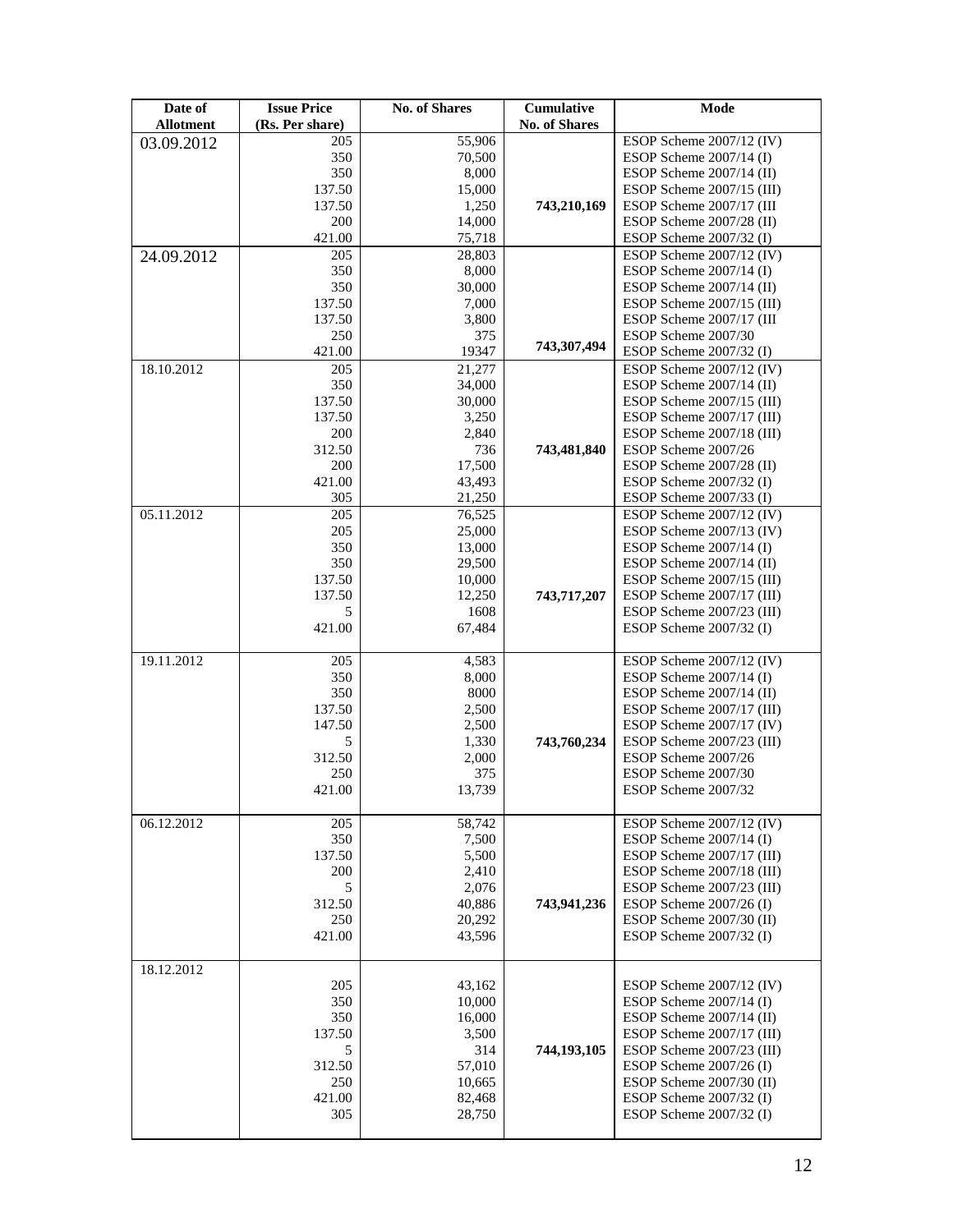| Date of Allotment | Issue Price (Rs. Per share) | No. of Shares | Cumulative No. of Shares | Mode |
|---|---|---|---|---|
| 03.09.2012 | 205 | 55,906 | | ESOP Scheme 2007/12 (IV) |
| | 350 | 70,500 | | ESOP Scheme 2007/14 (I) |
| | 350 | 8,000 | | ESOP Scheme 2007/14 (II) |
| | 137.50 | 15,000 | | ESOP Scheme 2007/15 (III) |
| | 137.50 | 1,250 | 743,210,169 | ESOP Scheme 2007/17 (III |
| | 200 | 14,000 | | ESOP Scheme 2007/28 (II) |
| | 421.00 | 75,718 | | ESOP Scheme 2007/32 (I) |
| 24.09.2012 | 205 | 28,803 | | ESOP Scheme 2007/12 (IV) |
| | 350 | 8,000 | | ESOP Scheme 2007/14 (I) |
| | 350 | 30,000 | | ESOP Scheme 2007/14 (II) |
| | 137.50 | 7,000 | | ESOP Scheme 2007/15 (III) |
| | 137.50 | 3,800 | | ESOP Scheme 2007/17 (III |
| | 250 | 375 | | ESOP Scheme 2007/30 |
| | 421.00 | 19347 | 743,307,494 | ESOP Scheme 2007/32 (I) |
| 18.10.2012 | 205 | 21,277 | | ESOP Scheme 2007/12 (IV) |
| | 350 | 34,000 | | ESOP Scheme 2007/14 (II) |
| | 137.50 | 30,000 | | ESOP Scheme 2007/15 (III) |
| | 137.50 | 3,250 | | ESOP Scheme 2007/17 (III) |
| | 200 | 2,840 | | ESOP Scheme 2007/18 (III) |
| | 312.50 | 736 | 743,481,840 | ESOP Scheme 2007/26 |
| | 200 | 17,500 | | ESOP Scheme 2007/28 (II) |
| | 421.00 | 43,493 | | ESOP Scheme 2007/32 (I) |
| | 305 | 21,250 | | ESOP Scheme 2007/33 (I) |
| 05.11.2012 | 205 | 76,525 | | ESOP Scheme 2007/12 (IV) |
| | 205 | 25,000 | | ESOP Scheme 2007/13 (IV) |
| | 350 | 13,000 | | ESOP Scheme 2007/14 (I) |
| | 350 | 29,500 | | ESOP Scheme 2007/14 (II) |
| | 137.50 | 10,000 | | ESOP Scheme 2007/15 (III) |
| | 137.50 | 12,250 | 743,717,207 | ESOP Scheme 2007/17 (III) |
| | 5 | 1608 | | ESOP Scheme 2007/23 (III) |
| | 421.00 | 67,484 | | ESOP Scheme 2007/32 (I) |
| 19.11.2012 | 205 | 4,583 | | ESOP Scheme 2007/12 (IV) |
| | 350 | 8,000 | | ESOP Scheme 2007/14 (I) |
| | 350 | 8000 | | ESOP Scheme 2007/14 (II) |
| | 137.50 | 2,500 | | ESOP Scheme 2007/17 (III) |
| | 147.50 | 2,500 | | ESOP Scheme 2007/17 (IV) |
| | 5 | 1,330 | 743,760,234 | ESOP Scheme 2007/23 (III) |
| | 312.50 | 2,000 | | ESOP Scheme 2007/26 |
| | 250 | 375 | | ESOP Scheme 2007/30 |
| | 421.00 | 13,739 | | ESOP Scheme 2007/32 |
| 06.12.2012 | 205 | 58,742 | | ESOP Scheme 2007/12 (IV) |
| | 350 | 7,500 | | ESOP Scheme 2007/14 (I) |
| | 137.50 | 5,500 | | ESOP Scheme 2007/17 (III) |
| | 200 | 2,410 | | ESOP Scheme 2007/18 (III) |
| | 5 | 2,076 | | ESOP Scheme 2007/23 (III) |
| | 312.50 | 40,886 | 743,941,236 | ESOP Scheme 2007/26 (I) |
| | 250 | 20,292 | | ESOP Scheme 2007/30 (II) |
| | 421.00 | 43,596 | | ESOP Scheme 2007/32 (I) |
| 18.12.2012 | 205 | 43,162 | | ESOP Scheme 2007/12 (IV) |
| | 350 | 10,000 | | ESOP Scheme 2007/14 (I) |
| | 350 | 16,000 | | ESOP Scheme 2007/14 (II) |
| | 137.50 | 3,500 | | ESOP Scheme 2007/17 (III) |
| | 5 | 314 | 744,193,105 | ESOP Scheme 2007/23 (III) |
| | 312.50 | 57,010 | | ESOP Scheme 2007/26 (I) |
| | 250 | 10,665 | | ESOP Scheme 2007/30 (II) |
| | 421.00 | 82,468 | | ESOP Scheme 2007/32 (I) |
| | 305 | 28,750 | | ESOP Scheme 2007/32 (I) |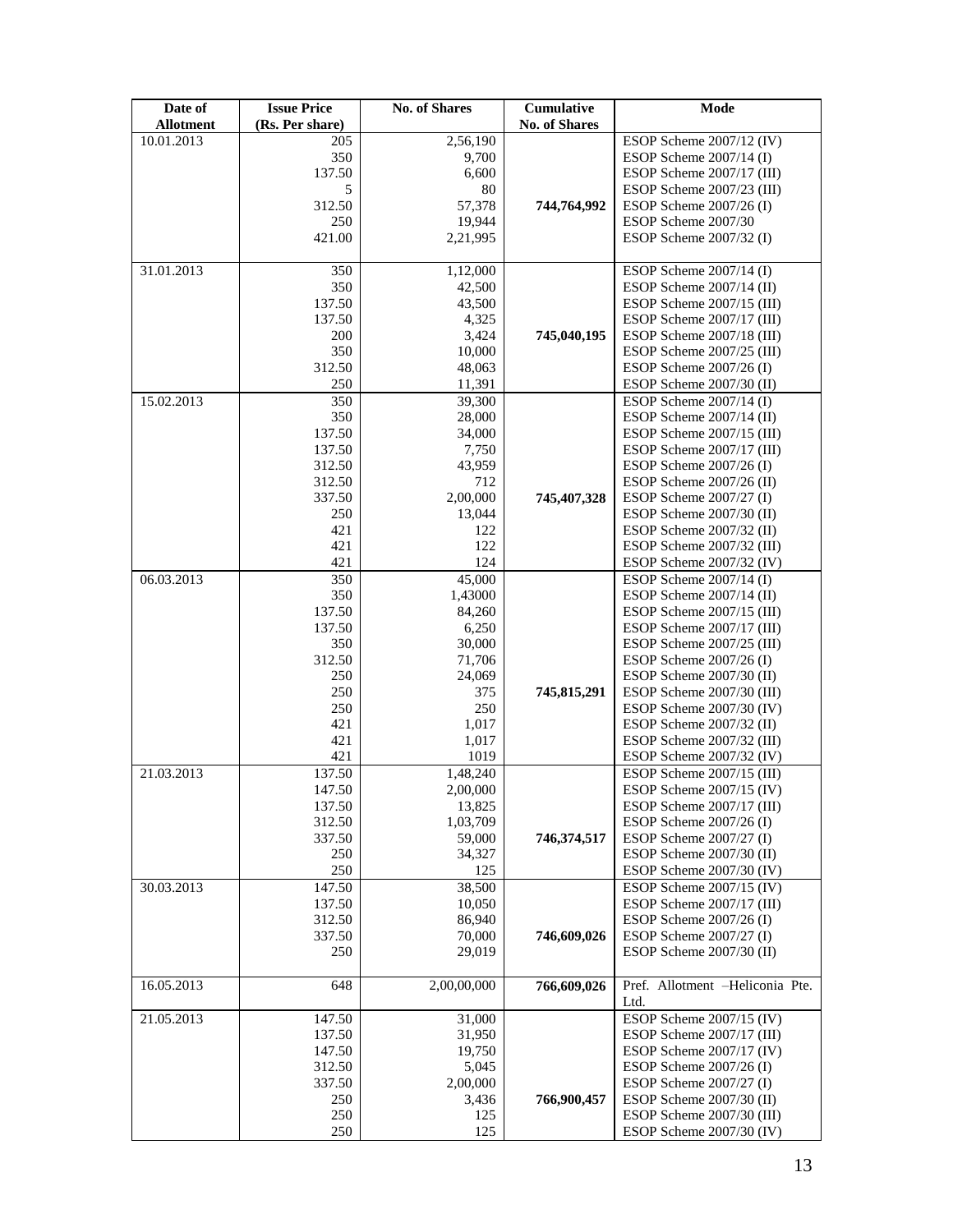| Date of Allotment | Issue Price (Rs. Per share) | No. of Shares | Cumulative No. of Shares | Mode |
|---|---|---|---|---|
| 10.01.2013 | 205 | 2,56,190 | | ESOP Scheme 2007/12 (IV) |
| | 350 | 9,700 | | ESOP Scheme 2007/14 (I) |
| | 137.50 | 6,600 | | ESOP Scheme 2007/17 (III) |
| | 5 | 80 | | ESOP Scheme 2007/23 (III) |
| | 312.50 | 57,378 | **744,764,992** | ESOP Scheme 2007/26 (I) |
| | 250 | 19,944 | | ESOP Scheme 2007/30 |
| | 421.00 | 2,21,995 | | ESOP Scheme 2007/32 (I) |
| 31.01.2013 | 350 | 1,12,000 | | ESOP Scheme 2007/14 (I) |
| | 350 | 42,500 | | ESOP Scheme 2007/14 (II) |
| | 137.50 | 43,500 | | ESOP Scheme 2007/15 (III) |
| | 137.50 | 4,325 | | ESOP Scheme 2007/17 (III) |
| | 200 | 3,424 | **745,040,195** | ESOP Scheme 2007/18 (III) |
| | 350 | 10,000 | | ESOP Scheme 2007/25 (III) |
| | 312.50 | 48,063 | | ESOP Scheme 2007/26 (I) |
| | 250 | 11,391 | | ESOP Scheme 2007/30 (II) |
| 15.02.2013 | 350 | 39,300 | | ESOP Scheme 2007/14 (I) |
| | 350 | 28,000 | | ESOP Scheme 2007/14 (II) |
| | 137.50 | 34,000 | | ESOP Scheme 2007/15 (III) |
| | 137.50 | 7,750 | | ESOP Scheme 2007/17 (III) |
| | 312.50 | 43,959 | | ESOP Scheme 2007/26 (I) |
| | 312.50 | 712 | | ESOP Scheme 2007/26 (II) |
| | 337.50 | 2,00,000 | **745,407,328** | ESOP Scheme 2007/27 (I) |
| | 250 | 13,044 | | ESOP Scheme 2007/30 (II) |
| | 421 | 122 | | ESOP Scheme 2007/32 (II) |
| | 421 | 122 | | ESOP Scheme 2007/32 (III) |
| | 421 | 124 | | ESOP Scheme 2007/32 (IV) |
| 06.03.2013 | 350 | 45,000 | | ESOP Scheme 2007/14 (I) |
| | 350 | 1,43000 | | ESOP Scheme 2007/14 (II) |
| | 137.50 | 84,260 | | ESOP Scheme 2007/15 (III) |
| | 137.50 | 6,250 | | ESOP Scheme 2007/17 (III) |
| | 350 | 30,000 | | ESOP Scheme 2007/25 (III) |
| | 312.50 | 71,706 | | ESOP Scheme 2007/26 (I) |
| | 250 | 24,069 | | ESOP Scheme 2007/30 (II) |
| | 250 | 375 | **745,815,291** | ESOP Scheme 2007/30 (III) |
| | 250 | 250 | | ESOP Scheme 2007/30 (IV) |
| | 421 | 1,017 | | ESOP Scheme 2007/32 (II) |
| | 421 | 1,017 | | ESOP Scheme 2007/32 (III) |
| | 421 | 1019 | | ESOP Scheme 2007/32 (IV) |
| 21.03.2013 | 137.50 | 1,48,240 | | ESOP Scheme 2007/15 (III) |
| | 147.50 | 2,00,000 | | ESOP Scheme 2007/15 (IV) |
| | 137.50 | 13,825 | | ESOP Scheme 2007/17 (III) |
| | 312.50 | 1,03,709 | | ESOP Scheme 2007/26 (I) |
| | 337.50 | 59,000 | **746,374,517** | ESOP Scheme 2007/27 (I) |
| | 250 | 34,327 | | ESOP Scheme 2007/30 (II) |
| | 250 | 125 | | ESOP Scheme 2007/30 (IV) |
| 30.03.2013 | 147.50 | 38,500 | | ESOP Scheme 2007/15 (IV) |
| | 137.50 | 10,050 | | ESOP Scheme 2007/17 (III) |
| | 312.50 | 86,940 | | ESOP Scheme 2007/26 (I) |
| | 337.50 | 70,000 | **746,609,026** | ESOP Scheme 2007/27 (I) |
| | 250 | 29,019 | | ESOP Scheme 2007/30 (II) |
| 16.05.2013 | 648 | 2,00,00,000 | **766,609,026** | Pref. Allotment –Heliconia Pte. Ltd. |
| 21.05.2013 | 147.50 | 31,000 | | ESOP Scheme 2007/15 (IV) |
| | 137.50 | 31,950 | | ESOP Scheme 2007/17 (III) |
| | 147.50 | 19,750 | | ESOP Scheme 2007/17 (IV) |
| | 312.50 | 5,045 | | ESOP Scheme 2007/26 (I) |
| | 337.50 | 2,00,000 | | ESOP Scheme 2007/27 (I) |
| | 250 | 3,436 | **766,900,457** | ESOP Scheme 2007/30 (II) |
| | 250 | 125 | | ESOP Scheme 2007/30 (III) |
| | 250 | 125 | | ESOP Scheme 2007/30 (IV) |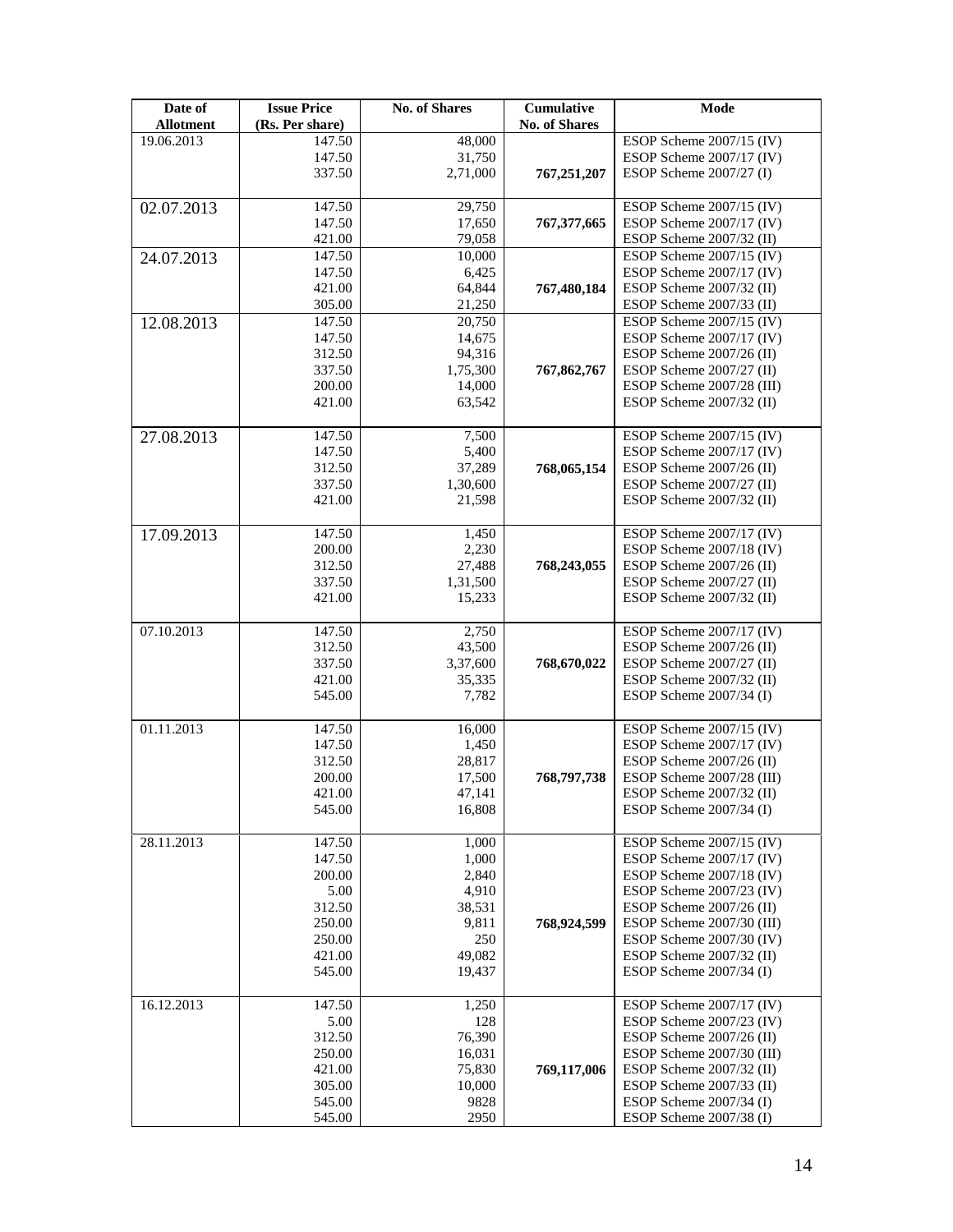| Date of Allotment | Issue Price (Rs. Per share) | No. of Shares | Cumulative No. of Shares | Mode |
|---|---|---|---|---|
| 19.06.2013 | 147.50 | 48,000 | | ESOP Scheme 2007/15 (IV) |
| | 147.50 | 31,750 | | ESOP Scheme 2007/17 (IV) |
| | 337.50 | 2,71,000 | **767,251,207** | ESOP Scheme 2007/27 (I) |
| 02.07.2013 | 147.50 | 29,750 | | ESOP Scheme 2007/15 (IV) |
| | 147.50 | 17,650 | **767,377,665** | ESOP Scheme 2007/17 (IV) |
| | 421.00 | 79,058 | | ESOP Scheme 2007/32 (II) |
| 24.07.2013 | 147.50 | 10,000 | | ESOP Scheme 2007/15 (IV) |
| | 147.50 | 6,425 | | ESOP Scheme 2007/17 (IV) |
| | 421.00 | 64,844 | **767,480,184** | ESOP Scheme 2007/32 (II) |
| | 305.00 | 21,250 | | ESOP Scheme 2007/33 (II) |
| 12.08.2013 | 147.50 | 20,750 | | ESOP Scheme 2007/15 (IV) |
| | 147.50 | 14,675 | | ESOP Scheme 2007/17 (IV) |
| | 312.50 | 94,316 | | ESOP Scheme 2007/26 (II) |
| | 337.50 | 1,75,300 | **767,862,767** | ESOP Scheme 2007/27 (II) |
| | 200.00 | 14,000 | | ESOP Scheme 2007/28 (III) |
| | 421.00 | 63,542 | | ESOP Scheme 2007/32 (II) |
| 27.08.2013 | 147.50 | 7,500 | | ESOP Scheme 2007/15 (IV) |
| | 147.50 | 5,400 | | ESOP Scheme 2007/17 (IV) |
| | 312.50 | 37,289 | **768,065,154** | ESOP Scheme 2007/26 (II) |
| | 337.50 | 1,30,600 | | ESOP Scheme 2007/27 (II) |
| | 421.00 | 21,598 | | ESOP Scheme 2007/32 (II) |
| 17.09.2013 | 147.50 | 1,450 | | ESOP Scheme 2007/17 (IV) |
| | 200.00 | 2,230 | | ESOP Scheme 2007/18 (IV) |
| | 312.50 | 27,488 | **768,243,055** | ESOP Scheme 2007/26 (II) |
| | 337.50 | 1,31,500 | | ESOP Scheme 2007/27 (II) |
| | 421.00 | 15,233 | | ESOP Scheme 2007/32 (II) |
| 07.10.2013 | 147.50 | 2,750 | | ESOP Scheme 2007/17 (IV) |
| | 312.50 | 43,500 | | ESOP Scheme 2007/26 (II) |
| | 337.50 | 3,37,600 | **768,670,022** | ESOP Scheme 2007/27 (II) |
| | 421.00 | 35,335 | | ESOP Scheme 2007/32 (II) |
| | 545.00 | 7,782 | | ESOP Scheme 2007/34 (I) |
| 01.11.2013 | 147.50 | 16,000 | | ESOP Scheme 2007/15 (IV) |
| | 147.50 | 1,450 | | ESOP Scheme 2007/17 (IV) |
| | 312.50 | 28,817 | | ESOP Scheme 2007/26 (II) |
| | 200.00 | 17,500 | **768,797,738** | ESOP Scheme 2007/28 (III) |
| | 421.00 | 47,141 | | ESOP Scheme 2007/32 (II) |
| | 545.00 | 16,808 | | ESOP Scheme 2007/34 (I) |
| 28.11.2013 | 147.50 | 1,000 | | ESOP Scheme 2007/15 (IV) |
| | 147.50 | 1,000 | | ESOP Scheme 2007/17 (IV) |
| | 200.00 | 2,840 | | ESOP Scheme 2007/18 (IV) |
| | 5.00 | 4,910 | | ESOP Scheme 2007/23 (IV) |
| | 312.50 | 38,531 | | ESOP Scheme 2007/26 (II) |
| | 250.00 | 9,811 | **768,924,599** | ESOP Scheme 2007/30 (III) |
| | 250.00 | 250 | | ESOP Scheme 2007/30 (IV) |
| | 421.00 | 49,082 | | ESOP Scheme 2007/32 (II) |
| | 545.00 | 19,437 | | ESOP Scheme 2007/34 (I) |
| 16.12.2013 | 147.50 | 1,250 | | ESOP Scheme 2007/17 (IV) |
| | 5.00 | 128 | | ESOP Scheme 2007/23 (IV) |
| | 312.50 | 76,390 | | ESOP Scheme 2007/26 (II) |
| | 250.00 | 16,031 | | ESOP Scheme 2007/30 (III) |
| | 421.00 | 75,830 | **769,117,006** | ESOP Scheme 2007/32 (II) |
| | 305.00 | 10,000 | | ESOP Scheme 2007/33 (II) |
| | 545.00 | 9828 | | ESOP Scheme 2007/34 (I) |
| | 545.00 | 2950 | | ESOP Scheme 2007/38 (I) |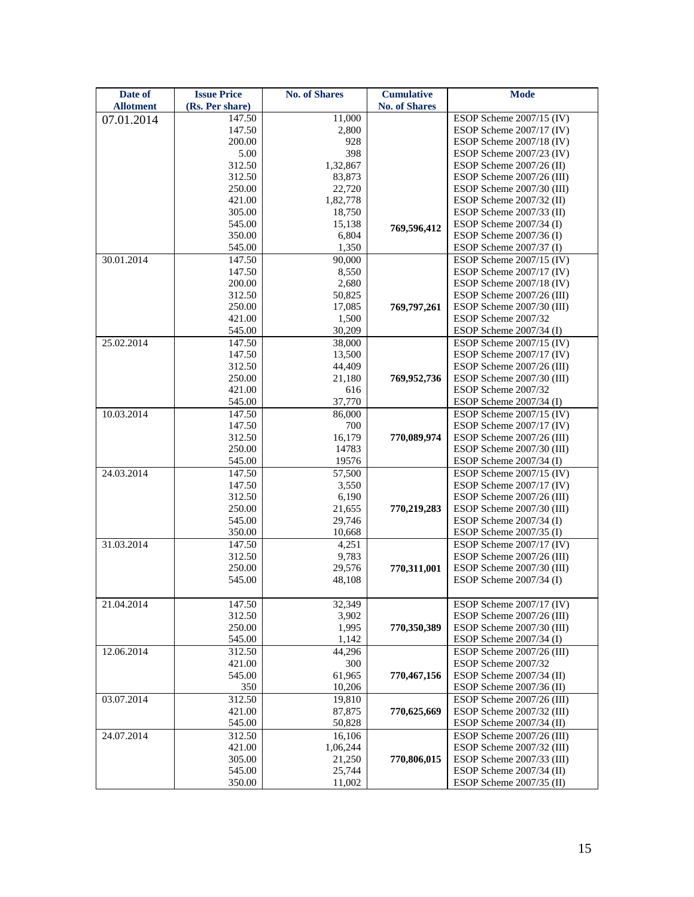| Date of Allotment | Issue Price (Rs. Per share) | No. of Shares | Cumulative No. of Shares | Mode |
|---|---|---|---|---|
| 07.01.2014 | 147.50 | 11,000 | | ESOP Scheme 2007/15 (IV) |
| | 147.50 | 2,800 | | ESOP Scheme 2007/17 (IV) |
| | 200.00 | 928 | | ESOP Scheme 2007/18 (IV) |
| | 5.00 | 398 | | ESOP Scheme 2007/23 (IV) |
| | 312.50 | 1,32,867 | | ESOP Scheme 2007/26 (II) |
| | 312.50 | 83,873 | | ESOP Scheme 2007/26 (III) |
| | 250.00 | 22,720 | | ESOP Scheme 2007/30 (III) |
| | 421.00 | 1,82,778 | | ESOP Scheme 2007/32 (II) |
| | 305.00 | 18,750 | | ESOP Scheme 2007/33 (II) |
| | 545.00 | 15,138 | **769,596,412** | ESOP Scheme 2007/34 (I) |
| | 350.00 | 6,804 | | ESOP Scheme 2007/36 (I) |
| | 545.00 | 1,350 | | ESOP Scheme 2007/37 (I) |
| 30.01.2014 | 147.50 | 90,000 | | ESOP Scheme 2007/15 (IV) |
| | 147.50 | 8,550 | | ESOP Scheme 2007/17 (IV) |
| | 200.00 | 2,680 | | ESOP Scheme 2007/18 (IV) |
| | 312.50 | 50,825 | | ESOP Scheme 2007/26 (III) |
| | 250.00 | 17,085 | **769,797,261** | ESOP Scheme 2007/30 (III) |
| | 421.00 | 1,500 | | ESOP Scheme 2007/32 |
| | 545.00 | 30,209 | | ESOP Scheme 2007/34 (I) |
| 25.02.2014 | 147.50 | 38,000 | | ESOP Scheme 2007/15 (IV) |
| | 147.50 | 13,500 | | ESOP Scheme 2007/17 (IV) |
| | 312.50 | 44,409 | | ESOP Scheme 2007/26 (III) |
| | 250.00 | 21,180 | **769,952,736** | ESOP Scheme 2007/30 (III) |
| | 421.00 | 616 | | ESOP Scheme 2007/32 |
| | 545.00 | 37,770 | | ESOP Scheme 2007/34 (I) |
| 10.03.2014 | 147.50 | 86,000 | | ESOP Scheme 2007/15 (IV) |
| | 147.50 | 700 | | ESOP Scheme 2007/17 (IV) |
| | 312.50 | 16,179 | **770,089,974** | ESOP Scheme 2007/26 (III) |
| | 250.00 | 14783 | | ESOP Scheme 2007/30 (III) |
| | 545.00 | 19576 | | ESOP Scheme 2007/34 (I) |
| 24.03.2014 | 147.50 | 57,500 | | ESOP Scheme 2007/15 (IV) |
| | 147.50 | 3,550 | | ESOP Scheme 2007/17 (IV) |
| | 312.50 | 6,190 | | ESOP Scheme 2007/26 (III) |
| | 250.00 | 21,655 | **770,219,283** | ESOP Scheme 2007/30 (III) |
| | 545.00 | 29,746 | | ESOP Scheme 2007/34 (I) |
| | 350.00 | 10,668 | | ESOP Scheme 2007/35 (I) |
| 31.03.2014 | 147.50 | 4,251 | | ESOP Scheme 2007/17 (IV) |
| | 312.50 | 9,783 | | ESOP Scheme 2007/26 (III) |
| | 250.00 | 29,576 | **770,311,001** | ESOP Scheme 2007/30 (III) |
| | 545.00 | 48,108 | | ESOP Scheme 2007/34 (I) |
| 21.04.2014 | 147.50 | 32,349 | | ESOP Scheme 2007/17 (IV) |
| | 312.50 | 3,902 | | ESOP Scheme 2007/26 (III) |
| | 250.00 | 1,995 | **770,350,389** | ESOP Scheme 2007/30 (III) |
| | 545.00 | 1,142 | | ESOP Scheme 2007/34 (I) |
| 12.06.2014 | 312.50 | 44,296 | | ESOP Scheme 2007/26 (III) |
| | 421.00 | 300 | | ESOP Scheme 2007/32 |
| | 545.00 | 61,965 | **770,467,156** | ESOP Scheme 2007/34 (II) |
| | 350 | 10,206 | | ESOP Scheme 2007/36 (II) |
| 03.07.2014 | 312.50 | 19,810 | | ESOP Scheme 2007/26 (III) |
| | 421.00 | 87,875 | **770,625,669** | ESOP Scheme 2007/32 (III) |
| | 545.00 | 50,828 | | ESOP Scheme 2007/34 (II) |
| 24.07.2014 | 312.50 | 16,106 | | ESOP Scheme 2007/26 (III) |
| | 421.00 | 1,06,244 | | ESOP Scheme 2007/32 (III) |
| | 305.00 | 21,250 | **770,806,015** | ESOP Scheme 2007/33 (III) |
| | 545.00 | 25,744 | | ESOP Scheme 2007/34 (II) |
| | 350.00 | 11,002 | | ESOP Scheme 2007/35 (II) |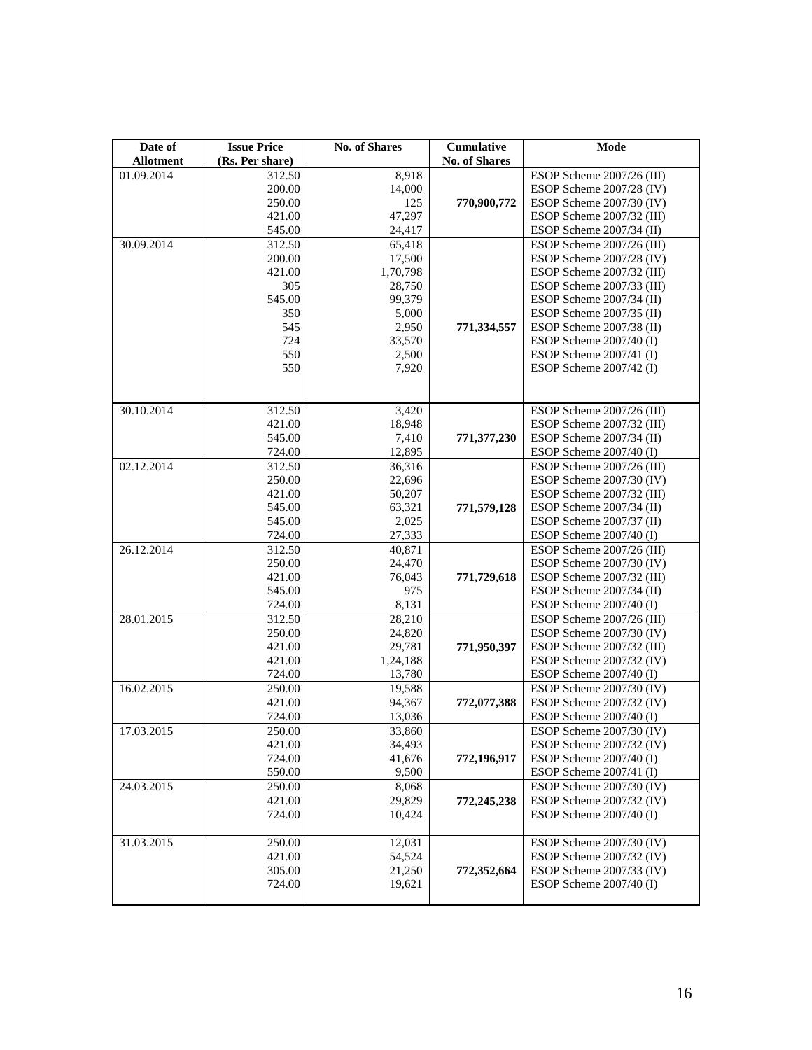| Date of Allotment | Issue Price (Rs. Per share) | No. of Shares | Cumulative No. of Shares | Mode |
|---|---|---|---|---|
| 01.09.2014 | 312.50 | 8,918 | | ESOP Scheme 2007/26 (III) |
| | 200.00 | 14,000 | | ESOP Scheme 2007/28 (IV) |
| | 250.00 | 125 | **770,900,772** | ESOP Scheme 2007/30 (IV) |
| | 421.00 | 47,297 | | ESOP Scheme 2007/32 (III) |
| | 545.00 | 24,417 | | ESOP Scheme 2007/34 (II) |
| 30.09.2014 | 312.50 | 65,418 | | ESOP Scheme 2007/26 (III) |
| | 200.00 | 17,500 | | ESOP Scheme 2007/28 (IV) |
| | 421.00 | 1,70,798 | | ESOP Scheme 2007/32 (III) |
| | 305 | 28,750 | | ESOP Scheme 2007/33 (III) |
| | 545.00 | 99,379 | | ESOP Scheme 2007/34 (II) |
| | 350 | 5,000 | | ESOP Scheme 2007/35 (II) |
| | 545 | 2,950 | **771,334,557** | ESOP Scheme 2007/38 (II) |
| | 724 | 33,570 | | ESOP Scheme 2007/40 (I) |
| | 550 | 2,500 | | ESOP Scheme 2007/41 (I) |
| | 550 | 7,920 | | ESOP Scheme 2007/42 (I) |
| 30.10.2014 | 312.50 | 3,420 | | ESOP Scheme 2007/26 (III) |
| | 421.00 | 18,948 | | ESOP Scheme 2007/32 (III) |
| | 545.00 | 7,410 | **771,377,230** | ESOP Scheme 2007/34 (II) |
| | 724.00 | 12,895 | | ESOP Scheme 2007/40 (I) |
| 02.12.2014 | 312.50 | 36,316 | | ESOP Scheme 2007/26 (III) |
| | 250.00 | 22,696 | | ESOP Scheme 2007/30 (IV) |
| | 421.00 | 50,207 | | ESOP Scheme 2007/32 (III) |
| | 545.00 | 63,321 | **771,579,128** | ESOP Scheme 2007/34 (II) |
| | 545.00 | 2,025 | | ESOP Scheme 2007/37 (II) |
| | 724.00 | 27,333 | | ESOP Scheme 2007/40 (I) |
| 26.12.2014 | 312.50 | 40,871 | | ESOP Scheme 2007/26 (III) |
| | 250.00 | 24,470 | | ESOP Scheme 2007/30 (IV) |
| | 421.00 | 76,043 | **771,729,618** | ESOP Scheme 2007/32 (III) |
| | 545.00 | 975 | | ESOP Scheme 2007/34 (II) |
| | 724.00 | 8,131 | | ESOP Scheme 2007/40 (I) |
| 28.01.2015 | 312.50 | 28,210 | | ESOP Scheme 2007/26 (III) |
| | 250.00 | 24,820 | | ESOP Scheme 2007/30 (IV) |
| | 421.00 | 29,781 | **771,950,397** | ESOP Scheme 2007/32 (III) |
| | 421.00 | 1,24,188 | | ESOP Scheme 2007/32 (IV) |
| | 724.00 | 13,780 | | ESOP Scheme 2007/40 (I) |
| 16.02.2015 | 250.00 | 19,588 | | ESOP Scheme 2007/30 (IV) |
| | 421.00 | 94,367 | **772,077,388** | ESOP Scheme 2007/32 (IV) |
| | 724.00 | 13,036 | | ESOP Scheme 2007/40 (I) |
| 17.03.2015 | 250.00 | 33,860 | | ESOP Scheme 2007/30 (IV) |
| | 421.00 | 34,493 | | ESOP Scheme 2007/32 (IV) |
| | 724.00 | 41,676 | **772,196,917** | ESOP Scheme 2007/40 (I) |
| | 550.00 | 9,500 | | ESOP Scheme 2007/41 (I) |
| 24.03.2015 | 250.00 | 8,068 | | ESOP Scheme 2007/30 (IV) |
| | 421.00 | 29,829 | **772,245,238** | ESOP Scheme 2007/32 (IV) |
| | 724.00 | 10,424 | | ESOP Scheme 2007/40 (I) |
| 31.03.2015 | 250.00 | 12,031 | | ESOP Scheme 2007/30 (IV) |
| | 421.00 | 54,524 | | ESOP Scheme 2007/32 (IV) |
| | 305.00 | 21,250 | **772,352,664** | ESOP Scheme 2007/33 (IV) |
| | 724.00 | 19,621 | | ESOP Scheme 2007/40 (I) |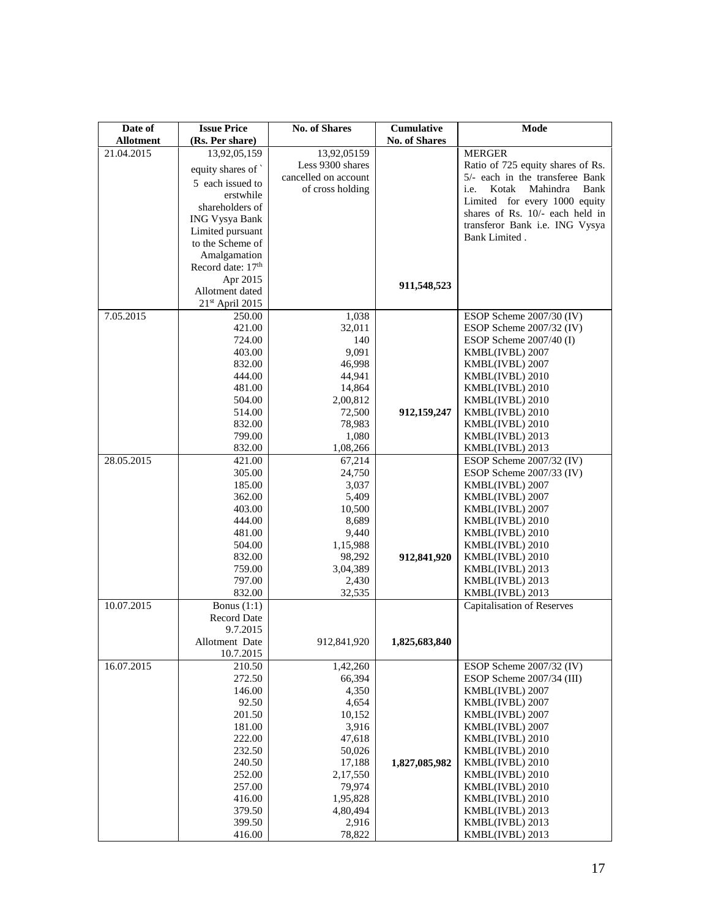| Date of Allotment | Issue Price (Rs. Per share) | No. of Shares | Cumulative No. of Shares | Mode |
|---|---|---|---|---|
| 21.04.2015 | 13,92,05,159 equity shares of ` 5 each issued to erstwhile shareholders of ING Vysya Bank Limited pursuant to the Scheme of Amalgamation Record date: 17th Apr 2015 Allotment dated 21st April 2015 | 13,92,05159 Less 9300 shares cancelled on account of cross holding | **911,548,523** | MERGER Ratio of 725 equity shares of Rs. 5/- each in the transferee Bank i.e. Kotak Mahindra Bank Limited for every 1000 equity shares of Rs. 10/- each held in transferor Bank i.e. ING Vysya Bank Limited . |
| 7.05.2015 | 250.00 | 1,038 | | ESOP Scheme 2007/30 (IV) |
| | 421.00 | 32,011 | | ESOP Scheme 2007/32 (IV) |
| | 724.00 | 140 | | ESOP Scheme 2007/40 (I) |
| | 403.00 | 9,091 | | KMBL(IVBL) 2007 |
| | 832.00 | 46,998 | | KMBL(IVBL) 2007 |
| | 444.00 | 44,941 | | KMBL(IVBL) 2010 |
| | 481.00 | 14,864 | | KMBL(IVBL) 2010 |
| | 504.00 | 2,00,812 | | KMBL(IVBL) 2010 |
| | 514.00 | 72,500 | **912,159,247** | KMBL(IVBL) 2010 |
| | 832.00 | 78,983 | | KMBL(IVBL) 2010 |
| | 799.00 | 1,080 | | KMBL(IVBL) 2013 |
| | 832.00 | 1,08,266 | | KMBL(IVBL) 2013 |
| 28.05.2015 | 421.00 | 67,214 | | ESOP Scheme 2007/32 (IV) |
| | 305.00 | 24,750 | | ESOP Scheme 2007/33 (IV) |
| | 185.00 | 3,037 | | KMBL(IVBL) 2007 |
| | 362.00 | 5,409 | | KMBL(IVBL) 2007 |
| | 403.00 | 10,500 | | KMBL(IVBL) 2007 |
| | 444.00 | 8,689 | | KMBL(IVBL) 2010 |
| | 481.00 | 9,440 | | KMBL(IVBL) 2010 |
| | 504.00 | 1,15,988 | | KMBL(IVBL) 2010 |
| | 832.00 | 98,292 | **912,841,920** | KMBL(IVBL) 2010 |
| | 759.00 | 3,04,389 | | KMBL(IVBL) 2013 |
| | 797.00 | 2,430 | | KMBL(IVBL) 2013 |
| | 832.00 | 32,535 | | KMBL(IVBL) 2013 |
| 10.07.2015 | Bonus (1:1) Record Date 9.7.2015 Allotment Date 10.7.2015 | 912,841,920 | **1,825,683,840** | Capitalisation of Reserves |
| 16.07.2015 | 210.50 | 1,42,260 | | ESOP Scheme 2007/32 (IV) |
| | 272.50 | 66,394 | | ESOP Scheme 2007/34 (III) |
| | 146.00 | 4,350 | | KMBL(IVBL) 2007 |
| | 92.50 | 4,654 | | KMBL(IVBL) 2007 |
| | 201.50 | 10,152 | | KMBL(IVBL) 2007 |
| | 181.00 | 3,916 | | KMBL(IVBL) 2007 |
| | 222.00 | 47,618 | | KMBL(IVBL) 2010 |
| | 232.50 | 50,026 | | KMBL(IVBL) 2010 |
| | 240.50 | 17,188 | **1,827,085,982** | KMBL(IVBL) 2010 |
| | 252.00 | 2,17,550 | | KMBL(IVBL) 2010 |
| | 257.00 | 79,974 | | KMBL(IVBL) 2010 |
| | 416.00 | 1,95,828 | | KMBL(IVBL) 2010 |
| | 379.50 | 4,80,494 | | KMBL(IVBL) 2013 |
| | 399.50 | 2,916 | | KMBL(IVBL) 2013 |
| | 416.00 | 78,822 | | KMBL(IVBL) 2013 |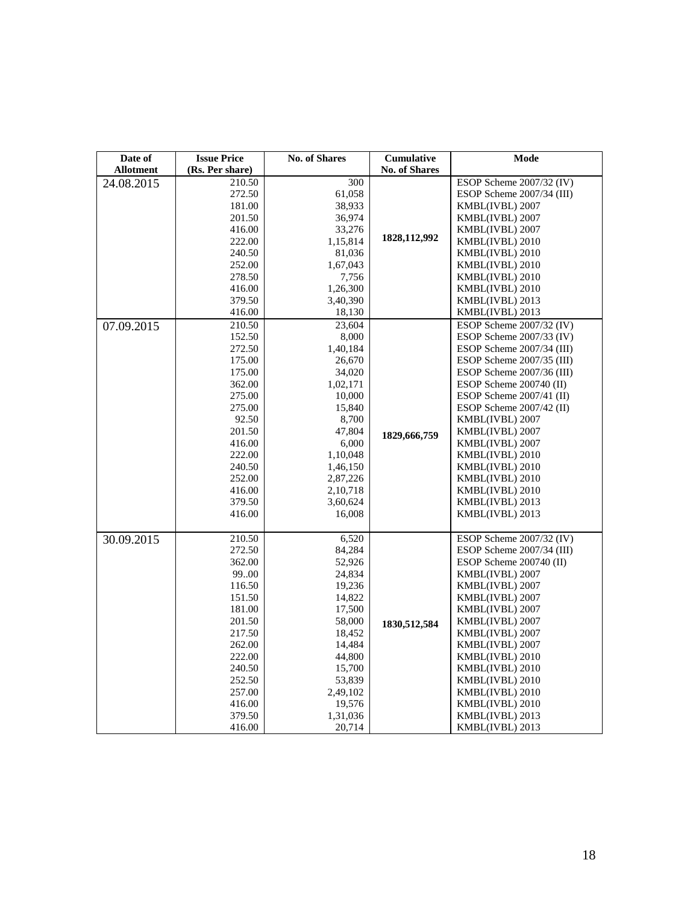| Date of Allotment | Issue Price (Rs. Per share) | No. of Shares | Cumulative No. of Shares | Mode |
|---|---|---|---|---|
| 24.08.2015 | 210.50 | 300 | 1828,112,992 | ESOP Scheme 2007/32 (IV) |
| | 272.50 | 61,058 | | ESOP Scheme 2007/34 (III) |
| | 181.00 | 38,933 | | KMBL(IVBL) 2007 |
| | 201.50 | 36,974 | | KMBL(IVBL) 2007 |
| | 416.00 | 33,276 | | KMBL(IVBL) 2007 |
| | 222.00 | 1,15,814 | | KMBL(IVBL) 2010 |
| | 240.50 | 81,036 | | KMBL(IVBL) 2010 |
| | 252.00 | 1,67,043 | | KMBL(IVBL) 2010 |
| | 278.50 | 7,756 | | KMBL(IVBL) 2010 |
| | 416.00 | 1,26,300 | | KMBL(IVBL) 2010 |
| | 379.50 | 3,40,390 | | KMBL(IVBL) 2013 |
| | 416.00 | 18,130 | | KMBL(IVBL) 2013 |
| 07.09.2015 | 210.50 | 23,604 | 1829,666,759 | ESOP Scheme 2007/32 (IV) |
| | 152.50 | 8,000 | | ESOP Scheme 2007/33 (IV) |
| | 272.50 | 1,40,184 | | ESOP Scheme 2007/34 (III) |
| | 175.00 | 26,670 | | ESOP Scheme 2007/35 (III) |
| | 175.00 | 34,020 | | ESOP Scheme 2007/36 (III) |
| | 362.00 | 1,02,171 | | ESOP Scheme 200740 (II) |
| | 275.00 | 10,000 | | ESOP Scheme 2007/41 (II) |
| | 275.00 | 15,840 | | ESOP Scheme 2007/42 (II) |
| | 92.50 | 8,700 | | KMBL(IVBL) 2007 |
| | 201.50 | 47,804 | | KMBL(IVBL) 2007 |
| | 416.00 | 6,000 | | KMBL(IVBL) 2007 |
| | 222.00 | 1,10,048 | | KMBL(IVBL) 2010 |
| | 240.50 | 1,46,150 | | KMBL(IVBL) 2010 |
| | 252.00 | 2,87,226 | | KMBL(IVBL) 2010 |
| | 416.00 | 2,10,718 | | KMBL(IVBL) 2010 |
| | 379.50 | 3,60,624 | | KMBL(IVBL) 2013 |
| | 416.00 | 16,008 | | KMBL(IVBL) 2013 |
| 30.09.2015 | 210.50 | 6,520 | 1830,512,584 | ESOP Scheme 2007/32 (IV) |
| | 272.50 | 84,284 | | ESOP Scheme 2007/34 (III) |
| | 362.00 | 52,926 | | ESOP Scheme 200740 (II) |
| | 99..00 | 24,834 | | KMBL(IVBL) 2007 |
| | 116.50 | 19,236 | | KMBL(IVBL) 2007 |
| | 151.50 | 14,822 | | KMBL(IVBL) 2007 |
| | 181.00 | 17,500 | | KMBL(IVBL) 2007 |
| | 201.50 | 58,000 | | KMBL(IVBL) 2007 |
| | 217.50 | 18,452 | | KMBL(IVBL) 2007 |
| | 262.00 | 14,484 | | KMBL(IVBL) 2007 |
| | 222.00 | 44,800 | | KMBL(IVBL) 2010 |
| | 240.50 | 15,700 | | KMBL(IVBL) 2010 |
| | 252.50 | 53,839 | | KMBL(IVBL) 2010 |
| | 257.00 | 2,49,102 | | KMBL(IVBL) 2010 |
| | 416.00 | 19,576 | | KMBL(IVBL) 2010 |
| | 379.50 | 1,31,036 | | KMBL(IVBL) 2013 |
| | 416.00 | 20,714 | | KMBL(IVBL) 2013 |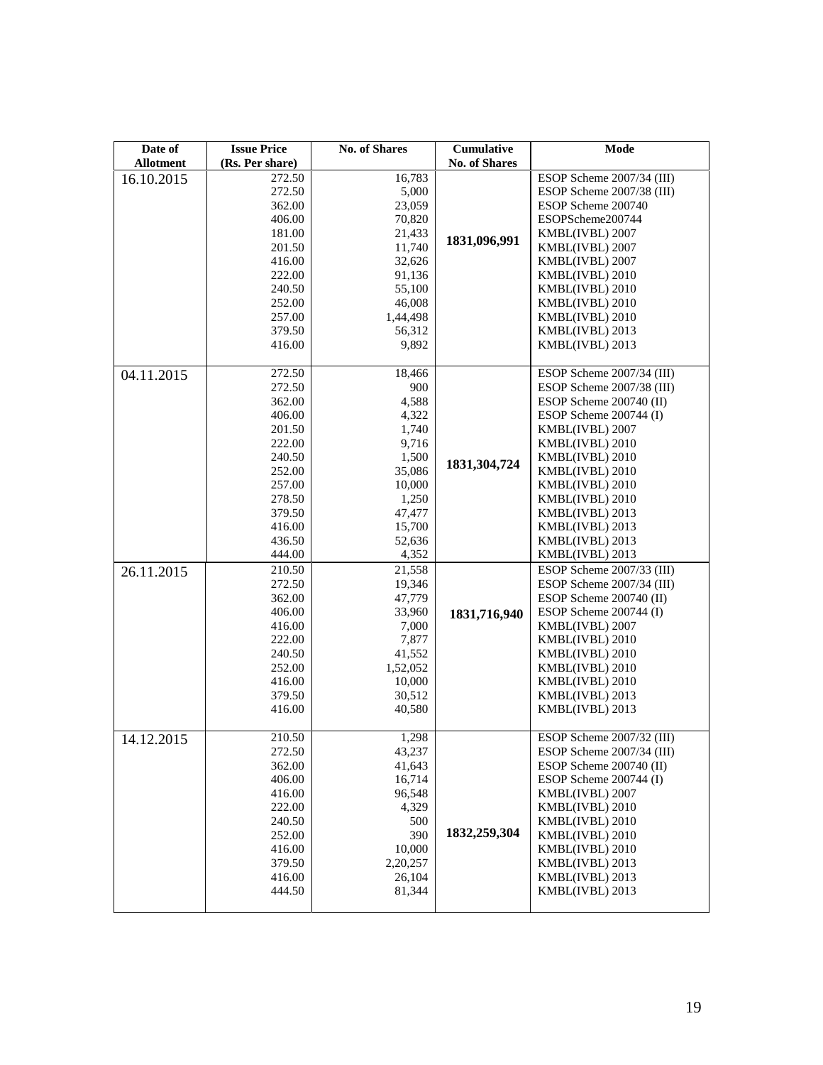| Date of Allotment | Issue Price (Rs. Per share) | No. of Shares | Cumulative No. of Shares | Mode |
|---|---|---|---|---|
| 16.10.2015 | 272.50 | 16,783 | 1831,096,991 | ESOP Scheme 2007/34 (III) |
| | 272.50 | 5,000 | | ESOP Scheme 2007/38 (III) |
| | 362.00 | 23,059 | | ESOP Scheme 200740 |
| | 406.00 | 70,820 | | ESOPScheme200744 |
| | 181.00 | 21,433 | | KMBL(IVBL) 2007 |
| | 201.50 | 11,740 | | KMBL(IVBL) 2007 |
| | 416.00 | 32,626 | | KMBL(IVBL) 2007 |
| | 222.00 | 91,136 | | KMBL(IVBL) 2010 |
| | 240.50 | 55,100 | | KMBL(IVBL) 2010 |
| | 252.00 | 46,008 | | KMBL(IVBL) 2010 |
| | 257.00 | 1,44,498 | | KMBL(IVBL) 2010 |
| | 379.50 | 56,312 | | KMBL(IVBL) 2013 |
| | 416.00 | 9,892 | | KMBL(IVBL) 2013 |
| 04.11.2015 | 272.50 | 18,466 | 1831,304,724 | ESOP Scheme 2007/34 (III) |
| | 272.50 | 900 | | ESOP Scheme 2007/38 (III) |
| | 362.00 | 4,588 | | ESOP Scheme 200740 (II) |
| | 406.00 | 4,322 | | ESOP Scheme 200744 (I) |
| | 201.50 | 1,740 | | KMBL(IVBL) 2007 |
| | 222.00 | 9,716 | | KMBL(IVBL) 2010 |
| | 240.50 | 1,500 | | KMBL(IVBL) 2010 |
| | 252.00 | 35,086 | | KMBL(IVBL) 2010 |
| | 257.00 | 10,000 | | KMBL(IVBL) 2010 |
| | 278.50 | 1,250 | | KMBL(IVBL) 2010 |
| | 379.50 | 47,477 | | KMBL(IVBL) 2013 |
| | 416.00 | 15,700 | | KMBL(IVBL) 2013 |
| | 436.50 | 52,636 | | KMBL(IVBL) 2013 |
| | 444.00 | 4,352 | | KMBL(IVBL) 2013 |
| 26.11.2015 | 210.50 | 21,558 | 1831,716,940 | ESOP Scheme 2007/33 (III) |
| | 272.50 | 19,346 | | ESOP Scheme 2007/34 (III) |
| | 362.00 | 47,779 | | ESOP Scheme 200740 (II) |
| | 406.00 | 33,960 | | ESOP Scheme 200744 (I) |
| | 416.00 | 7,000 | | KMBL(IVBL) 2007 |
| | 222.00 | 7,877 | | KMBL(IVBL) 2010 |
| | 240.50 | 41,552 | | KMBL(IVBL) 2010 |
| | 252.00 | 1,52,052 | | KMBL(IVBL) 2010 |
| | 416.00 | 10,000 | | KMBL(IVBL) 2010 |
| | 379.50 | 30,512 | | KMBL(IVBL) 2013 |
| | 416.00 | 40,580 | | KMBL(IVBL) 2013 |
| 14.12.2015 | 210.50 | 1,298 | 1832,259,304 | ESOP Scheme 2007/32 (III) |
| | 272.50 | 43,237 | | ESOP Scheme 2007/34 (III) |
| | 362.00 | 41,643 | | ESOP Scheme 200740 (II) |
| | 406.00 | 16,714 | | ESOP Scheme 200744 (I) |
| | 416.00 | 96,548 | | KMBL(IVBL) 2007 |
| | 222.00 | 4,329 | | KMBL(IVBL) 2010 |
| | 240.50 | 500 | | KMBL(IVBL) 2010 |
| | 252.00 | 390 | | KMBL(IVBL) 2010 |
| | 416.00 | 10,000 | | KMBL(IVBL) 2010 |
| | 379.50 | 2,20,257 | | KMBL(IVBL) 2013 |
| | 416.00 | 26,104 | | KMBL(IVBL) 2013 |
| | 444.50 | 81,344 | | KMBL(IVBL) 2013 |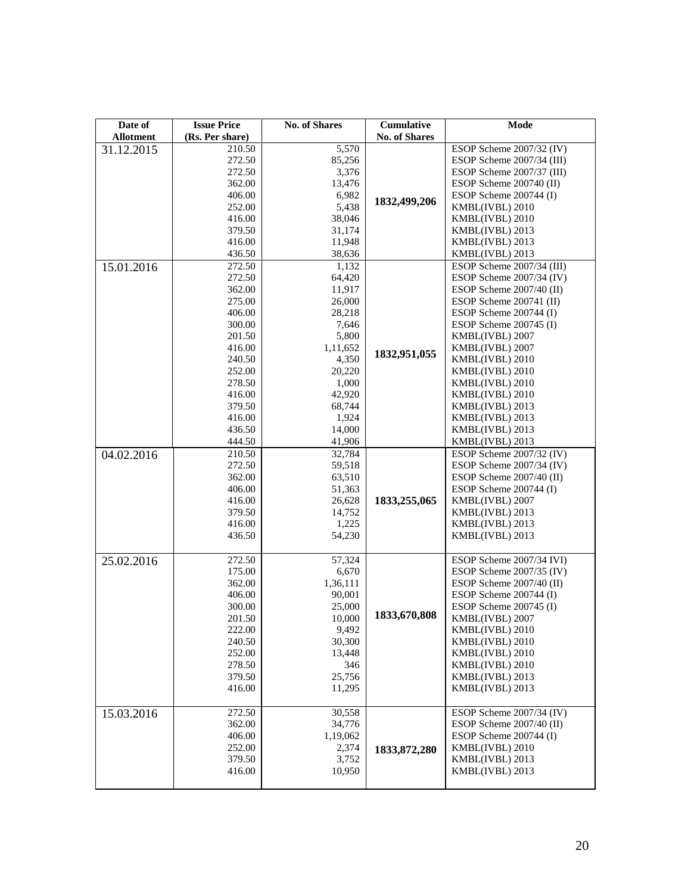| Date of Allotment | Issue Price (Rs. Per share) | No. of Shares | Cumulative No. of Shares | Mode |
|---|---|---|---|---|
| 31.12.2015 | 210.50 | 5,570 | 1832,499,206 | ESOP Scheme 2007/32 (IV) |
| | 272.50 | 85,256 | | ESOP Scheme 2007/34 (III) |
| | 272.50 | 3,376 | | ESOP Scheme 2007/37 (III) |
| | 362.00 | 13,476 | | ESOP Scheme 200740 (II) |
| | 406.00 | 6,982 | | ESOP Scheme 200744 (I) |
| | 252.00 | 5,438 | | KMBL(IVBL) 2010 |
| | 416.00 | 38,046 | | KMBL(IVBL) 2010 |
| | 379.50 | 31,174 | | KMBL(IVBL) 2013 |
| | 416.00 | 11,948 | | KMBL(IVBL) 2013 |
| | 436.50 | 38,636 | | KMBL(IVBL) 2013 |
| 15.01.2016 | 272.50 | 1,132 | 1832,951,055 | ESOP Scheme 2007/34 (III) |
| | 272.50 | 64,420 | | ESOP Scheme 2007/34 (IV) |
| | 362.00 | 11,917 | | ESOP Scheme 2007/40 (II) |
| | 275.00 | 26,000 | | ESOP Scheme 200741 (II) |
| | 406.00 | 28,218 | | ESOP Scheme 200744 (I) |
| | 300.00 | 7,646 | | ESOP Scheme 200745 (I) |
| | 201.50 | 5,800 | | KMBL(IVBL) 2007 |
| | 416.00 | 1,11,652 | | KMBL(IVBL) 2007 |
| | 240.50 | 4,350 | | KMBL(IVBL) 2010 |
| | 252.00 | 20,220 | | KMBL(IVBL) 2010 |
| | 278.50 | 1,000 | | KMBL(IVBL) 2010 |
| | 416.00 | 42,920 | | KMBL(IVBL) 2010 |
| | 379.50 | 68,744 | | KMBL(IVBL) 2013 |
| | 416.00 | 1,924 | | KMBL(IVBL) 2013 |
| | 436.50 | 14,000 | | KMBL(IVBL) 2013 |
| | 444.50 | 41,906 | | KMBL(IVBL) 2013 |
| 04.02.2016 | 210.50 | 32,784 | 1833,255,065 | ESOP Scheme 2007/32 (IV) |
| | 272.50 | 59,518 | | ESOP Scheme 2007/34 (IV) |
| | 362.00 | 63,510 | | ESOP Scheme 2007/40 (II) |
| | 406.00 | 51,363 | | ESOP Scheme 200744 (I) |
| | 416.00 | 26,628 | | KMBL(IVBL) 2007 |
| | 379.50 | 14,752 | | KMBL(IVBL) 2013 |
| | 416.00 | 1,225 | | KMBL(IVBL) 2013 |
| | 436.50 | 54,230 | | KMBL(IVBL) 2013 |
| 25.02.2016 | 272.50 | 57,324 | 1833,670,808 | ESOP Scheme 2007/34 IVI) |
| | 175.00 | 6,670 | | ESOP Scheme 2007/35 (IV) |
| | 362.00 | 1,36,111 | | ESOP Scheme 2007/40 (II) |
| | 406.00 | 90,001 | | ESOP Scheme 200744 (I) |
| | 300.00 | 25,000 | | ESOP Scheme 200745 (I) |
| | 201.50 | 10,000 | | KMBL(IVBL) 2007 |
| | 222.00 | 9,492 | | KMBL(IVBL) 2010 |
| | 240.50 | 30,300 | | KMBL(IVBL) 2010 |
| | 252.00 | 13,448 | | KMBL(IVBL) 2010 |
| | 278.50 | 346 | | KMBL(IVBL) 2010 |
| | 379.50 | 25,756 | | KMBL(IVBL) 2013 |
| | 416.00 | 11,295 | | KMBL(IVBL) 2013 |
| 15.03.2016 | 272.50 | 30,558 | 1833,872,280 | ESOP Scheme 2007/34 (IV) |
| | 362.00 | 34,776 | | ESOP Scheme 2007/40 (II) |
| | 406.00 | 1,19,062 | | ESOP Scheme 200744 (I) |
| | 252.00 | 2,374 | | KMBL(IVBL) 2010 |
| | 379.50 | 3,752 | | KMBL(IVBL) 2013 |
| | 416.00 | 10,950 | | KMBL(IVBL) 2013 |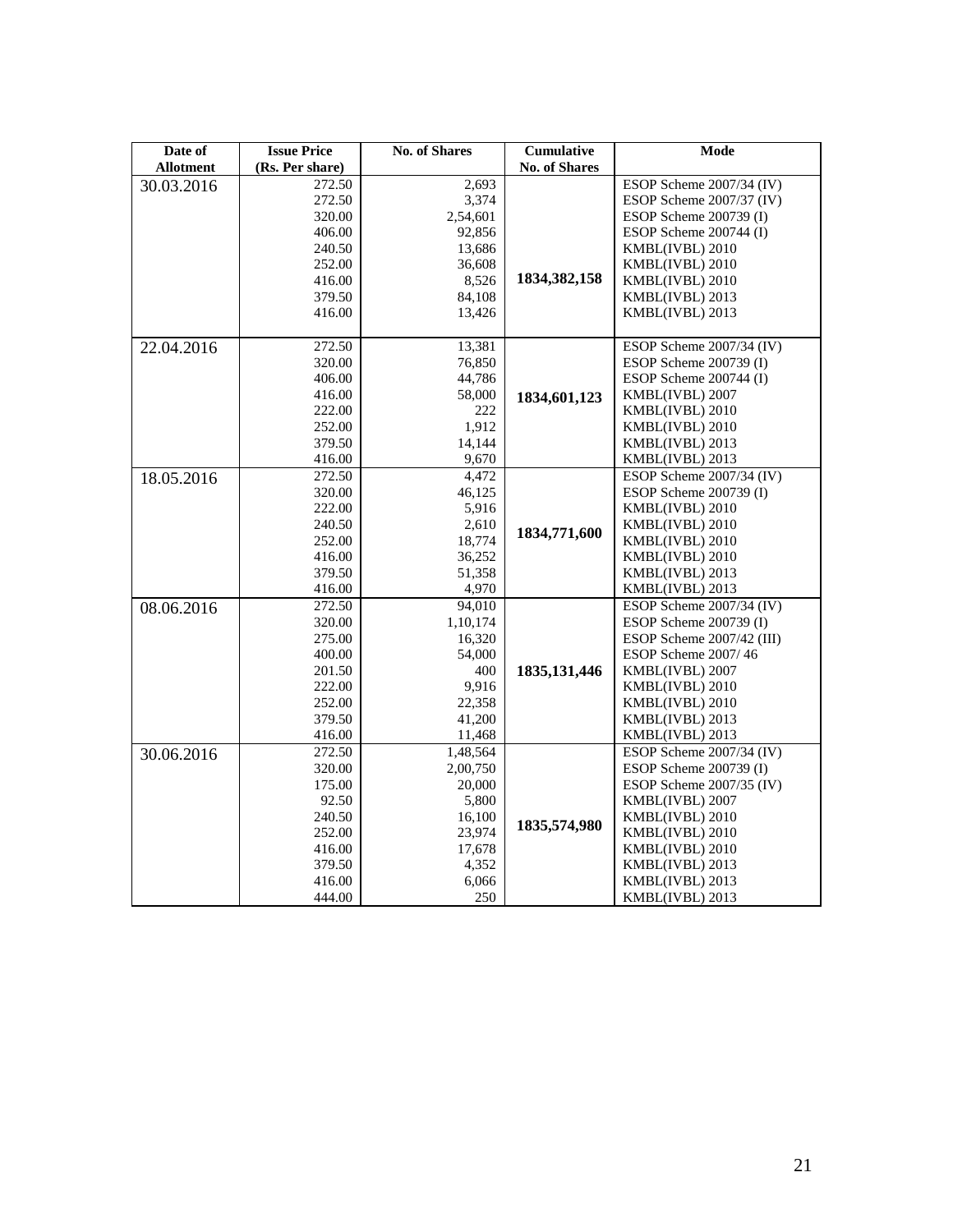| Date of Allotment | Issue Price (Rs. Per share) | No. of Shares | Cumulative No. of Shares | Mode |
|---|---|---|---|---|
| 30.03.2016 | 272.50 | 2,693 | 1834,382,158 | ESOP Scheme 2007/34 (IV) |
| | 272.50 | 3,374 | | ESOP Scheme 2007/37 (IV) |
| | 320.00 | 2,54,601 | | ESOP Scheme 200739 (I) |
| | 406.00 | 92,856 | | ESOP Scheme 200744 (I) |
| | 240.50 | 13,686 | | KMBL(IVBL) 2010 |
| | 252.00 | 36,608 | | KMBL(IVBL) 2010 |
| | 416.00 | 8,526 | | KMBL(IVBL) 2010 |
| | 379.50 | 84,108 | | KMBL(IVBL) 2013 |
| | 416.00 | 13,426 | | KMBL(IVBL) 2013 |
| 22.04.2016 | 272.50 | 13,381 | 1834,601,123 | ESOP Scheme 2007/34 (IV) |
| | 320.00 | 76,850 | | ESOP Scheme 200739 (I) |
| | 406.00 | 44,786 | | ESOP Scheme 200744 (I) |
| | 416.00 | 58,000 | | KMBL(IVBL) 2007 |
| | 222.00 | 222 | | KMBL(IVBL) 2010 |
| | 252.00 | 1,912 | | KMBL(IVBL) 2010 |
| | 379.50 | 14,144 | | KMBL(IVBL) 2013 |
| | 416.00 | 9,670 | | KMBL(IVBL) 2013 |
| 18.05.2016 | 272.50 | 4,472 | 1834,771,600 | ESOP Scheme 2007/34 (IV) |
| | 320.00 | 46,125 | | ESOP Scheme 200739 (I) |
| | 222.00 | 5,916 | | KMBL(IVBL) 2010 |
| | 240.50 | 2,610 | | KMBL(IVBL) 2010 |
| | 252.00 | 18,774 | | KMBL(IVBL) 2010 |
| | 416.00 | 36,252 | | KMBL(IVBL) 2010 |
| | 379.50 | 51,358 | | KMBL(IVBL) 2013 |
| | 416.00 | 4,970 | | KMBL(IVBL) 2013 |
| 08.06.2016 | 272.50 | 94,010 | 1835,131,446 | ESOP Scheme 2007/34 (IV) |
| | 320.00 | 1,10,174 | | ESOP Scheme 200739 (I) |
| | 275.00 | 16,320 | | ESOP Scheme 2007/42 (III) |
| | 400.00 | 54,000 | | ESOP Scheme 2007/ 46 |
| | 201.50 | 400 | | KMBL(IVBL) 2007 |
| | 222.00 | 9,916 | | KMBL(IVBL) 2010 |
| | 252.00 | 22,358 | | KMBL(IVBL) 2010 |
| | 379.50 | 41,200 | | KMBL(IVBL) 2013 |
| | 416.00 | 11,468 | | KMBL(IVBL) 2013 |
| 30.06.2016 | 272.50 | 1,48,564 | 1835,574,980 | ESOP Scheme 2007/34 (IV) |
| | 320.00 | 2,00,750 | | ESOP Scheme 200739 (I) |
| | 175.00 | 20,000 | | ESOP Scheme 2007/35 (IV) |
| | 92.50 | 5,800 | | KMBL(IVBL) 2007 |
| | 240.50 | 16,100 | | KMBL(IVBL) 2010 |
| | 252.00 | 23,974 | | KMBL(IVBL) 2010 |
| | 416.00 | 17,678 | | KMBL(IVBL) 2010 |
| | 379.50 | 4,352 | | KMBL(IVBL) 2013 |
| | 416.00 | 6,066 | | KMBL(IVBL) 2013 |
| | 444.00 | 250 | | KMBL(IVBL) 2013 |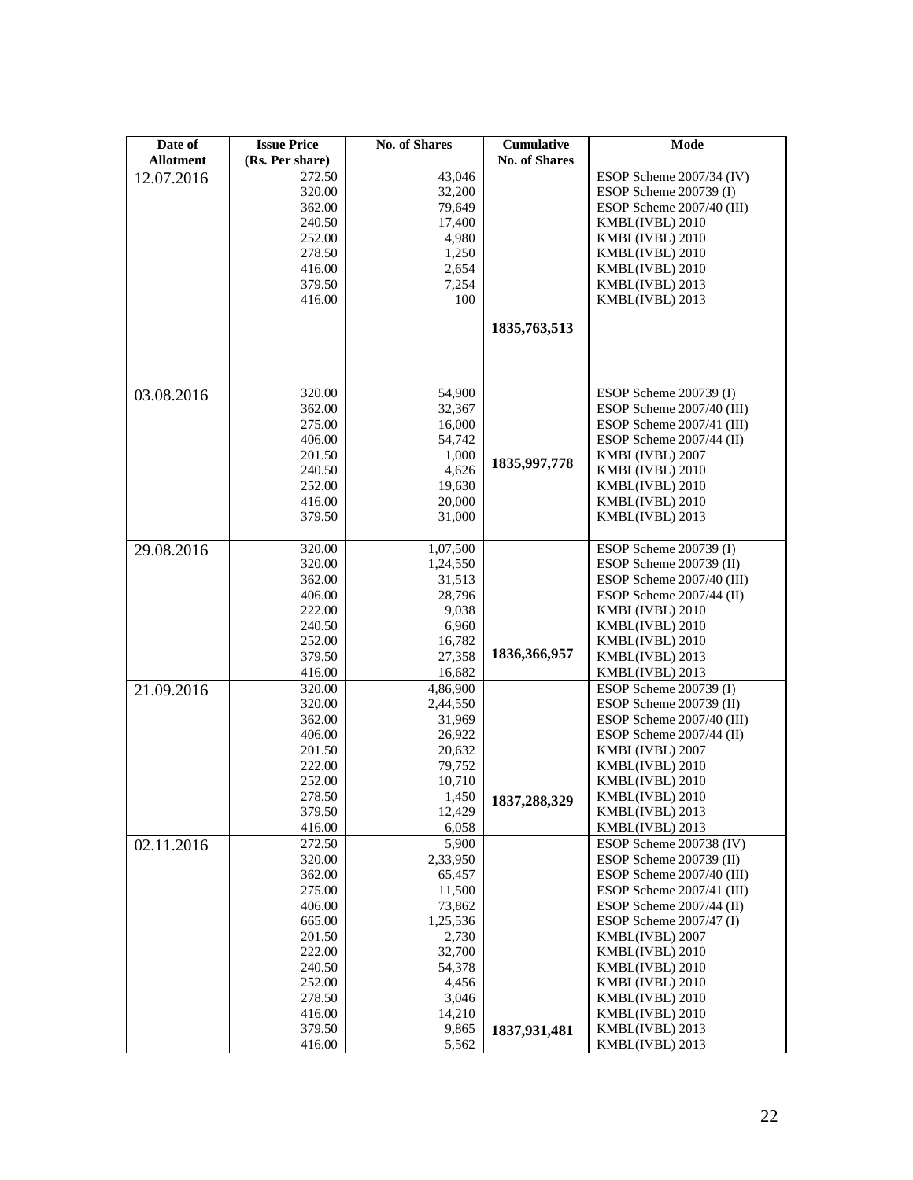| Date of Allotment | Issue Price (Rs. Per share) | No. of Shares | Cumulative No. of Shares | Mode |
|---|---|---|---|---|
| 12.07.2016 | 272.50 | 43,046 | | ESOP Scheme 2007/34 (IV) |
| | 320.00 | 32,200 | | ESOP Scheme 200739 (I) |
| | 362.00 | 79,649 | | ESOP Scheme 2007/40 (III) |
| | 240.50 | 17,400 | | KMBL(IVBL) 2010 |
| | 252.00 | 4,980 | | KMBL(IVBL) 2010 |
| | 278.50 | 1,250 | | KMBL(IVBL) 2010 |
| | 416.00 | 2,654 | | KMBL(IVBL) 2010 |
| | 379.50 | 7,254 | | KMBL(IVBL) 2013 |
| | 416.00 | 100 | | KMBL(IVBL) 2013 |
| | | | **1835,763,513** | |
| 03.08.2016 | 320.00 | 54,900 | | ESOP Scheme 200739 (I) |
| | 362.00 | 32,367 | | ESOP Scheme 2007/40 (III) |
| | 275.00 | 16,000 | | ESOP Scheme 2007/41 (III) |
| | 406.00 | 54,742 | | ESOP Scheme 2007/44 (II) |
| | 201.50 | 1,000 | **1835,997,778** | KMBL(IVBL) 2007 |
| | 240.50 | 4,626 | | KMBL(IVBL) 2010 |
| | 252.00 | 19,630 | | KMBL(IVBL) 2010 |
| | 416.00 | 20,000 | | KMBL(IVBL) 2010 |
| | 379.50 | 31,000 | | KMBL(IVBL) 2013 |
| 29.08.2016 | 320.00 | 1,07,500 | | ESOP Scheme 200739 (I) |
| | 320.00 | 1,24,550 | | ESOP Scheme 200739 (II) |
| | 362.00 | 31,513 | | ESOP Scheme 2007/40 (III) |
| | 406.00 | 28,796 | | ESOP Scheme 2007/44 (II) |
| | 222.00 | 9,038 | | KMBL(IVBL) 2010 |
| | 240.50 | 6,960 | | KMBL(IVBL) 2010 |
| | 252.00 | 16,782 | | KMBL(IVBL) 2010 |
| | 379.50 | 27,358 | **1836,366,957** | KMBL(IVBL) 2013 |
| | 416.00 | 16,682 | | KMBL(IVBL) 2013 |
| 21.09.2016 | 320.00 | 4,86,900 | | ESOP Scheme 200739 (I) |
| | 320.00 | 2,44,550 | | ESOP Scheme 200739 (II) |
| | 362.00 | 31,969 | | ESOP Scheme 2007/40 (III) |
| | 406.00 | 26,922 | | ESOP Scheme 2007/44 (II) |
| | 201.50 | 20,632 | | KMBL(IVBL) 2007 |
| | 222.00 | 79,752 | | KMBL(IVBL) 2010 |
| | 252.00 | 10,710 | | KMBL(IVBL) 2010 |
| | 278.50 | 1,450 | **1837,288,329** | KMBL(IVBL) 2010 |
| | 379.50 | 12,429 | | KMBL(IVBL) 2013 |
| | 416.00 | 6,058 | | KMBL(IVBL) 2013 |
| 02.11.2016 | 272.50 | 5,900 | | ESOP Scheme 200738 (IV) |
| | 320.00 | 2,33,950 | | ESOP Scheme 200739 (II) |
| | 362.00 | 65,457 | | ESOP Scheme 2007/40 (III) |
| | 275.00 | 11,500 | | ESOP Scheme 2007/41 (III) |
| | 406.00 | 73,862 | | ESOP Scheme 2007/44 (II) |
| | 665.00 | 1,25,536 | | ESOP Scheme 2007/47 (I) |
| | 201.50 | 2,730 | | KMBL(IVBL) 2007 |
| | 222.00 | 32,700 | | KMBL(IVBL) 2010 |
| | 240.50 | 54,378 | | KMBL(IVBL) 2010 |
| | 252.00 | 4,456 | | KMBL(IVBL) 2010 |
| | 278.50 | 3,046 | | KMBL(IVBL) 2010 |
| | 416.00 | 14,210 | | KMBL(IVBL) 2010 |
| | 379.50 | 9,865 | **1837,931,481** | KMBL(IVBL) 2013 |
| | 416.00 | 5,562 | | KMBL(IVBL) 2013 |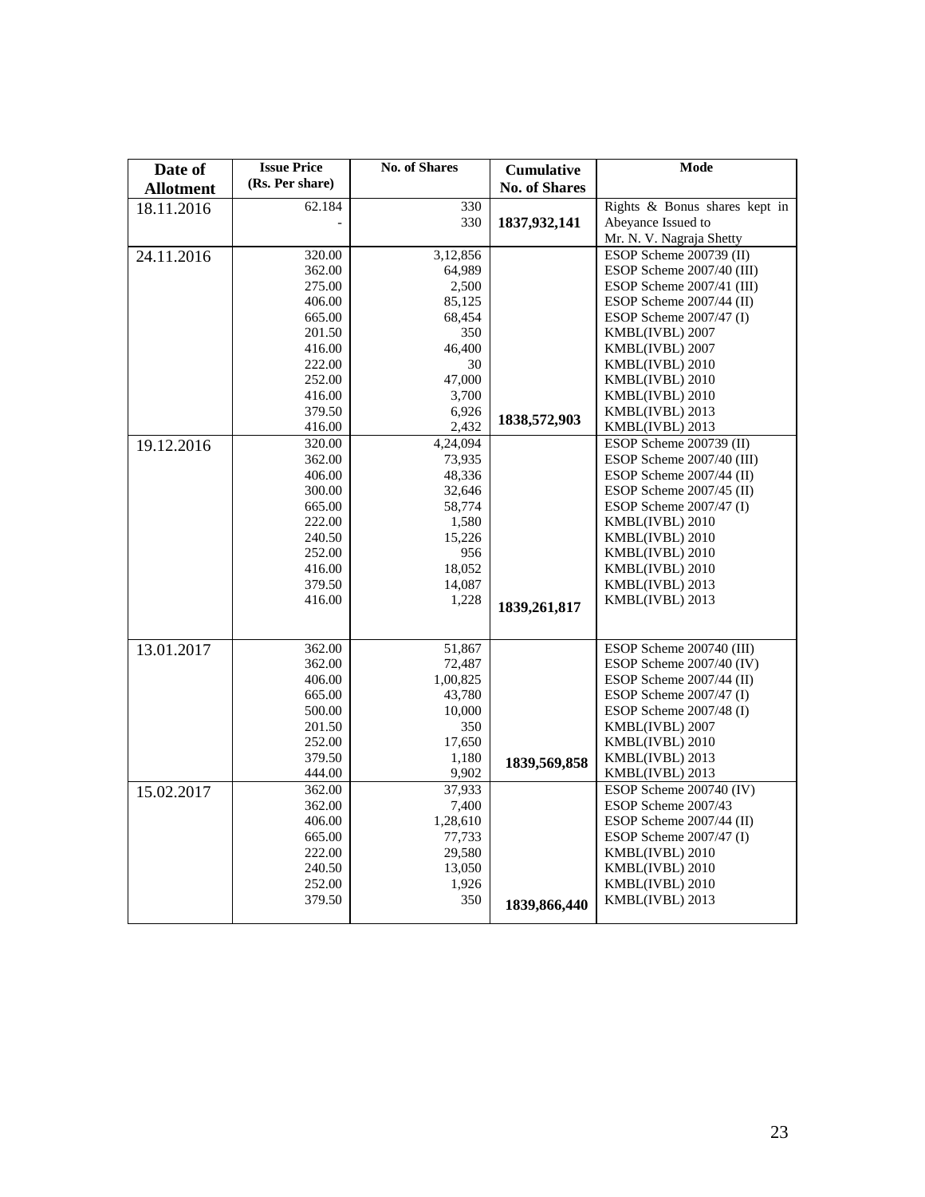| Date of Allotment | Issue Price (Rs. Per share) | No. of Shares | Cumulative No. of Shares | Mode |
|---|---|---|---|---|
| 18.11.2016 | 62.184 | 330 | | Rights & Bonus shares kept in |
| | - | 330 | 1837,932,141 | Abeyance Issued to |
| | | | | Mr. N. V. Nagraja Shetty |
| 24.11.2016 | 320.00 | 3,12,856 | | ESOP Scheme 200739 (II) |
| | 362.00 | 64,989 | | ESOP Scheme 2007/40 (III) |
| | 275.00 | 2,500 | | ESOP Scheme 2007/41 (III) |
| | 406.00 | 85,125 | | ESOP Scheme 2007/44 (II) |
| | 665.00 | 68,454 | | ESOP Scheme 2007/47 (I) |
| | 201.50 | 350 | | KMBL(IVBL) 2007 |
| | 416.00 | 46,400 | | KMBL(IVBL) 2007 |
| | 222.00 | 30 | | KMBL(IVBL) 2010 |
| | 252.00 | 47,000 | | KMBL(IVBL) 2010 |
| | 416.00 | 3,700 | | KMBL(IVBL) 2010 |
| | 379.50 | 6,926 | | KMBL(IVBL) 2013 |
| | 416.00 | 2,432 | 1838,572,903 | KMBL(IVBL) 2013 |
| 19.12.2016 | 320.00 | 4,24,094 | | ESOP Scheme 200739 (II) |
| | 362.00 | 73,935 | | ESOP Scheme 2007/40 (III) |
| | 406.00 | 48,336 | | ESOP Scheme 2007/44 (II) |
| | 300.00 | 32,646 | | ESOP Scheme 2007/45 (II) |
| | 665.00 | 58,774 | | ESOP Scheme 2007/47 (I) |
| | 222.00 | 1,580 | | KMBL(IVBL) 2010 |
| | 240.50 | 15,226 | | KMBL(IVBL) 2010 |
| | 252.00 | 956 | | KMBL(IVBL) 2010 |
| | 416.00 | 18,052 | | KMBL(IVBL) 2010 |
| | 379.50 | 14,087 | | KMBL(IVBL) 2013 |
| | 416.00 | 1,228 | 1839,261,817 | KMBL(IVBL) 2013 |
| 13.01.2017 | 362.00 | 51,867 | | ESOP Scheme 200740 (III) |
| | 362.00 | 72,487 | | ESOP Scheme 2007/40 (IV) |
| | 406.00 | 1,00,825 | | ESOP Scheme 2007/44 (II) |
| | 665.00 | 43,780 | | ESOP Scheme 2007/47 (I) |
| | 500.00 | 10,000 | | ESOP Scheme 2007/48 (I) |
| | 201.50 | 350 | | KMBL(IVBL) 2007 |
| | 252.00 | 17,650 | | KMBL(IVBL) 2010 |
| | 379.50 | 1,180 | 1839,569,858 | KMBL(IVBL) 2013 |
| | 444.00 | 9,902 | | KMBL(IVBL) 2013 |
| 15.02.2017 | 362.00 | 37,933 | | ESOP Scheme 200740 (IV) |
| | 362.00 | 7,400 | | ESOP Scheme 2007/43 |
| | 406.00 | 1,28,610 | | ESOP Scheme 2007/44 (II) |
| | 665.00 | 77,733 | | ESOP Scheme 2007/47 (I) |
| | 222.00 | 29,580 | | KMBL(IVBL) 2010 |
| | 240.50 | 13,050 | | KMBL(IVBL) 2010 |
| | 252.00 | 1,926 | | KMBL(IVBL) 2010 |
| | 379.50 | 350 | 1839,866,440 | KMBL(IVBL) 2013 |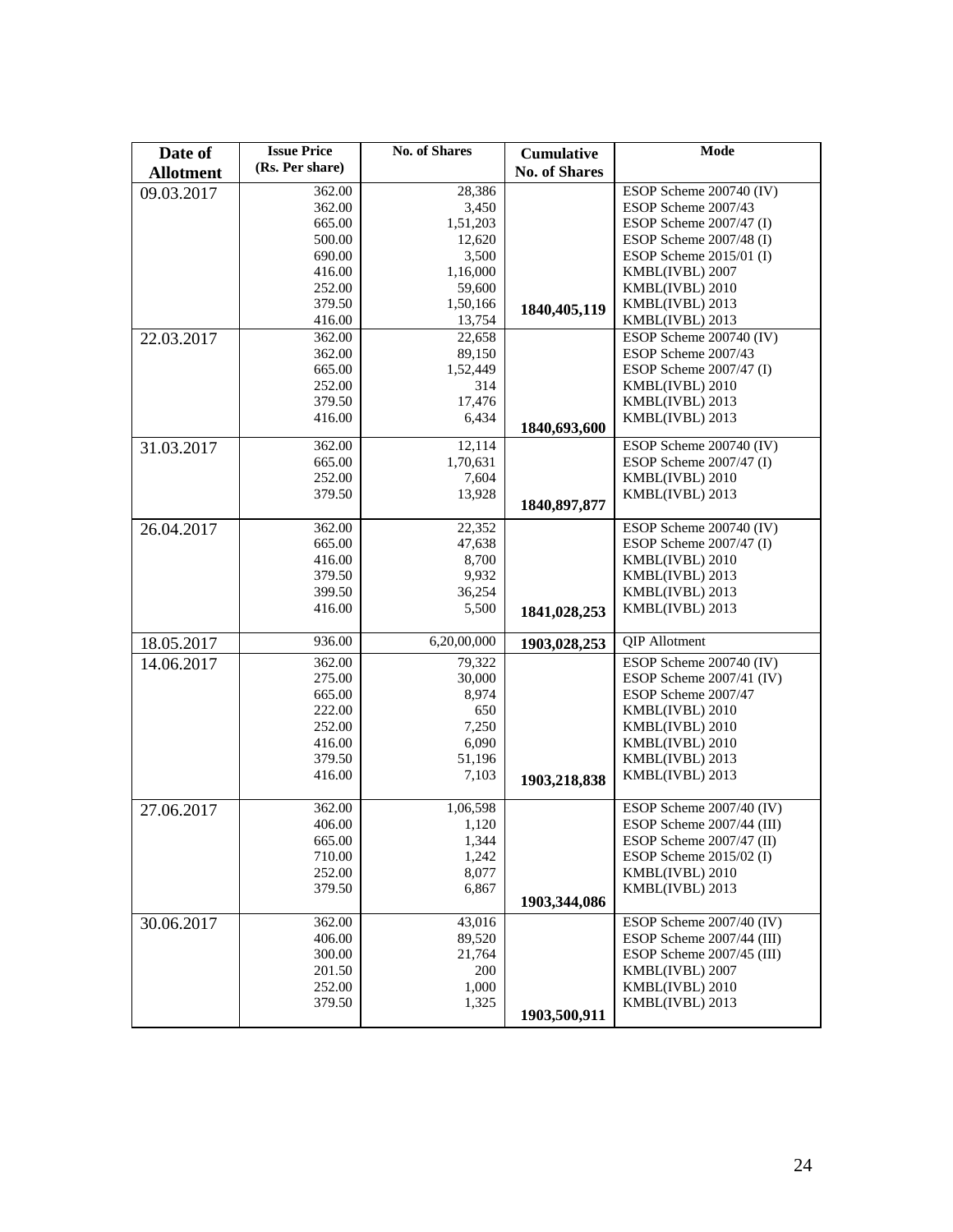| Date of Allotment | Issue Price (Rs. Per share) | No. of Shares | Cumulative No. of Shares | Mode |
|---|---|---|---|---|
| 09.03.2017 | 362.00 | 28,386 | | ESOP Scheme 200740 (IV) |
| | 362.00 | 3,450 | | ESOP Scheme 2007/43 |
| | 665.00 | 1,51,203 | | ESOP Scheme 2007/47 (I) |
| | 500.00 | 12,620 | | ESOP Scheme 2007/48 (I) |
| | 690.00 | 3,500 | | ESOP Scheme 2015/01 (I) |
| | 416.00 | 1,16,000 | | KMBL(IVBL) 2007 |
| | 252.00 | 59,600 | | KMBL(IVBL) 2010 |
| | 379.50 | 1,50,166 | | KMBL(IVBL) 2013 |
| | 416.00 | 13,754 | **1840,405,119** | KMBL(IVBL) 2013 |
| 22.03.2017 | 362.00 | 22,658 | | ESOP Scheme 200740 (IV) |
| | 362.00 | 89,150 | | ESOP Scheme 2007/43 |
| | 665.00 | 1,52,449 | | ESOP Scheme 2007/47 (I) |
| | 252.00 | 314 | | KMBL(IVBL) 2010 |
| | 379.50 | 17,476 | | KMBL(IVBL) 2013 |
| | 416.00 | 6,434 | **1840,693,600** | KMBL(IVBL) 2013 |
| 31.03.2017 | 362.00 | 12,114 | | ESOP Scheme 200740 (IV) |
| | 665.00 | 1,70,631 | | ESOP Scheme 2007/47 (I) |
| | 252.00 | 7,604 | | KMBL(IVBL) 2010 |
| | 379.50 | 13,928 | **1840,897,877** | KMBL(IVBL) 2013 |
| 26.04.2017 | 362.00 | 22,352 | | ESOP Scheme 200740 (IV) |
| | 665.00 | 47,638 | | ESOP Scheme 2007/47 (I) |
| | 416.00 | 8,700 | | KMBL(IVBL) 2010 |
| | 379.50 | 9,932 | | KMBL(IVBL) 2013 |
| | 399.50 | 36,254 | | KMBL(IVBL) 2013 |
| | 416.00 | 5,500 | **1841,028,253** | KMBL(IVBL) 2013 |
| 18.05.2017 | 936.00 | 6,20,00,000 | **1903,028,253** | QIP Allotment |
| 14.06.2017 | 362.00 | 79,322 | | ESOP Scheme 200740 (IV) |
| | 275.00 | 30,000 | | ESOP Scheme 2007/41 (IV) |
| | 665.00 | 8,974 | | ESOP Scheme 2007/47 |
| | 222.00 | 650 | | KMBL(IVBL) 2010 |
| | 252.00 | 7,250 | | KMBL(IVBL) 2010 |
| | 416.00 | 6,090 | | KMBL(IVBL) 2010 |
| | 379.50 | 51,196 | | KMBL(IVBL) 2013 |
| | 416.00 | 7,103 | **1903,218,838** | KMBL(IVBL) 2013 |
| 27.06.2017 | 362.00 | 1,06,598 | | ESOP Scheme 2007/40 (IV) |
| | 406.00 | 1,120 | | ESOP Scheme 2007/44 (III) |
| | 665.00 | 1,344 | | ESOP Scheme 2007/47 (II) |
| | 710.00 | 1,242 | | ESOP Scheme 2015/02 (I) |
| | 252.00 | 8,077 | | KMBL(IVBL) 2010 |
| | 379.50 | 6,867 | **1903,344,086** | KMBL(IVBL) 2013 |
| 30.06.2017 | 362.00 | 43,016 | | ESOP Scheme 2007/40 (IV) |
| | 406.00 | 89,520 | | ESOP Scheme 2007/44 (III) |
| | 300.00 | 21,764 | | ESOP Scheme 2007/45 (III) |
| | 201.50 | 200 | | KMBL(IVBL) 2007 |
| | 252.00 | 1,000 | | KMBL(IVBL) 2010 |
| | 379.50 | 1,325 | **1903,500,911** | KMBL(IVBL) 2013 |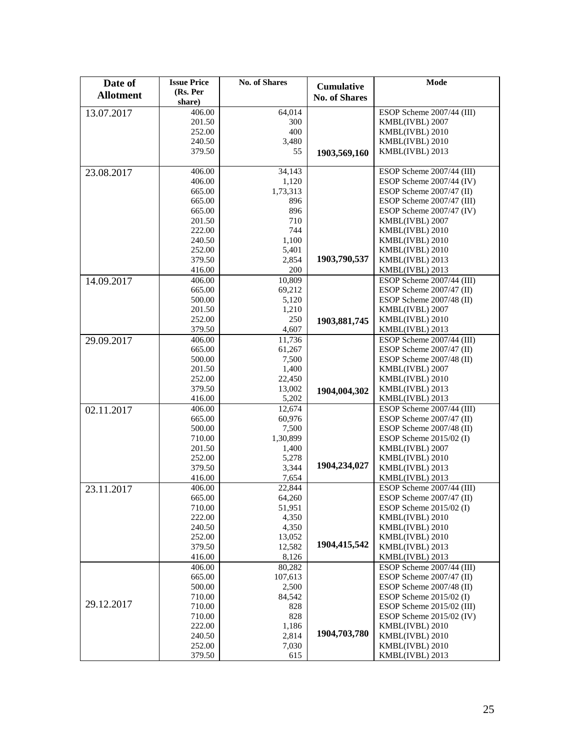| Date of Allotment | Issue Price (Rs. Per share) | No. of Shares | Cumulative No. of Shares | Mode |
|---|---|---|---|---|
| 13.07.2017 | 406.00 | 64,014 | | ESOP Scheme 2007/44 (III) |
| | 201.50 | 300 | | KMBL(IVBL) 2007 |
| | 252.00 | 400 | | KMBL(IVBL) 2010 |
| | 240.50 | 3,480 | | KMBL(IVBL) 2010 |
| | 379.50 | 55 | 1903,569,160 | KMBL(IVBL) 2013 |
| 23.08.2017 | 406.00 | 34,143 | | ESOP Scheme 2007/44 (III) |
| | 406.00 | 1,120 | | ESOP Scheme 2007/44 (IV) |
| | 665.00 | 1,73,313 | | ESOP Scheme 2007/47 (II) |
| | 665.00 | 896 | | ESOP Scheme 2007/47 (III) |
| | 665.00 | 896 | | ESOP Scheme 2007/47 (IV) |
| | 201.50 | 710 | | KMBL(IVBL) 2007 |
| | 222.00 | 744 | | KMBL(IVBL) 2010 |
| | 240.50 | 1,100 | | KMBL(IVBL) 2010 |
| | 252.00 | 5,401 | | KMBL(IVBL) 2010 |
| | 379.50 | 2,854 | 1903,790,537 | KMBL(IVBL) 2013 |
| | 416.00 | 200 | | KMBL(IVBL) 2013 |
| 14.09.2017 | 406.00 | 10,809 | | ESOP Scheme 2007/44 (III) |
| | 665.00 | 69,212 | | ESOP Scheme 2007/47 (II) |
| | 500.00 | 5,120 | | ESOP Scheme 2007/48 (II) |
| | 201.50 | 1,210 | | KMBL(IVBL) 2007 |
| | 252.00 | 250 | 1903,881,745 | KMBL(IVBL) 2010 |
| | 379.50 | 4,607 | | KMBL(IVBL) 2013 |
| 29.09.2017 | 406.00 | 11,736 | | ESOP Scheme 2007/44 (III) |
| | 665.00 | 61,267 | | ESOP Scheme 2007/47 (II) |
| | 500.00 | 7,500 | | ESOP Scheme 2007/48 (II) |
| | 201.50 | 1,400 | | KMBL(IVBL) 2007 |
| | 252.00 | 22,450 | | KMBL(IVBL) 2010 |
| | 379.50 | 13,002 | 1904,004,302 | KMBL(IVBL) 2013 |
| | 416.00 | 5,202 | | KMBL(IVBL) 2013 |
| 02.11.2017 | 406.00 | 12,674 | | ESOP Scheme 2007/44 (III) |
| | 665.00 | 60,976 | | ESOP Scheme 2007/47 (II) |
| | 500.00 | 7,500 | | ESOP Scheme 2007/48 (II) |
| | 710.00 | 1,30,899 | | ESOP Scheme 2015/02 (I) |
| | 201.50 | 1,400 | | KMBL(IVBL) 2007 |
| | 252.00 | 5,278 | | KMBL(IVBL) 2010 |
| | 379.50 | 3,344 | 1904,234,027 | KMBL(IVBL) 2013 |
| | 416.00 | 7,654 | | KMBL(IVBL) 2013 |
| 23.11.2017 | 406.00 | 22,844 | | ESOP Scheme 2007/44 (III) |
| | 665.00 | 64,260 | | ESOP Scheme 2007/47 (II) |
| | 710.00 | 51,951 | | ESOP Scheme 2015/02 (I) |
| | 222.00 | 4,350 | | KMBL(IVBL) 2010 |
| | 240.50 | 4,350 | | KMBL(IVBL) 2010 |
| | 252.00 | 13,052 | | KMBL(IVBL) 2010 |
| | 379.50 | 12,582 | 1904,415,542 | KMBL(IVBL) 2013 |
| | 416.00 | 8,126 | | KMBL(IVBL) 2013 |
| 29.12.2017 | 406.00 | 80,282 | | ESOP Scheme 2007/44 (III) |
| | 665.00 | 107,613 | | ESOP Scheme 2007/47 (II) |
| | 500.00 | 2,500 | | ESOP Scheme 2007/48 (II) |
| | 710.00 | 84,542 | | ESOP Scheme 2015/02 (I) |
| | 710.00 | 828 | | ESOP Scheme 2015/02 (III) |
| | 710.00 | 828 | | ESOP Scheme 2015/02 (IV) |
| | 222.00 | 1,186 | | KMBL(IVBL) 2010 |
| | 240.50 | 2,814 | 1904,703,780 | KMBL(IVBL) 2010 |
| | 252.00 | 7,030 | | KMBL(IVBL) 2010 |
| | 379.50 | 615 | | KMBL(IVBL) 2013 |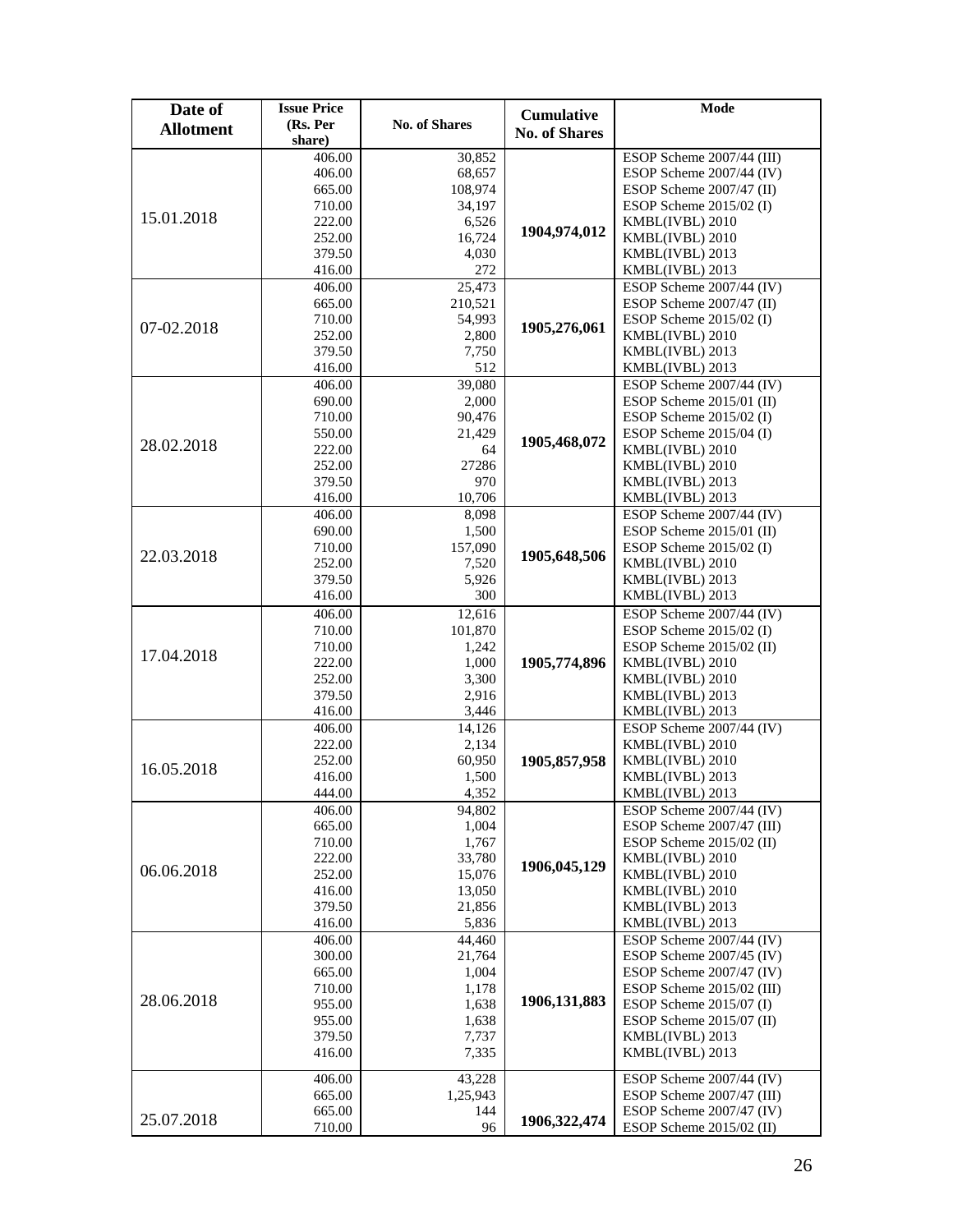| Date of Allotment | Issue Price (Rs. Per share) | No. of Shares | Cumulative No. of Shares | Mode |
|---|---|---|---|---|
| 15.01.2018 | 406.00 | 30,852 | 1904,974,012 | ESOP Scheme 2007/44 (III) |
| | 406.00 | 68,657 | | ESOP Scheme 2007/44 (IV) |
| | 665.00 | 108,974 | | ESOP Scheme 2007/47 (II) |
| | 710.00 | 34,197 | | ESOP Scheme 2015/02 (I) |
| | 222.00 | 6,526 | | KMBL(IVBL) 2010 |
| | 252.00 | 16,724 | | KMBL(IVBL) 2010 |
| | 379.50 | 4,030 | | KMBL(IVBL) 2013 |
| | 416.00 | 272 | | KMBL(IVBL) 2013 |
| 07-02.2018 | 406.00 | 25,473 | 1905,276,061 | ESOP Scheme 2007/44 (IV) |
| | 665.00 | 210,521 | | ESOP Scheme 2007/47 (II) |
| | 710.00 | 54,993 | | ESOP Scheme 2015/02 (I) |
| | 252.00 | 2,800 | | KMBL(IVBL) 2010 |
| | 379.50 | 7,750 | | KMBL(IVBL) 2013 |
| | 416.00 | 512 | | KMBL(IVBL) 2013 |
| 28.02.2018 | 406.00 | 39,080 | 1905,468,072 | ESOP Scheme 2007/44 (IV) |
| | 690.00 | 2,000 | | ESOP Scheme 2015/01 (II) |
| | 710.00 | 90,476 | | ESOP Scheme 2015/02 (I) |
| | 550.00 | 21,429 | | ESOP Scheme 2015/04 (I) |
| | 222.00 | 64 | | KMBL(IVBL) 2010 |
| | 252.00 | 27286 | | KMBL(IVBL) 2010 |
| | 379.50 | 970 | | KMBL(IVBL) 2013 |
| | 416.00 | 10,706 | | KMBL(IVBL) 2013 |
| 22.03.2018 | 406.00 | 8,098 | 1905,648,506 | ESOP Scheme 2007/44 (IV) |
| | 690.00 | 1,500 | | ESOP Scheme 2015/01 (II) |
| | 710.00 | 157,090 | | ESOP Scheme 2015/02 (I) |
| | 252.00 | 7,520 | | KMBL(IVBL) 2010 |
| | 379.50 | 5,926 | | KMBL(IVBL) 2013 |
| | 416.00 | 300 | | KMBL(IVBL) 2013 |
| 17.04.2018 | 406.00 | 12,616 | 1905,774,896 | ESOP Scheme 2007/44 (IV) |
| | 710.00 | 101,870 | | ESOP Scheme 2015/02 (I) |
| | 710.00 | 1,242 | | ESOP Scheme 2015/02 (II) |
| | 222.00 | 1,000 | | KMBL(IVBL) 2010 |
| | 252.00 | 3,300 | | KMBL(IVBL) 2010 |
| | 379.50 | 2,916 | | KMBL(IVBL) 2013 |
| | 416.00 | 3,446 | | KMBL(IVBL) 2013 |
| 16.05.2018 | 406.00 | 14,126 | 1905,857,958 | ESOP Scheme 2007/44 (IV) |
| | 222.00 | 2,134 | | KMBL(IVBL) 2010 |
| | 252.00 | 60,950 | | KMBL(IVBL) 2010 |
| | 416.00 | 1,500 | | KMBL(IVBL) 2013 |
| | 444.00 | 4,352 | | KMBL(IVBL) 2013 |
| 06.06.2018 | 406.00 | 94,802 | 1906,045,129 | ESOP Scheme 2007/44 (IV) |
| | 665.00 | 1,004 | | ESOP Scheme 2007/47 (III) |
| | 710.00 | 1,767 | | ESOP Scheme 2015/02 (II) |
| | 222.00 | 33,780 | | KMBL(IVBL) 2010 |
| | 252.00 | 15,076 | | KMBL(IVBL) 2010 |
| | 416.00 | 13,050 | | KMBL(IVBL) 2010 |
| | 379.50 | 21,856 | | KMBL(IVBL) 2013 |
| | 416.00 | 5,836 | | KMBL(IVBL) 2013 |
| 28.06.2018 | 406.00 | 44,460 | 1906,131,883 | ESOP Scheme 2007/44 (IV) |
| | 300.00 | 21,764 | | ESOP Scheme 2007/45 (IV) |
| | 665.00 | 1,004 | | ESOP Scheme 2007/47 (IV) |
| | 710.00 | 1,178 | | ESOP Scheme 2015/02 (III) |
| | 955.00 | 1,638 | | ESOP Scheme 2015/07 (I) |
| | 955.00 | 1,638 | | ESOP Scheme 2015/07 (II) |
| | 379.50 | 7,737 | | KMBL(IVBL) 2013 |
| | 416.00 | 7,335 | | KMBL(IVBL) 2013 |
| 25.07.2018 | 406.00 | 43,228 | 1906,322,474 | ESOP Scheme 2007/44 (IV) |
| | 665.00 | 1,25,943 | | ESOP Scheme 2007/47 (III) |
| | 665.00 | 144 | | ESOP Scheme 2007/47 (IV) |
| | 710.00 | 96 | | ESOP Scheme 2015/02 (II) |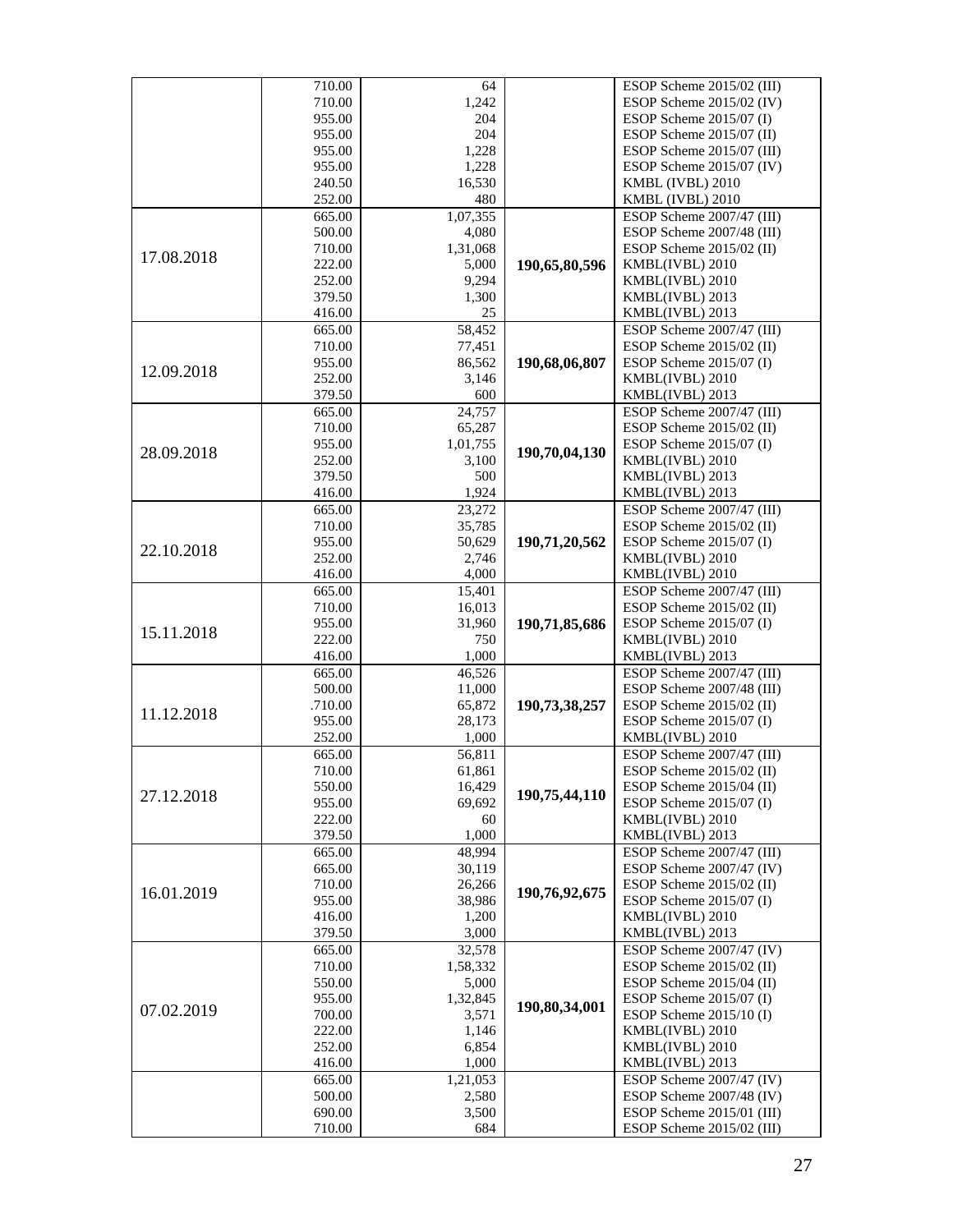| | | | | |
|---|---|---|---|---|
| | 710.00 | 64 | | ESOP Scheme 2015/02 (III) |
| | 710.00 | 1,242 | | ESOP Scheme 2015/02 (IV) |
| | 955.00 | 204 | | ESOP Scheme 2015/07 (I) |
| | 955.00 | 204 | | ESOP Scheme 2015/07 (II) |
| | 955.00 | 1,228 | | ESOP Scheme 2015/07 (III) |
| | 955.00 | 1,228 | | ESOP Scheme 2015/07 (IV) |
| | 240.50 | 16,530 | | KMBL (IVBL) 2010 |
| | 252.00 | 480 | | KMBL (IVBL) 2010 |
| 17.08.2018 | 665.00 | 1,07,355 | **190,65,80,596** | ESOP Scheme 2007/47 (III) |
| | 500.00 | 4,080 | | ESOP Scheme 2007/48 (III) |
| | 710.00 | 1,31,068 | | ESOP Scheme 2015/02 (II) |
| | 222.00 | 5,000 | | KMBL(IVBL) 2010 |
| | 252.00 | 9,294 | | KMBL(IVBL) 2010 |
| | 379.50 | 1,300 | | KMBL(IVBL) 2013 |
| | 416.00 | 25 | | KMBL(IVBL) 2013 |
| 12.09.2018 | 665.00 | 58,452 | **190,68,06,807** | ESOP Scheme 2007/47 (III) |
| | 710.00 | 77,451 | | ESOP Scheme 2015/02 (II) |
| | 955.00 | 86,562 | | ESOP Scheme 2015/07 (I) |
| | 252.00 | 3,146 | | KMBL(IVBL) 2010 |
| | 379.50 | 600 | | KMBL(IVBL) 2013 |
| 28.09.2018 | 665.00 | 24,757 | **190,70,04,130** | ESOP Scheme 2007/47 (III) |
| | 710.00 | 65,287 | | ESOP Scheme 2015/02 (II) |
| | 955.00 | 1,01,755 | | ESOP Scheme 2015/07 (I) |
| | 252.00 | 3,100 | | KMBL(IVBL) 2010 |
| | 379.50 | 500 | | KMBL(IVBL) 2013 |
| | 416.00 | 1,924 | | KMBL(IVBL) 2013 |
| 22.10.2018 | 665.00 | 23,272 | **190,71,20,562** | ESOP Scheme 2007/47 (III) |
| | 710.00 | 35,785 | | ESOP Scheme 2015/02 (II) |
| | 955.00 | 50,629 | | ESOP Scheme 2015/07 (I) |
| | 252.00 | 2,746 | | KMBL(IVBL) 2010 |
| | 416.00 | 4,000 | | KMBL(IVBL) 2010 |
| 15.11.2018 | 665.00 | 15,401 | **190,71,85,686** | ESOP Scheme 2007/47 (III) |
| | 710.00 | 16,013 | | ESOP Scheme 2015/02 (II) |
| | 955.00 | 31,960 | | ESOP Scheme 2015/07 (I) |
| | 222.00 | 750 | | KMBL(IVBL) 2010 |
| | 416.00 | 1,000 | | KMBL(IVBL) 2013 |
| 11.12.2018 | 665.00 | 46,526 | **190,73,38,257** | ESOP Scheme 2007/47 (III) |
| | 500.00 | 11,000 | | ESOP Scheme 2007/48 (III) |
| | .710.00 | 65,872 | | ESOP Scheme 2015/02 (II) |
| | 955.00 | 28,173 | | ESOP Scheme 2015/07 (I) |
| | 252.00 | 1,000 | | KMBL(IVBL) 2010 |
| 27.12.2018 | 665.00 | 56,811 | **190,75,44,110** | ESOP Scheme 2007/47 (III) |
| | 710.00 | 61,861 | | ESOP Scheme 2015/02 (II) |
| | 550.00 | 16,429 | | ESOP Scheme 2015/04 (II) |
| | 955.00 | 69,692 | | ESOP Scheme 2015/07 (I) |
| | 222.00 | 60 | | KMBL(IVBL) 2010 |
| | 379.50 | 1,000 | | KMBL(IVBL) 2013 |
| 16.01.2019 | 665.00 | 48,994 | **190,76,92,675** | ESOP Scheme 2007/47 (III) |
| | 665.00 | 30,119 | | ESOP Scheme 2007/47 (IV) |
| | 710.00 | 26,266 | | ESOP Scheme 2015/02 (II) |
| | 955.00 | 38,986 | | ESOP Scheme 2015/07 (I) |
| | 416.00 | 1,200 | | KMBL(IVBL) 2010 |
| | 379.50 | 3,000 | | KMBL(IVBL) 2013 |
| 07.02.2019 | 665.00 | 32,578 | **190,80,34,001** | ESOP Scheme 2007/47 (IV) |
| | 710.00 | 1,58,332 | | ESOP Scheme 2015/02 (II) |
| | 550.00 | 5,000 | | ESOP Scheme 2015/04 (II) |
| | 955.00 | 1,32,845 | | ESOP Scheme 2015/07 (I) |
| | 700.00 | 3,571 | | ESOP Scheme 2015/10 (I) |
| | 222.00 | 1,146 | | KMBL(IVBL) 2010 |
| | 252.00 | 6,854 | | KMBL(IVBL) 2010 |
| | 416.00 | 1,000 | | KMBL(IVBL) 2013 |
| | 665.00 | 1,21,053 | | ESOP Scheme 2007/47 (IV) |
| | 500.00 | 2,580 | | ESOP Scheme 2007/48 (IV) |
| | 690.00 | 3,500 | | ESOP Scheme 2015/01 (III) |
| | 710.00 | 684 | | ESOP Scheme 2015/02 (III) |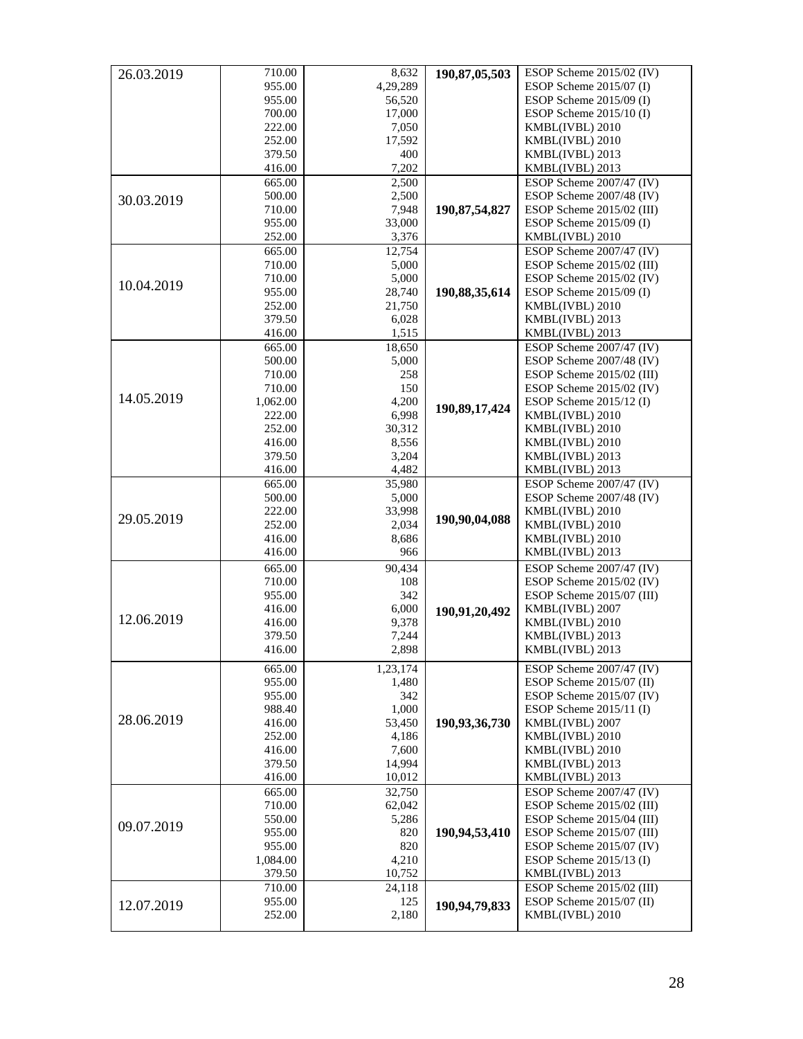| | | | | |
|---|---|---|---|---|
| 26.03.2019 | 710.00 | 8,632 | **190,87,05,503** | ESOP Scheme 2015/02 (IV) |
| | 955.00 | 4,29,289 | | ESOP Scheme 2015/07 (I) |
| | 955.00 | 56,520 | | ESOP Scheme 2015/09 (I) |
| | 700.00 | 17,000 | | ESOP Scheme 2015/10 (I) |
| | 222.00 | 7,050 | | KMBL(IVBL) 2010 |
| | 252.00 | 17,592 | | KMBL(IVBL) 2010 |
| | 379.50 | 400 | | KMBL(IVBL) 2013 |
| | 416.00 | 7,202 | | KMBL(IVBL) 2013 |
| 30.03.2019 | 665.00 | 2,500 | **190,87,54,827** | ESOP Scheme 2007/47 (IV) |
| | 500.00 | 2,500 | | ESOP Scheme 2007/48 (IV) |
| | 710.00 | 7,948 | | ESOP Scheme 2015/02 (III) |
| | 955.00 | 33,000 | | ESOP Scheme 2015/09 (I) |
| | 252.00 | 3,376 | | KMBL(IVBL) 2010 |
| 10.04.2019 | 665.00 | 12,754 | **190,88,35,614** | ESOP Scheme 2007/47 (IV) |
| | 710.00 | 5,000 | | ESOP Scheme 2015/02 (III) |
| | 710.00 | 5,000 | | ESOP Scheme 2015/02 (IV) |
| | 955.00 | 28,740 | | ESOP Scheme 2015/09 (I) |
| | 252.00 | 21,750 | | KMBL(IVBL) 2010 |
| | 379.50 | 6,028 | | KMBL(IVBL) 2013 |
| | 416.00 | 1,515 | | KMBL(IVBL) 2013 |
| 14.05.2019 | 665.00 | 18,650 | **190,89,17,424** | ESOP Scheme 2007/47 (IV) |
| | 500.00 | 5,000 | | ESOP Scheme 2007/48 (IV) |
| | 710.00 | 258 | | ESOP Scheme 2015/02 (III) |
| | 710.00 | 150 | | ESOP Scheme 2015/02 (IV) |
| | 1,062.00 | 4,200 | | ESOP Scheme 2015/12 (I) |
| | 222.00 | 6,998 | | KMBL(IVBL) 2010 |
| | 252.00 | 30,312 | | KMBL(IVBL) 2010 |
| | 416.00 | 8,556 | | KMBL(IVBL) 2010 |
| | 379.50 | 3,204 | | KMBL(IVBL) 2013 |
| | 416.00 | 4,482 | | KMBL(IVBL) 2013 |
| 29.05.2019 | 665.00 | 35,980 | **190,90,04,088** | ESOP Scheme 2007/47 (IV) |
| | 500.00 | 5,000 | | ESOP Scheme 2007/48 (IV) |
| | 222.00 | 33,998 | | KMBL(IVBL) 2010 |
| | 252.00 | 2,034 | | KMBL(IVBL) 2010 |
| | 416.00 | 8,686 | | KMBL(IVBL) 2010 |
| | 416.00 | 966 | | KMBL(IVBL) 2013 |
| 12.06.2019 | 665.00 | 90,434 | **190,91,20,492** | ESOP Scheme 2007/47 (IV) |
| | 710.00 | 108 | | ESOP Scheme 2015/02 (IV) |
| | 955.00 | 342 | | ESOP Scheme 2015/07 (III) |
| | 416.00 | 6,000 | | KMBL(IVBL) 2007 |
| | 416.00 | 9,378 | | KMBL(IVBL) 2010 |
| | 379.50 | 7,244 | | KMBL(IVBL) 2013 |
| | 416.00 | 2,898 | | KMBL(IVBL) 2013 |
| 28.06.2019 | 665.00 | 1,23,174 | **190,93,36,730** | ESOP Scheme 2007/47 (IV) |
| | 955.00 | 1,480 | | ESOP Scheme 2015/07 (II) |
| | 955.00 | 342 | | ESOP Scheme 2015/07 (IV) |
| | 988.40 | 1,000 | | ESOP Scheme 2015/11 (I) |
| | 416.00 | 53,450 | | KMBL(IVBL) 2007 |
| | 252.00 | 4,186 | | KMBL(IVBL) 2010 |
| | 416.00 | 7,600 | | KMBL(IVBL) 2010 |
| | 379.50 | 14,994 | | KMBL(IVBL) 2013 |
| | 416.00 | 10,012 | | KMBL(IVBL) 2013 |
| 09.07.2019 | 665.00 | 32,750 | **190,94,53,410** | ESOP Scheme 2007/47 (IV) |
| | 710.00 | 62,042 | | ESOP Scheme 2015/02 (III) |
| | 550.00 | 5,286 | | ESOP Scheme 2015/04 (III) |
| | 955.00 | 820 | | ESOP Scheme 2015/07 (III) |
| | 955.00 | 820 | | ESOP Scheme 2015/07 (IV) |
| | 1,084.00 | 4,210 | | ESOP Scheme 2015/13 (I) |
| | 379.50 | 10,752 | | KMBL(IVBL) 2013 |
| 12.07.2019 | 710.00 | 24,118 | **190,94,79,833** | ESOP Scheme 2015/02 (III) |
| | 955.00 | 125 | | ESOP Scheme 2015/07 (II) |
| | 252.00 | 2,180 | | KMBL(IVBL) 2010 |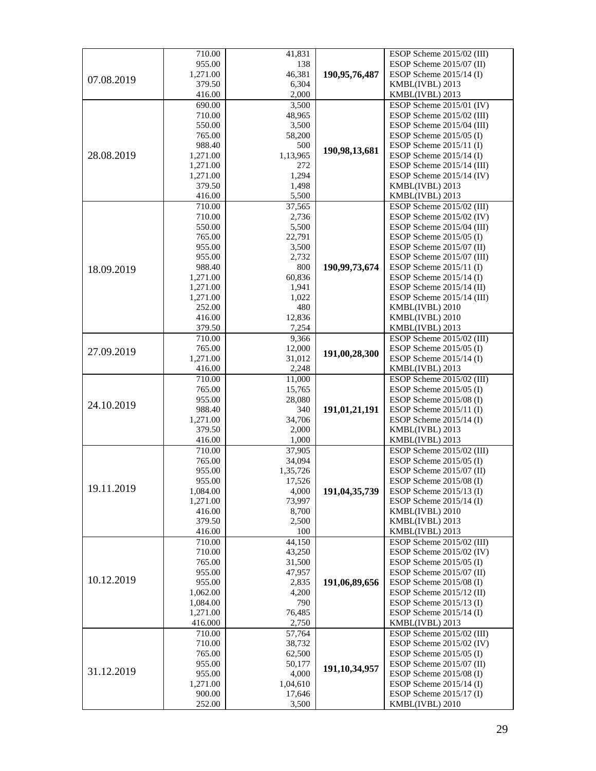| | | | | |
|---|---|---|---|---|
| 07.08.2019 | 710.00 | 41,831 | 190,95,76,487 | ESOP Scheme 2015/02 (III) |
| | 955.00 | 138 | | ESOP Scheme 2015/07 (II) |
| | 1,271.00 | 46,381 | | ESOP Scheme 2015/14 (I) |
| | 379.50 | 6,304 | | KMBL(IVBL) 2013 |
| | 416.00 | 2,000 | | KMBL(IVBL) 2013 |
| 28.08.2019 | 690.00 | 3,500 | 190,98,13,681 | ESOP Scheme 2015/01 (IV) |
| | 710.00 | 48,965 | | ESOP Scheme 2015/02 (III) |
| | 550.00 | 3,500 | | ESOP Scheme 2015/04 (III) |
| | 765.00 | 58,200 | | ESOP Scheme 2015/05 (I) |
| | 988.40 | 500 | | ESOP Scheme 2015/11 (I) |
| | 1,271.00 | 1,13,965 | | ESOP Scheme 2015/14 (I) |
| | 1,271.00 | 272 | | ESOP Scheme 2015/14 (III) |
| | 1,271.00 | 1,294 | | ESOP Scheme 2015/14 (IV) |
| | 379.50 | 1,498 | | KMBL(IVBL) 2013 |
| | 416.00 | 5,500 | | KMBL(IVBL) 2013 |
| 18.09.2019 | 710.00 | 37,565 | 190,99,73,674 | ESOP Scheme 2015/02 (III) |
| | 710.00 | 2,736 | | ESOP Scheme 2015/02 (IV) |
| | 550.00 | 5,500 | | ESOP Scheme 2015/04 (III) |
| | 765.00 | 22,791 | | ESOP Scheme 2015/05 (I) |
| | 955.00 | 3,500 | | ESOP Scheme 2015/07 (II) |
| | 955.00 | 2,732 | | ESOP Scheme 2015/07 (III) |
| | 988.40 | 800 | | ESOP Scheme 2015/11 (I) |
| | 1,271.00 | 60,836 | | ESOP Scheme 2015/14 (I) |
| | 1,271.00 | 1,941 | | ESOP Scheme 2015/14 (II) |
| | 1,271.00 | 1,022 | | ESOP Scheme 2015/14 (III) |
| | 252.00 | 480 | | KMBL(IVBL) 2010 |
| | 416.00 | 12,836 | | KMBL(IVBL) 2010 |
| | 379.50 | 7,254 | | KMBL(IVBL) 2013 |
| 27.09.2019 | 710.00 | 9,366 | 191,00,28,300 | ESOP Scheme 2015/02 (III) |
| | 765.00 | 12,000 | | ESOP Scheme 2015/05 (I) |
| | 1,271.00 | 31,012 | | ESOP Scheme 2015/14 (I) |
| | 416.00 | 2,248 | | KMBL(IVBL) 2013 |
| 24.10.2019 | 710.00 | 11,000 | 191,01,21,191 | ESOP Scheme 2015/02 (III) |
| | 765.00 | 15,765 | | ESOP Scheme 2015/05 (I) |
| | 955.00 | 28,080 | | ESOP Scheme 2015/08 (I) |
| | 988.40 | 340 | | ESOP Scheme 2015/11 (I) |
| | 1,271.00 | 34,706 | | ESOP Scheme 2015/14 (I) |
| | 379.50 | 2,000 | | KMBL(IVBL) 2013 |
| | 416.00 | 1,000 | | KMBL(IVBL) 2013 |
| 19.11.2019 | 710.00 | 37,905 | 191,04,35,739 | ESOP Scheme 2015/02 (III) |
| | 765.00 | 34,094 | | ESOP Scheme 2015/05 (I) |
| | 955.00 | 1,35,726 | | ESOP Scheme 2015/07 (II) |
| | 955.00 | 17,526 | | ESOP Scheme 2015/08 (I) |
| | 1,084.00 | 4,000 | | ESOP Scheme 2015/13 (I) |
| | 1,271.00 | 73,997 | | ESOP Scheme 2015/14 (I) |
| | 416.00 | 8,700 | | KMBL(IVBL) 2010 |
| | 379.50 | 2,500 | | KMBL(IVBL) 2013 |
| | 416.00 | 100 | | KMBL(IVBL) 2013 |
| 10.12.2019 | 710.00 | 44,150 | 191,06,89,656 | ESOP Scheme 2015/02 (III) |
| | 710.00 | 43,250 | | ESOP Scheme 2015/02 (IV) |
| | 765.00 | 31,500 | | ESOP Scheme 2015/05 (I) |
| | 955.00 | 47,957 | | ESOP Scheme 2015/07 (II) |
| | 955.00 | 2,835 | | ESOP Scheme 2015/08 (I) |
| | 1,062.00 | 4,200 | | ESOP Scheme 2015/12 (II) |
| | 1,084.00 | 790 | | ESOP Scheme 2015/13 (I) |
| | 1,271.00 | 76,485 | | ESOP Scheme 2015/14 (I) |
| | 416.000 | 2,750 | | KMBL(IVBL) 2013 |
| 31.12.2019 | 710.00 | 57,764 | 191,10,34,957 | ESOP Scheme 2015/02 (III) |
| | 710.00 | 38,732 | | ESOP Scheme 2015/02 (IV) |
| | 765.00 | 62,500 | | ESOP Scheme 2015/05 (I) |
| | 955.00 | 50,177 | | ESOP Scheme 2015/07 (II) |
| | 955.00 | 4,000 | | ESOP Scheme 2015/08 (I) |
| | 1,271.00 | 1,04,610 | | ESOP Scheme 2015/14 (I) |
| | 900.00 | 17,646 | | ESOP Scheme 2015/17 (I) |
| | 252.00 | 3,500 | | KMBL(IVBL) 2010 |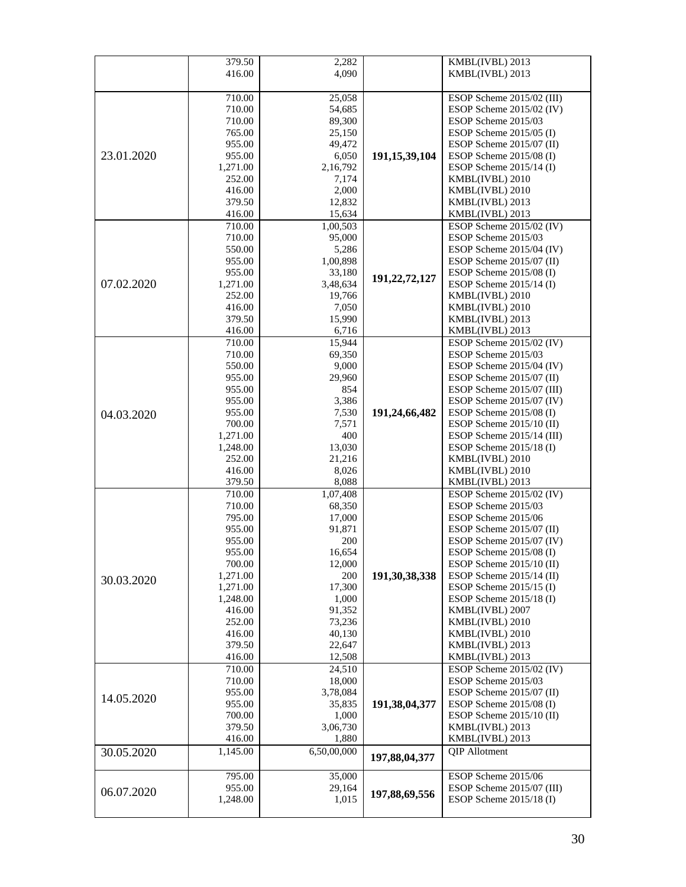| | | | | |
|---|---|---|---|---|
| | 379.50 | 2,282 | | KMBL(IVBL) 2013 |
| | 416.00 | 4,090 | | KMBL(IVBL) 2013 |
| 23.01.2020 | 710.00 | 25,058 | 191,15,39,104 | ESOP Scheme 2015/02 (III) |
| | 710.00 | 54,685 | | ESOP Scheme 2015/02 (IV) |
| | 710.00 | 89,300 | | ESOP Scheme 2015/03 |
| | 765.00 | 25,150 | | ESOP Scheme 2015/05 (I) |
| | 955.00 | 49,472 | | ESOP Scheme 2015/07 (II) |
| | 955.00 | 6,050 | | ESOP Scheme 2015/08 (I) |
| | 1,271.00 | 2,16,792 | | ESOP Scheme 2015/14 (I) |
| | 252.00 | 7,174 | | KMBL(IVBL) 2010 |
| | 416.00 | 2,000 | | KMBL(IVBL) 2010 |
| | 379.50 | 12,832 | | KMBL(IVBL) 2013 |
| | 416.00 | 15,634 | | KMBL(IVBL) 2013 |
| 07.02.2020 | 710.00 | 1,00,503 | 191,22,72,127 | ESOP Scheme 2015/02 (IV) |
| | 710.00 | 95,000 | | ESOP Scheme 2015/03 |
| | 550.00 | 5,286 | | ESOP Scheme 2015/04 (IV) |
| | 955.00 | 1,00,898 | | ESOP Scheme 2015/07 (II) |
| | 955.00 | 33,180 | | ESOP Scheme 2015/08 (I) |
| | 1,271.00 | 3,48,634 | | ESOP Scheme 2015/14 (I) |
| | 252.00 | 19,766 | | KMBL(IVBL) 2010 |
| | 416.00 | 7,050 | | KMBL(IVBL) 2010 |
| | 379.50 | 15,990 | | KMBL(IVBL) 2013 |
| | 416.00 | 6,716 | | KMBL(IVBL) 2013 |
| 04.03.2020 | 710.00 | 15,944 | 191,24,66,482 | ESOP Scheme 2015/02 (IV) |
| | 710.00 | 69,350 | | ESOP Scheme 2015/03 |
| | 550.00 | 9,000 | | ESOP Scheme 2015/04 (IV) |
| | 955.00 | 29,960 | | ESOP Scheme 2015/07 (II) |
| | 955.00 | 854 | | ESOP Scheme 2015/07 (III) |
| | 955.00 | 3,386 | | ESOP Scheme 2015/07 (IV) |
| | 955.00 | 7,530 | | ESOP Scheme 2015/08 (I) |
| | 700.00 | 7,571 | | ESOP Scheme 2015/10 (II) |
| | 1,271.00 | 400 | | ESOP Scheme 2015/14 (III) |
| | 1,248.00 | 13,030 | | ESOP Scheme 2015/18 (I) |
| | 252.00 | 21,216 | | KMBL(IVBL) 2010 |
| | 416.00 | 8,026 | | KMBL(IVBL) 2010 |
| | 379.50 | 8,088 | | KMBL(IVBL) 2013 |
| 30.03.2020 | 710.00 | 1,07,408 | 191,30,38,338 | ESOP Scheme 2015/02 (IV) |
| | 710.00 | 68,350 | | ESOP Scheme 2015/03 |
| | 795.00 | 17,000 | | ESOP Scheme 2015/06 |
| | 955.00 | 91,871 | | ESOP Scheme 2015/07 (II) |
| | 955.00 | 200 | | ESOP Scheme 2015/07 (IV) |
| | 955.00 | 16,654 | | ESOP Scheme 2015/08 (I) |
| | 700.00 | 12,000 | | ESOP Scheme 2015/10 (II) |
| | 1,271.00 | 200 | | ESOP Scheme 2015/14 (II) |
| | 1,271.00 | 17,300 | | ESOP Scheme 2015/15 (I) |
| | 1,248.00 | 1,000 | | ESOP Scheme 2015/18 (I) |
| | 416.00 | 91,352 | | KMBL(IVBL) 2007 |
| | 252.00 | 73,236 | | KMBL(IVBL) 2010 |
| | 416.00 | 40,130 | | KMBL(IVBL) 2010 |
| | 379.50 | 22,647 | | KMBL(IVBL) 2013 |
| | 416.00 | 12,508 | | KMBL(IVBL) 2013 |
| 14.05.2020 | 710.00 | 24,510 | 191,38,04,377 | ESOP Scheme 2015/02 (IV) |
| | 710.00 | 18,000 | | ESOP Scheme 2015/03 |
| | 955.00 | 3,78,084 | | ESOP Scheme 2015/07 (II) |
| | 955.00 | 35,835 | | ESOP Scheme 2015/08 (I) |
| | 700.00 | 1,000 | | ESOP Scheme 2015/10 (II) |
| | 379.50 | 3,06,730 | | KMBL(IVBL) 2013 |
| | 416.00 | 1,880 | | KMBL(IVBL) 2013 |
| 30.05.2020 | 1,145.00 | 6,50,00,000 | 197,88,04,377 | QIP Allotment |
| 06.07.2020 | 795.00 | 35,000 | 197,88,69,556 | ESOP Scheme 2015/06 |
| | 955.00 | 29,164 | | ESOP Scheme 2015/07 (III) |
| | 1,248.00 | 1,015 | | ESOP Scheme 2015/18 (I) |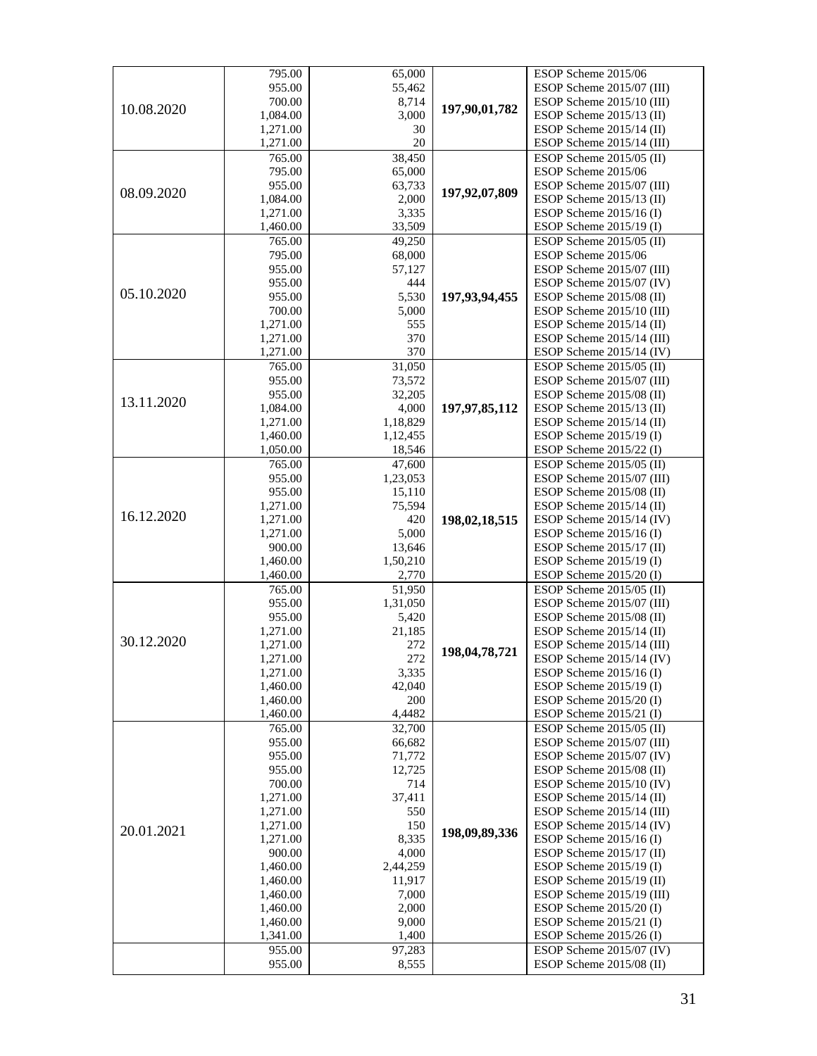| | | | | |
|---|---|---|---|---|
| 10.08.2020 | 795.00 | 65,000 | 197,90,01,782 | ESOP Scheme 2015/06 |
| | 955.00 | 55,462 | | ESOP Scheme 2015/07 (III) |
| | 700.00 | 8,714 | | ESOP Scheme 2015/10 (III) |
| | 1,084.00 | 3,000 | | ESOP Scheme 2015/13 (II) |
| | 1,271.00 | 30 | | ESOP Scheme 2015/14 (II) |
| | 1,271.00 | 20 | | ESOP Scheme 2015/14 (III) |
| 08.09.2020 | 765.00 | 38,450 | 197,92,07,809 | ESOP Scheme 2015/05 (II) |
| | 795.00 | 65,000 | | ESOP Scheme 2015/06 |
| | 955.00 | 63,733 | | ESOP Scheme 2015/07 (III) |
| | 1,084.00 | 2,000 | | ESOP Scheme 2015/13 (II) |
| | 1,271.00 | 3,335 | | ESOP Scheme 2015/16 (I) |
| | 1,460.00 | 33,509 | | ESOP Scheme 2015/19 (I) |
| 05.10.2020 | 765.00 | 49,250 | 197,93,94,455 | ESOP Scheme 2015/05 (II) |
| | 795.00 | 68,000 | | ESOP Scheme 2015/06 |
| | 955.00 | 57,127 | | ESOP Scheme 2015/07 (III) |
| | 955.00 | 444 | | ESOP Scheme 2015/07 (IV) |
| | 955.00 | 5,530 | | ESOP Scheme 2015/08 (II) |
| | 700.00 | 5,000 | | ESOP Scheme 2015/10 (III) |
| | 1,271.00 | 555 | | ESOP Scheme 2015/14 (II) |
| | 1,271.00 | 370 | | ESOP Scheme 2015/14 (III) |
| | 1,271.00 | 370 | | ESOP Scheme 2015/14 (IV) |
| 13.11.2020 | 765.00 | 31,050 | 197,97,85,112 | ESOP Scheme 2015/05 (II) |
| | 955.00 | 73,572 | | ESOP Scheme 2015/07 (III) |
| | 955.00 | 32,205 | | ESOP Scheme 2015/08 (II) |
| | 1,084.00 | 4,000 | | ESOP Scheme 2015/13 (II) |
| | 1,271.00 | 1,18,829 | | ESOP Scheme 2015/14 (II) |
| | 1,460.00 | 1,12,455 | | ESOP Scheme 2015/19 (I) |
| | 1,050.00 | 18,546 | | ESOP Scheme 2015/22 (I) |
| 16.12.2020 | 765.00 | 47,600 | 198,02,18,515 | ESOP Scheme 2015/05 (II) |
| | 955.00 | 1,23,053 | | ESOP Scheme 2015/07 (III) |
| | 955.00 | 15,110 | | ESOP Scheme 2015/08 (II) |
| | 1,271.00 | 75,594 | | ESOP Scheme 2015/14 (II) |
| | 1,271.00 | 420 | | ESOP Scheme 2015/14 (IV) |
| | 1,271.00 | 5,000 | | ESOP Scheme 2015/16 (I) |
| | 900.00 | 13,646 | | ESOP Scheme 2015/17 (II) |
| | 1,460.00 | 1,50,210 | | ESOP Scheme 2015/19 (I) |
| | 1,460.00 | 2,770 | | ESOP Scheme 2015/20 (I) |
| 30.12.2020 | 765.00 | 51,950 | 198,04,78,721 | ESOP Scheme 2015/05 (II) |
| | 955.00 | 1,31,050 | | ESOP Scheme 2015/07 (III) |
| | 955.00 | 5,420 | | ESOP Scheme 2015/08 (II) |
| | 1,271.00 | 21,185 | | ESOP Scheme 2015/14 (II) |
| | 1,271.00 | 272 | | ESOP Scheme 2015/14 (III) |
| | 1,271.00 | 272 | | ESOP Scheme 2015/14 (IV) |
| | 1,271.00 | 3,335 | | ESOP Scheme 2015/16 (I) |
| | 1,460.00 | 42,040 | | ESOP Scheme 2015/19 (I) |
| | 1,460.00 | 200 | | ESOP Scheme 2015/20 (I) |
| | 1,460.00 | 4,4482 | | ESOP Scheme 2015/21 (I) |
| 20.01.2021 | 765.00 | 32,700 | 198,09,89,336 | ESOP Scheme 2015/05 (II) |
| | 955.00 | 66,682 | | ESOP Scheme 2015/07 (III) |
| | 955.00 | 71,772 | | ESOP Scheme 2015/07 (IV) |
| | 955.00 | 12,725 | | ESOP Scheme 2015/08 (II) |
| | 700.00 | 714 | | ESOP Scheme 2015/10 (IV) |
| | 1,271.00 | 37,411 | | ESOP Scheme 2015/14 (II) |
| | 1,271.00 | 550 | | ESOP Scheme 2015/14 (III) |
| | 1,271.00 | 150 | | ESOP Scheme 2015/14 (IV) |
| | 1,271.00 | 8,335 | | ESOP Scheme 2015/16 (I) |
| | 900.00 | 4,000 | | ESOP Scheme 2015/17 (II) |
| | 1,460.00 | 2,44,259 | | ESOP Scheme 2015/19 (I) |
| | 1,460.00 | 11,917 | | ESOP Scheme 2015/19 (II) |
| | 1,460.00 | 7,000 | | ESOP Scheme 2015/19 (III) |
| | 1,460.00 | 2,000 | | ESOP Scheme 2015/20 (I) |
| | 1,460.00 | 9,000 | | ESOP Scheme 2015/21 (I) |
| | 1,341.00 | 1,400 | | ESOP Scheme 2015/26 (I) |
| | 955.00 | 97,283 | | ESOP Scheme 2015/07 (IV) |
| | 955.00 | 8,555 | | ESOP Scheme 2015/08 (II) |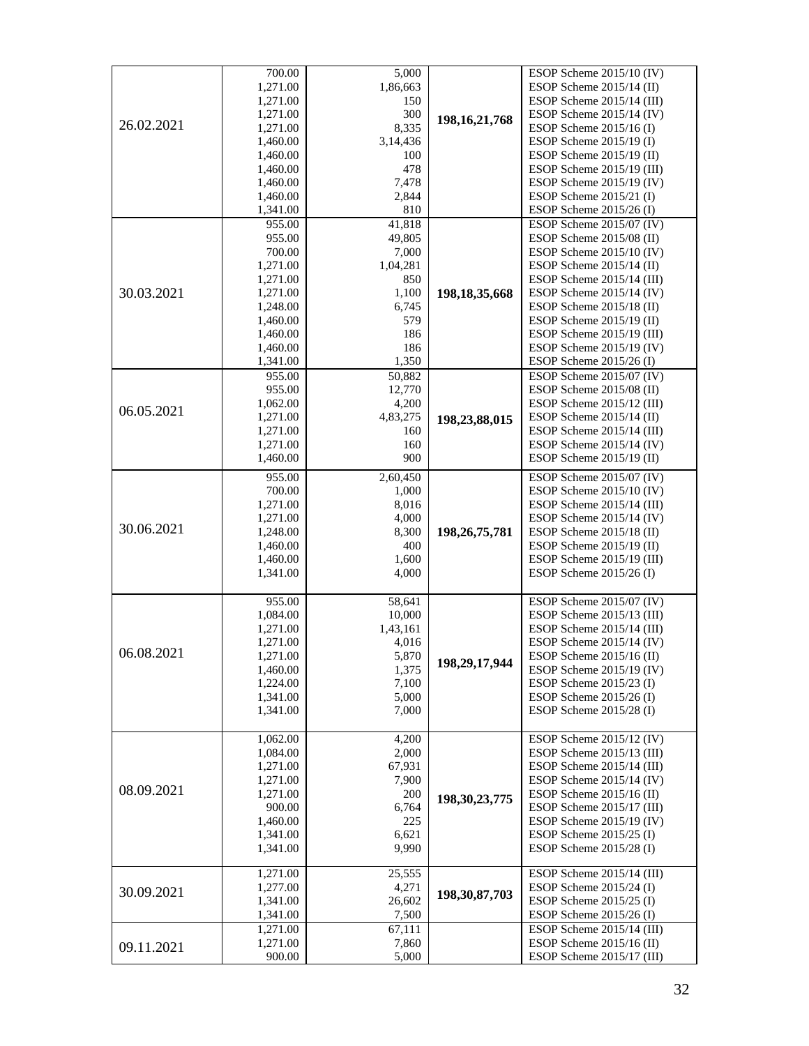| | | | | |
|---|---|---|---|---|
| 26.02.2021 | 700.00 | 5,000 | **198,16,21,768** | ESOP Scheme 2015/10 (IV) |
| | 1,271.00 | 1,86,663 | | ESOP Scheme 2015/14 (II) |
| | 1,271.00 | 150 | | ESOP Scheme 2015/14 (III) |
| | 1,271.00 | 300 | | ESOP Scheme 2015/14 (IV) |
| | 1,271.00 | 8,335 | | ESOP Scheme 2015/16 (I) |
| | 1,460.00 | 3,14,436 | | ESOP Scheme 2015/19 (I) |
| | 1,460.00 | 100 | | ESOP Scheme 2015/19 (II) |
| | 1,460.00 | 478 | | ESOP Scheme 2015/19 (III) |
| | 1,460.00 | 7,478 | | ESOP Scheme 2015/19 (IV) |
| | 1,460.00 | 2,844 | | ESOP Scheme 2015/21 (I) |
| | 1,341.00 | 810 | | ESOP Scheme 2015/26 (I) |
| 30.03.2021 | 955.00 | 41,818 | **198,18,35,668** | ESOP Scheme 2015/07 (IV) |
| | 955.00 | 49,805 | | ESOP Scheme 2015/08 (II) |
| | 700.00 | 7,000 | | ESOP Scheme 2015/10 (IV) |
| | 1,271.00 | 1,04,281 | | ESOP Scheme 2015/14 (II) |
| | 1,271.00 | 850 | | ESOP Scheme 2015/14 (III) |
| | 1,271.00 | 1,100 | | ESOP Scheme 2015/14 (IV) |
| | 1,248.00 | 6,745 | | ESOP Scheme 2015/18 (II) |
| | 1,460.00 | 579 | | ESOP Scheme 2015/19 (II) |
| | 1,460.00 | 186 | | ESOP Scheme 2015/19 (III) |
| | 1,460.00 | 186 | | ESOP Scheme 2015/19 (IV) |
| | 1,341.00 | 1,350 | | ESOP Scheme 2015/26 (I) |
| 06.05.2021 | 955.00 | 50,882 | **198,23,88,015** | ESOP Scheme 2015/07 (IV) |
| | 955.00 | 12,770 | | ESOP Scheme 2015/08 (II) |
| | 1,062.00 | 4,200 | | ESOP Scheme 2015/12 (III) |
| | 1,271.00 | 4,83,275 | | ESOP Scheme 2015/14 (II) |
| | 1,271.00 | 160 | | ESOP Scheme 2015/14 (III) |
| | 1,271.00 | 160 | | ESOP Scheme 2015/14 (IV) |
| | 1,460.00 | 900 | | ESOP Scheme 2015/19 (II) |
| 30.06.2021 | 955.00 | 2,60,450 | **198,26,75,781** | ESOP Scheme 2015/07 (IV) |
| | 700.00 | 1,000 | | ESOP Scheme 2015/10 (IV) |
| | 1,271.00 | 8,016 | | ESOP Scheme 2015/14 (III) |
| | 1,271.00 | 4,000 | | ESOP Scheme 2015/14 (IV) |
| | 1,248.00 | 8,300 | | ESOP Scheme 2015/18 (II) |
| | 1,460.00 | 400 | | ESOP Scheme 2015/19 (II) |
| | 1,460.00 | 1,600 | | ESOP Scheme 2015/19 (III) |
| | 1,341.00 | 4,000 | | ESOP Scheme 2015/26 (I) |
| 06.08.2021 | 955.00 | 58,641 | **198,29,17,944** | ESOP Scheme 2015/07 (IV) |
| | 1,084.00 | 10,000 | | ESOP Scheme 2015/13 (III) |
| | 1,271.00 | 1,43,161 | | ESOP Scheme 2015/14 (III) |
| | 1,271.00 | 4,016 | | ESOP Scheme 2015/14 (IV) |
| | 1,271.00 | 5,870 | | ESOP Scheme 2015/16 (II) |
| | 1,460.00 | 1,375 | | ESOP Scheme 2015/19 (IV) |
| | 1,224.00 | 7,100 | | ESOP Scheme 2015/23 (I) |
| | 1,341.00 | 5,000 | | ESOP Scheme 2015/26 (I) |
| | 1,341.00 | 7,000 | | ESOP Scheme 2015/28 (I) |
| 08.09.2021 | 1,062.00 | 4,200 | **198,30,23,775** | ESOP Scheme 2015/12 (IV) |
| | 1,084.00 | 2,000 | | ESOP Scheme 2015/13 (III) |
| | 1,271.00 | 67,931 | | ESOP Scheme 2015/14 (III) |
| | 1,271.00 | 7,900 | | ESOP Scheme 2015/14 (IV) |
| | 1,271.00 | 200 | | ESOP Scheme 2015/16 (II) |
| | 900.00 | 6,764 | | ESOP Scheme 2015/17 (III) |
| | 1,460.00 | 225 | | ESOP Scheme 2015/19 (IV) |
| | 1,341.00 | 6,621 | | ESOP Scheme 2015/25 (I) |
| | 1,341.00 | 9,990 | | ESOP Scheme 2015/28 (I) |
| 30.09.2021 | 1,271.00 | 25,555 | **198,30,87,703** | ESOP Scheme 2015/14 (III) |
| | 1,277.00 | 4,271 | | ESOP Scheme 2015/24 (I) |
| | 1,341.00 | 26,602 | | ESOP Scheme 2015/25 (I) |
| | 1,341.00 | 7,500 | | ESOP Scheme 2015/26 (I) |
| 09.11.2021 | 1,271.00 | 67,111 | | ESOP Scheme 2015/14 (III) |
| | 1,271.00 | 7,860 | | ESOP Scheme 2015/16 (II) |
| | 900.00 | 5,000 | | ESOP Scheme 2015/17 (III) |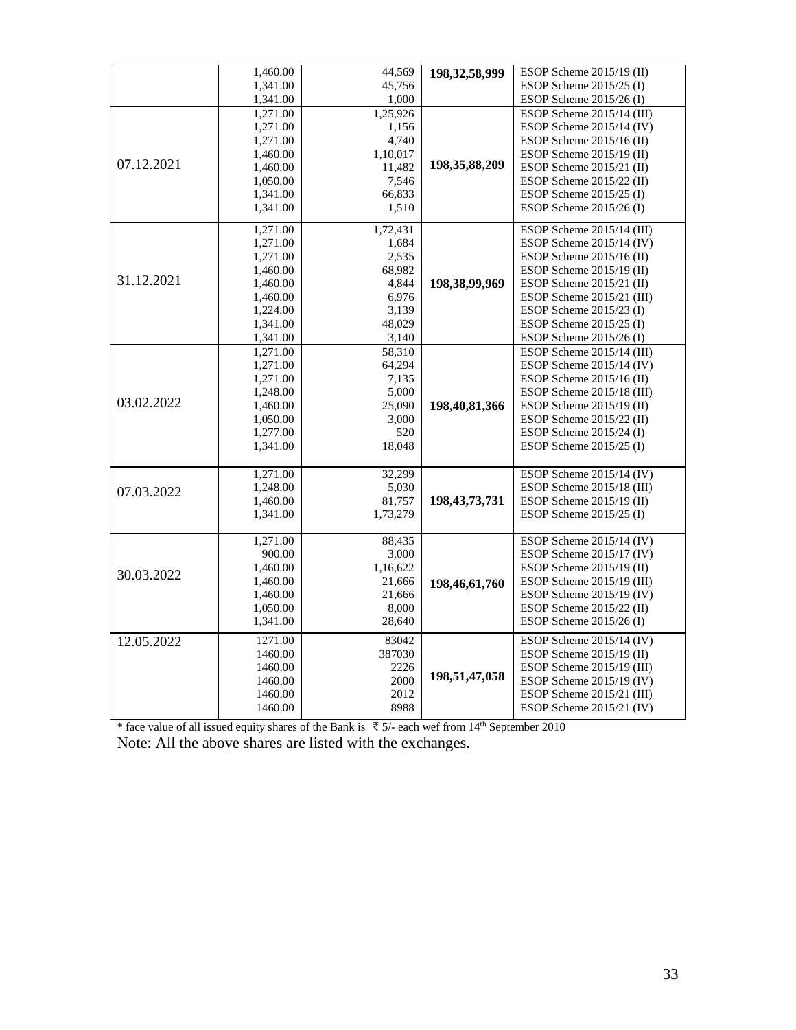| | | | | |
|---|---|---|---|---|
| | 1,460.00 | 44,569 | 198,32,58,999 | ESOP Scheme 2015/19 (II) |
| | 1,341.00 | 45,756 | | ESOP Scheme 2015/25 (I) |
| | 1,341.00 | 1,000 | | ESOP Scheme 2015/26 (I) |
| 07.12.2021 | 1,271.00 | 1,25,926 | 198,35,88,209 | ESOP Scheme 2015/14 (III) |
| | 1,271.00 | 1,156 | | ESOP Scheme 2015/14 (IV) |
| | 1,271.00 | 4,740 | | ESOP Scheme 2015/16 (II) |
| | 1,460.00 | 1,10,017 | | ESOP Scheme 2015/19 (II) |
| | 1,460.00 | 11,482 | | ESOP Scheme 2015/21 (II) |
| | 1,050.00 | 7,546 | | ESOP Scheme 2015/22 (II) |
| | 1,341.00 | 66,833 | | ESOP Scheme 2015/25 (I) |
| | 1,341.00 | 1,510 | | ESOP Scheme 2015/26 (I) |
| 31.12.2021 | 1,271.00 | 1,72,431 | 198,38,99,969 | ESOP Scheme 2015/14 (III) |
| | 1,271.00 | 1,684 | | ESOP Scheme 2015/14 (IV) |
| | 1,271.00 | 2,535 | | ESOP Scheme 2015/16 (II) |
| | 1,460.00 | 68,982 | | ESOP Scheme 2015/19 (II) |
| | 1,460.00 | 4,844 | | ESOP Scheme 2015/21 (II) |
| | 1,460.00 | 6,976 | | ESOP Scheme 2015/21 (III) |
| | 1,224.00 | 3,139 | | ESOP Scheme 2015/23 (I) |
| | 1,341.00 | 48,029 | | ESOP Scheme 2015/25 (I) |
| | 1,341.00 | 3,140 | | ESOP Scheme 2015/26 (I) |
| 03.02.2022 | 1,271.00 | 58,310 | 198,40,81,366 | ESOP Scheme 2015/14 (III) |
| | 1,271.00 | 64,294 | | ESOP Scheme 2015/14 (IV) |
| | 1,271.00 | 7,135 | | ESOP Scheme 2015/16 (II) |
| | 1,248.00 | 5,000 | | ESOP Scheme 2015/18 (III) |
| | 1,460.00 | 25,090 | | ESOP Scheme 2015/19 (II) |
| | 1,050.00 | 3,000 | | ESOP Scheme 2015/22 (II) |
| | 1,277.00 | 520 | | ESOP Scheme 2015/24 (I) |
| | 1,341.00 | 18,048 | | ESOP Scheme 2015/25 (I) |
| 07.03.2022 | 1,271.00 | 32,299 | 198,43,73,731 | ESOP Scheme 2015/14 (IV) |
| | 1,248.00 | 5,030 | | ESOP Scheme 2015/18 (III) |
| | 1,460.00 | 81,757 | | ESOP Scheme 2015/19 (II) |
| | 1,341.00 | 1,73,279 | | ESOP Scheme 2015/25 (I) |
| 30.03.2022 | 1,271.00 | 88,435 | 198,46,61,760 | ESOP Scheme 2015/14 (IV) |
| | 900.00 | 3,000 | | ESOP Scheme 2015/17 (IV) |
| | 1,460.00 | 1,16,622 | | ESOP Scheme 2015/19 (II) |
| | 1,460.00 | 21,666 | | ESOP Scheme 2015/19 (III) |
| | 1,460.00 | 21,666 | | ESOP Scheme 2015/19 (IV) |
| | 1,050.00 | 8,000 | | ESOP Scheme 2015/22 (II) |
| | 1,341.00 | 28,640 | | ESOP Scheme 2015/26 (I) |
| 12.05.2022 | 1271.00 | 83042 | 198,51,47,058 | ESOP Scheme 2015/14 (IV) |
| | 1460.00 | 387030 | | ESOP Scheme 2015/19 (II) |
| | 1460.00 | 2226 | | ESOP Scheme 2015/19 (III) |
| | 1460.00 | 2000 | | ESOP Scheme 2015/19 (IV) |
| | 1460.00 | 2012 | | ESOP Scheme 2015/21 (III) |
| | 1460.00 | 8988 | | ESOP Scheme 2015/21 (IV) |

* face value of all issued equity shares of the Bank is ₹ 5/- each wef from 14th September 2010

Note: All the above shares are listed with the exchanges.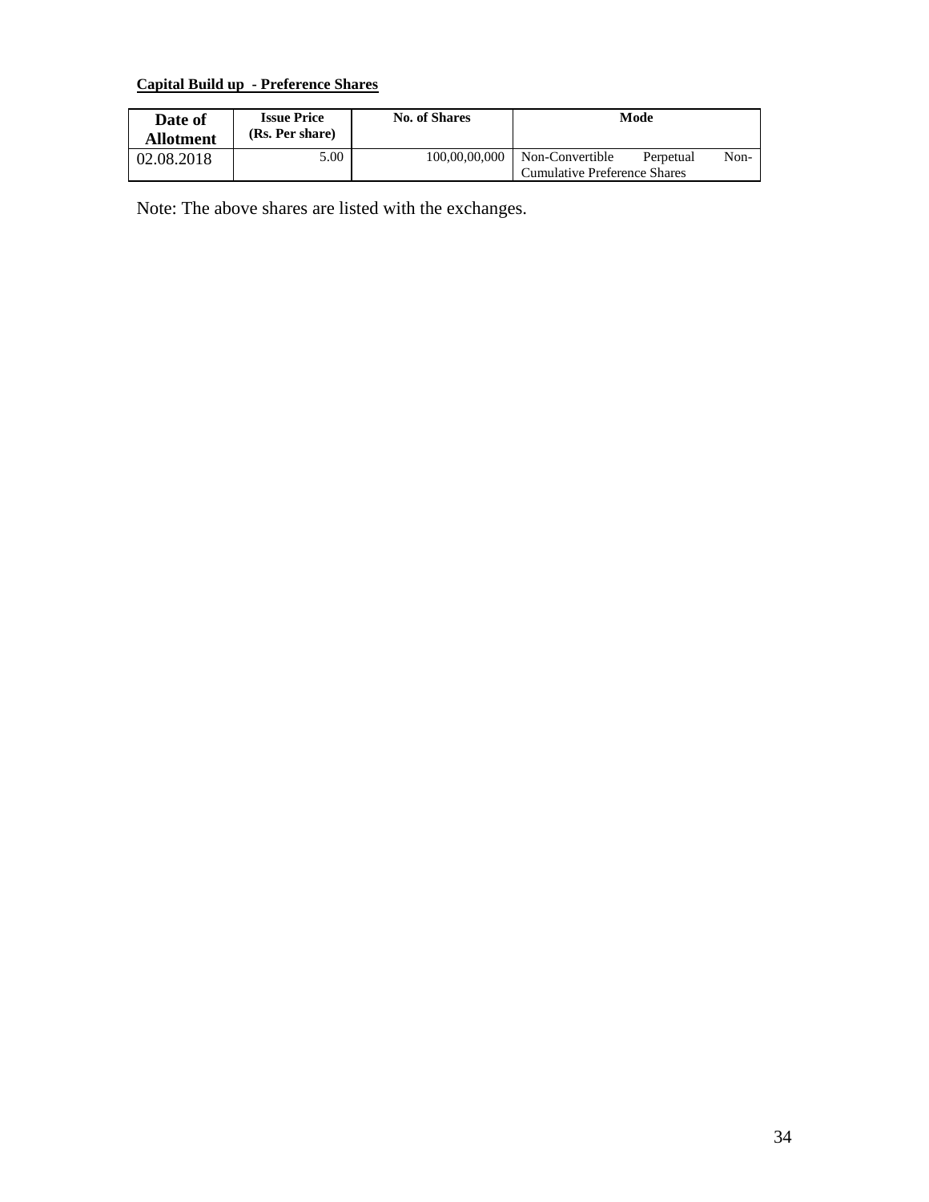**Capital Build up - Preference Shares**

| Date of Allotment | Issue Price (Rs. Per share) | No. of Shares | Mode |
|---|---|---|---|
| 02.08.2018 | 5.00 | 100,00,00,000 | Non-Convertible Perpetual Non-Cumulative Preference Shares |

Note: The above shares are listed with the exchanges.